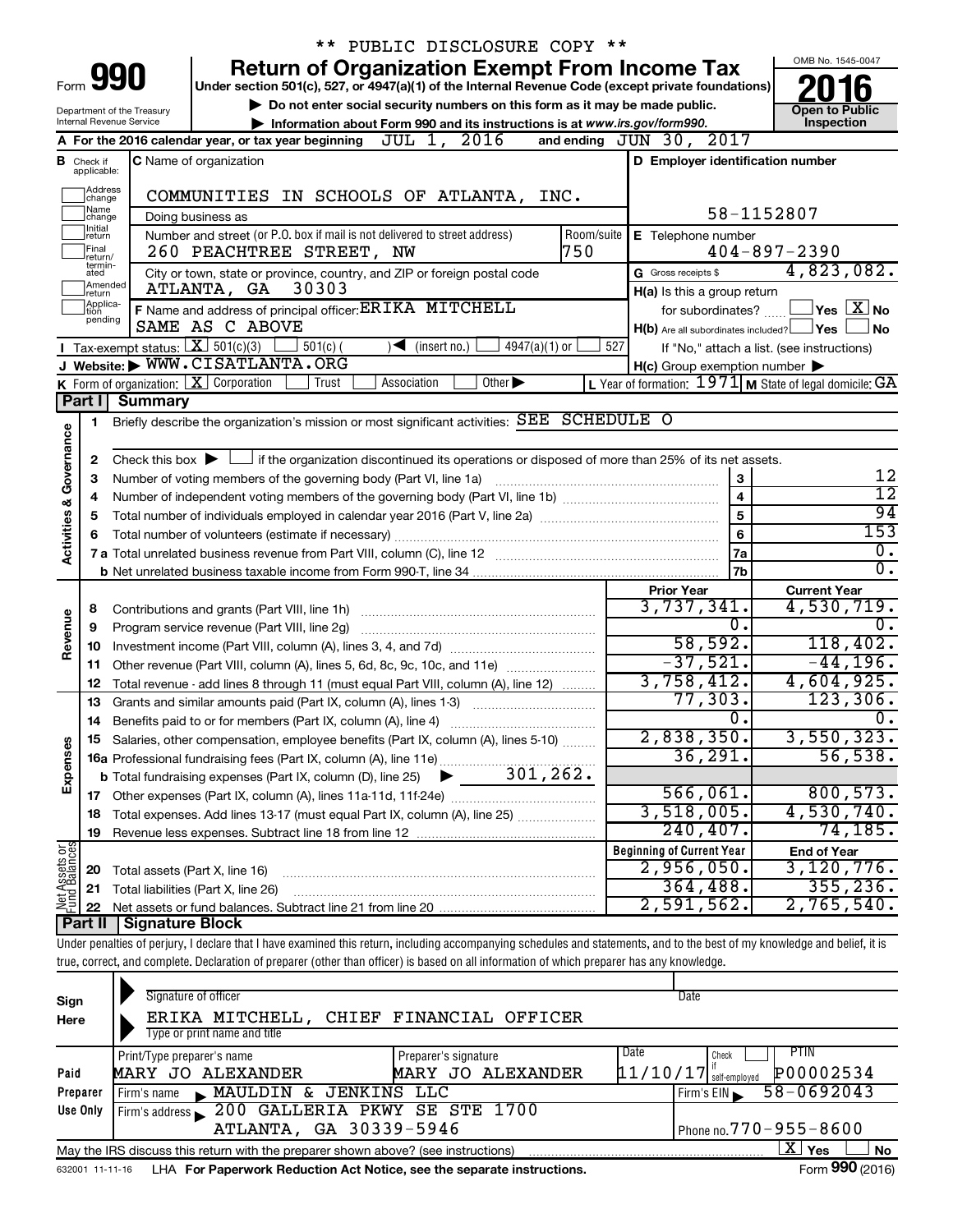** PUBLIC DISCLOSURE COPY **

Form **990**

# Return of Organization Exempt From Income Tax

Under section 501(c), 527, or 4947(a)(1) of the Internal Revenue Code (except private foundations)

▶ Do not enter social security numbers on this form as it may be made public.

▶ Information about Form 990 and its instructions is at www.irs.gov/form990.

OMB No. 1545-0047

**2016**

**Open to Public Inspection**

Department of the Treasury
Internal Revenue Service

**A** For the 2016 calendar year, or tax year beginning JUL 1, 2016 and ending JUN 30, 2017

**B** Check if applicable: Address change, Name change, Initial return, Final return/terminated, Amended return, Application pending

**C** Name of organization: COMMUNITIES IN SCHOOLS OF ATLANTA, INC.

Doing business as

Number and street (or P.O. box if mail is not delivered to street address): 260 PEACHTREE STREET, NW — Room/suite: 750

City or town, state or province, country, and ZIP or foreign postal code: ATLANTA, GA 30303

**D** Employer identification number: 58-1152807

**E** Telephone number: 404-897-2390

**G** Gross receipts $ 4,823,082.

**F** Name and address of principal officer: ERIKA MITCHELL, SAME AS C ABOVE

**H(a)** Is this a group return for subordinates? ☐ Yes ☒ No

**H(b)** Are all subordinates included? ☐ Yes ☐ No — If "No," attach a list. (see instructions)

**H(c)** Group exemption number ▶

**I** Tax-exempt status: ☒ 501(c)(3) ☐ 501(c) ( ) ◀ (insert no.) ☐ 4947(a)(1) or ☐ 527

**J** Website: ▶ WWW.CISATLANTA.ORG

**K** Form of organization: ☒ Corporation ☐ Trust ☐ Association ☐ Other ▶

**L** Year of formation: 1971 **M** State of legal domicile: GA

## Part I Summary

**Activities & Governance**

1. Briefly describe the organization's mission or most significant activities: SEE SCHEDULE O
2. Check this box ▶ ☐ if the organization discontinued its operations or disposed of more than 25% of its net assets.

| Line | Description | | Value |
|---|---|---|---|
| 3 | Number of voting members of the governing body (Part VI, line 1a) | 3 | 12 |
| 4 | Number of independent voting members of the governing body (Part VI, line 1b) | 4 | 12 |
| 5 | Total number of individuals employed in calendar year 2016 (Part V, line 2a) | 5 | 94 |
| 6 | Total number of volunteers (estimate if necessary) | 6 | 153 |
| 7a | Total unrelated business revenue from Part VIII, column (C), line 12 | 7a | 0. |
| 7b | Net unrelated business taxable income from Form 990-T, line 34 | 7b | 0. |

| Line | Description | Prior Year | Current Year |
|---|---|---|---|
| **Revenue** | | | |
| 8 | Contributions and grants (Part VIII, line 1h) | 3,737,341. | 4,530,719. |
| 9 | Program service revenue (Part VIII, line 2g) | 0. | 0. |
| 10 | Investment income (Part VIII, column (A), lines 3, 4, and 7d) | 58,592. | 118,402. |
| 11 | Other revenue (Part VIII, column (A), lines 5, 6d, 8c, 9c, 10c, and 11e) | -37,521. | -44,196. |
| 12 | Total revenue - add lines 8 through 11 (must equal Part VIII, column (A), line 12) | 3,758,412. | 4,604,925. |
| **Expenses** | | | |
| 13 | Grants and similar amounts paid (Part IX, column (A), lines 1-3) | 77,303. | 123,306. |
| 14 | Benefits paid to or for members (Part IX, column (A), line 4) | 0. | 0. |
| 15 | Salaries, other compensation, employee benefits (Part IX, column (A), lines 5-10) | 2,838,350. | 3,550,323. |
| 16a | Professional fundraising fees (Part IX, column (A), line 11e) | 36,291. | 56,538. |
| b | Total fundraising expenses (Part IX, column (D), line 25) ▶ 301,262. | | |
| 17 | Other expenses (Part IX, column (A), lines 11a-11d, 11f-24e) | 566,061. | 800,573. |
| 18 | Total expenses. Add lines 13-17 (must equal Part IX, column (A), line 25) | 3,518,005. | 4,530,740. |
| 19 | Revenue less expenses. Subtract line 18 from line 12 | 240,407. | 74,185. |

| Line | Net Assets or Fund Balances | Beginning of Current Year | End of Year |
|---|---|---|---|
| 20 | Total assets (Part X, line 16) | 2,956,050. | 3,120,776. |
| 21 | Total liabilities (Part X, line 26) | 364,488. | 355,236. |
| 22 | Net assets or fund balances. Subtract line 21 from line 20 | 2,591,562. | 2,765,540. |

## Part II Signature Block

Under penalties of perjury, I declare that I have examined this return, including accompanying schedules and statements, and to the best of my knowledge and belief, it is true, correct, and complete. Declaration of preparer (other than officer) is based on all information of which preparer has any knowledge.

**Sign Here**

Signature of officer — Date

ERIKA MITCHELL, CHIEF FINANCIAL OFFICER
Type or print name and title

**Paid Preparer Use Only**

| Print/Type preparer's name | Preparer's signature | Date | Check if self-employed | PTIN |
|---|---|---|---|---|
| MARY JO ALEXANDER | MARY JO ALEXANDER | 11/10/17 | ☐ | P00002534 |

Firm's name ▶ MAULDIN & JENKINS LLC — Firm's EIN ▶ 58-0692043

Firm's address ▶ 200 GALLERIA PKWY SE STE 1700, ATLANTA, GA 30339-5946 — Phone no. 770-955-8600

May the IRS discuss this return with the preparer shown above? (see instructions) ☒ Yes ☐ No

632001 11-11-16 LHA For Paperwork Reduction Act Notice, see the separate instructions. Form **990** (2016)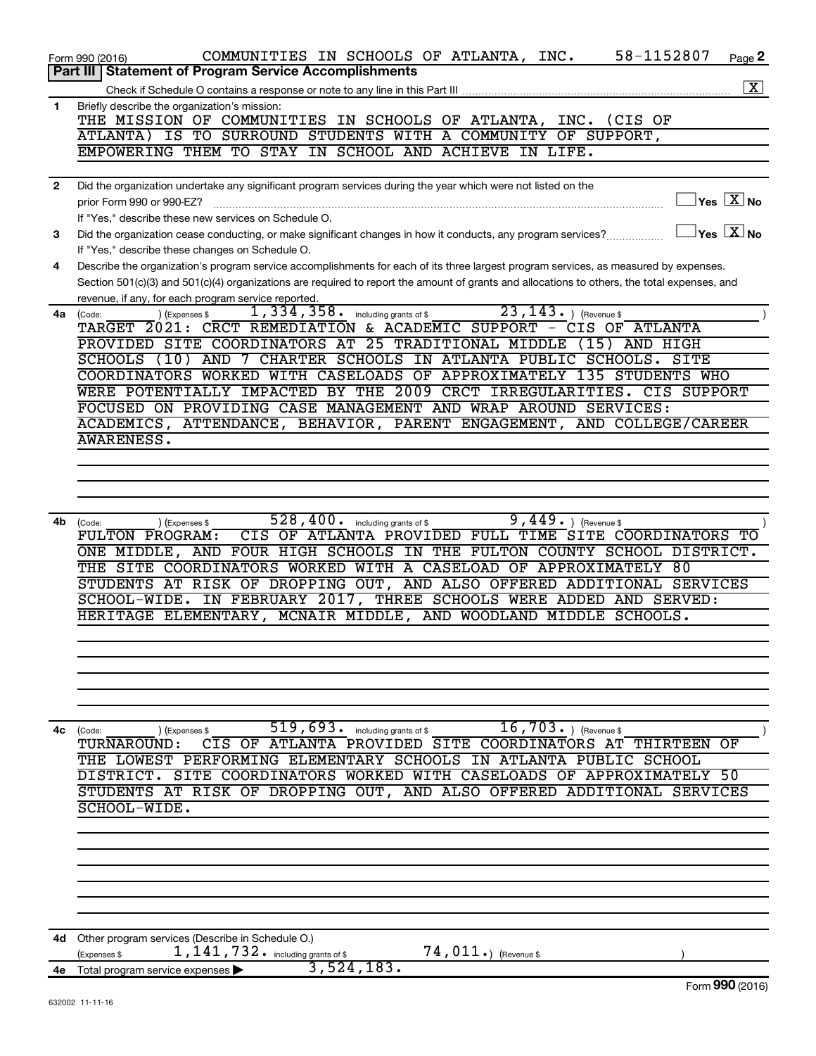Form 990 (2016) COMMUNITIES IN SCHOOLS OF ATLANTA, INC. 58-1152807 Page 2

## Part III Statement of Program Service Accomplishments

Check if Schedule O contains a response or note to any line in this Part III [X]

**1** Briefly describe the organization's mission:

THE MISSION OF COMMUNITIES IN SCHOOLS OF ATLANTA, INC. (CIS OF ATLANTA) IS TO SURROUND STUDENTS WITH A COMMUNITY OF SUPPORT, EMPOWERING THEM TO STAY IN SCHOOL AND ACHIEVE IN LIFE.

**2** Did the organization undertake any significant program services during the year which were not listed on the prior Form 990 or 990-EZ? Yes [ ] No [X]

If "Yes," describe these new services on Schedule O.

**3** Did the organization cease conducting, or make significant changes in how it conducts, any program services? Yes [ ] No [X]

If "Yes," describe these changes on Schedule O.

**4** Describe the organization's program service accomplishments for each of its three largest program services, as measured by expenses. Section 501(c)(3) and 501(c)(4) organizations are required to report the amount of grants and allocations to others, the total expenses, and revenue, if any, for each program service reported.

**4a** (Code: ) (Expenses $ 1,334,358. including grants of $ 23,143. ) (Revenue $ )

TARGET 2021: CRCT REMEDIATION & ACADEMIC SUPPORT - CIS OF ATLANTA PROVIDED SITE COORDINATORS AT 25 TRADITIONAL MIDDLE (15) AND HIGH SCHOOLS (10) AND 7 CHARTER SCHOOLS IN ATLANTA PUBLIC SCHOOLS. SITE COORDINATORS WORKED WITH CASELOADS OF APPROXIMATELY 135 STUDENTS WHO WERE POTENTIALLY IMPACTED BY THE 2009 CRCT IRREGULARITIES. CIS SUPPORT FOCUSED ON PROVIDING CASE MANAGEMENT AND WRAP AROUND SERVICES: ACADEMICS, ATTENDANCE, BEHAVIOR, PARENT ENGAGEMENT, AND COLLEGE/CAREER AWARENESS.

**4b** (Code: ) (Expenses $ 528,400. including grants of $ 9,449. ) (Revenue $ )

FULTON PROGRAM: CIS OF ATLANTA PROVIDED FULL TIME SITE COORDINATORS TO ONE MIDDLE, AND FOUR HIGH SCHOOLS IN THE FULTON COUNTY SCHOOL DISTRICT. THE SITE COORDINATORS WORKED WITH A CASELOAD OF APPROXIMATELY 80 STUDENTS AT RISK OF DROPPING OUT, AND ALSO OFFERED ADDITIONAL SERVICES SCHOOL-WIDE. IN FEBRUARY 2017, THREE SCHOOLS WERE ADDED AND SERVED: HERITAGE ELEMENTARY, MCNAIR MIDDLE, AND WOODLAND MIDDLE SCHOOLS.

**4c** (Code: ) (Expenses $ 519,693. including grants of $ 16,703. ) (Revenue $ )

TURNAROUND: CIS OF ATLANTA PROVIDED SITE COORDINATORS AT THIRTEEN OF THE LOWEST PERFORMING ELEMENTARY SCHOOLS IN ATLANTA PUBLIC SCHOOL DISTRICT. SITE COORDINATORS WORKED WITH CASELOADS OF APPROXIMATELY 50 STUDENTS AT RISK OF DROPPING OUT, AND ALSO OFFERED ADDITIONAL SERVICES SCHOOL-WIDE.

**4d** Other program services (Describe in Schedule O.)

(Expenses $ 1,141,732. including grants of $ 74,011.) (Revenue $ )

**4e** Total program service expenses ▶ 3,524,183.

Form 990 (2016)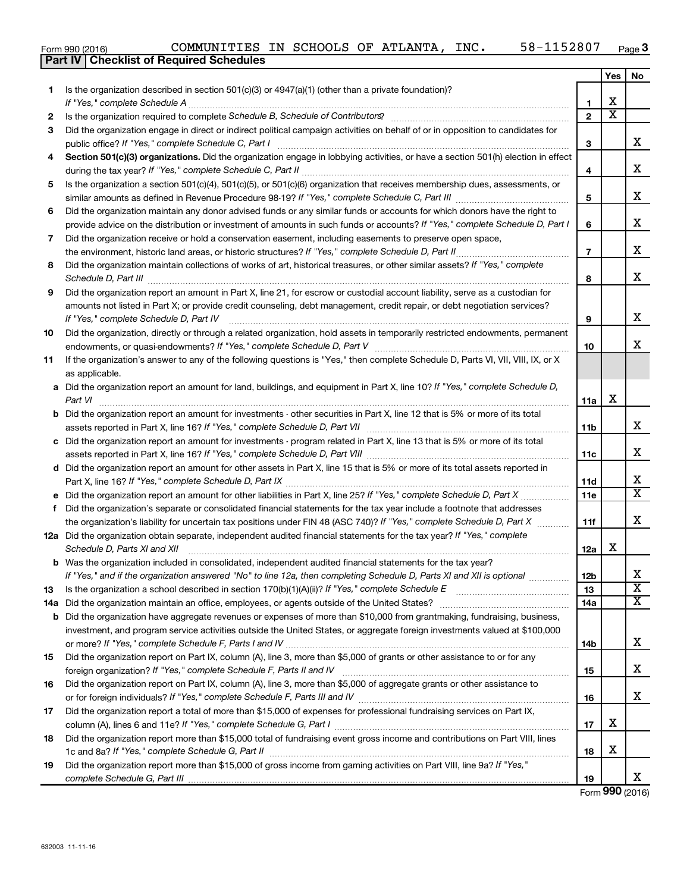Form 990 (2016) COMMUNITIES IN SCHOOLS OF ATLANTA, INC. 58-1152807

## Part IV | Checklist of Required Schedules

| | | | Yes | No |
|---|---|---|---|---|
| 1 | Is the organization described in section 501(c)(3) or 4947(a)(1) (other than a private foundation)? *If "Yes," complete Schedule A* | 1 | X | |
| 2 | Is the organization required to complete *Schedule B, Schedule of Contributors*? | 2 | X | |
| 3 | Did the organization engage in direct or indirect political campaign activities on behalf of or in opposition to candidates for public office? *If "Yes," complete Schedule C, Part I* | 3 | | X |
| 4 | **Section 501(c)(3) organizations.** Did the organization engage in lobbying activities, or have a section 501(h) election in effect during the tax year? *If "Yes," complete Schedule C, Part II* | 4 | | X |
| 5 | Is the organization a section 501(c)(4), 501(c)(5), or 501(c)(6) organization that receives membership dues, assessments, or similar amounts as defined in Revenue Procedure 98-19? *If "Yes," complete Schedule C, Part III* | 5 | | X |
| 6 | Did the organization maintain any donor advised funds or any similar funds or accounts for which donors have the right to provide advice on the distribution or investment of amounts in such funds or accounts? *If "Yes," complete Schedule D, Part I* | 6 | | X |
| 7 | Did the organization receive or hold a conservation easement, including easements to preserve open space, the environment, historic land areas, or historic structures? *If "Yes," complete Schedule D, Part II* | 7 | | X |
| 8 | Did the organization maintain collections of works of art, historical treasures, or other similar assets? *If "Yes," complete Schedule D, Part III* | 8 | | X |
| 9 | Did the organization report an amount in Part X, line 21, for escrow or custodial account liability, serve as a custodian for amounts not listed in Part X; or provide credit counseling, debt management, credit repair, or debt negotiation services? *If "Yes," complete Schedule D, Part IV* | 9 | | X |
| 10 | Did the organization, directly or through a related organization, hold assets in temporarily restricted endowments, permanent endowments, or quasi-endowments? *If "Yes," complete Schedule D, Part V* | 10 | | X |
| 11 | If the organization's answer to any of the following questions is "Yes," then complete Schedule D, Parts VI, VII, VIII, IX, or X as applicable. | | | |
| a | Did the organization report an amount for land, buildings, and equipment in Part X, line 10? *If "Yes," complete Schedule D, Part VI* | 11a | X | |
| b | Did the organization report an amount for investments - other securities in Part X, line 12 that is 5% or more of its total assets reported in Part X, line 16? *If "Yes," complete Schedule D, Part VII* | 11b | | X |
| c | Did the organization report an amount for investments - program related in Part X, line 13 that is 5% or more of its total assets reported in Part X, line 16? *If "Yes," complete Schedule D, Part VIII* | 11c | | X |
| d | Did the organization report an amount for other assets in Part X, line 15 that is 5% or more of its total assets reported in Part X, line 16? *If "Yes," complete Schedule D, Part IX* | 11d | | X |
| e | Did the organization report an amount for other liabilities in Part X, line 25? *If "Yes," complete Schedule D, Part X* | 11e | | X |
| f | Did the organization's separate or consolidated financial statements for the tax year include a footnote that addresses the organization's liability for uncertain tax positions under FIN 48 (ASC 740)? *If "Yes," complete Schedule D, Part X* | 11f | | X |
| 12a | Did the organization obtain separate, independent audited financial statements for the tax year? *If "Yes," complete Schedule D, Parts XI and XII* | 12a | X | |
| b | Was the organization included in consolidated, independent audited financial statements for the tax year? *If "Yes," and if the organization answered "No" to line 12a, then completing Schedule D, Parts XI and XII is optional* | 12b | | X |
| 13 | Is the organization a school described in section 170(b)(1)(A)(ii)? *If "Yes," complete Schedule E* | 13 | | X |
| 14a | Did the organization maintain an office, employees, or agents outside of the United States? | 14a | | X |
| b | Did the organization have aggregate revenues or expenses of more than $10,000 from grantmaking, fundraising, business, investment, and program service activities outside the United States, or aggregate foreign investments valued at $100,000 or more? *If "Yes," complete Schedule F, Parts I and IV* | 14b | | X |
| 15 | Did the organization report on Part IX, column (A), line 3, more than $5,000 of grants or other assistance to or for any foreign organization? *If "Yes," complete Schedule F, Parts II and IV* | 15 | | X |
| 16 | Did the organization report on Part IX, column (A), line 3, more than $5,000 of aggregate grants or other assistance to or for foreign individuals? *If "Yes," complete Schedule F, Parts III and IV* | 16 | | X |
| 17 | Did the organization report a total of more than $15,000 of expenses for professional fundraising services on Part IX, column (A), lines 6 and 11e? *If "Yes," complete Schedule G, Part I* | 17 | X | |
| 18 | Did the organization report more than $15,000 total of fundraising event gross income and contributions on Part VIII, lines 1c and 8a? *If "Yes," complete Schedule G, Part II* | 18 | X | |
| 19 | Did the organization report more than $15,000 of gross income from gaming activities on Part VIII, line 9a? *If "Yes," complete Schedule G, Part III* | 19 | | X |

Form **990** (2016)

632003 11-11-16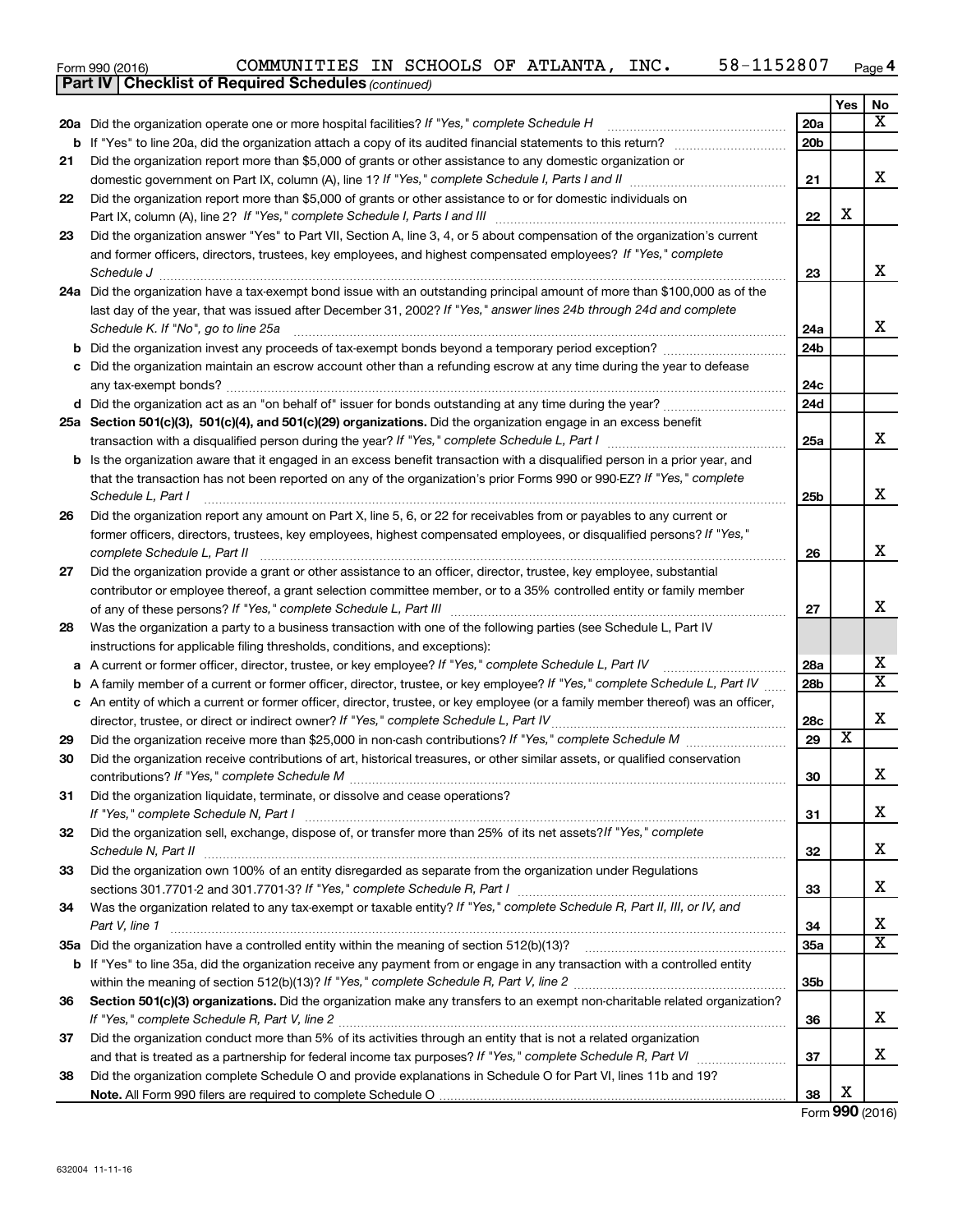Form 990 (2016) COMMUNITIES IN SCHOOLS OF ATLANTA, INC. 58-1152807

**Part IV | Checklist of Required Schedules** *(continued)*

| | | | Yes | No |
|---|---|---|---|---|
| **20a** | Did the organization operate one or more hospital facilities? *If "Yes," complete Schedule H* | **20a** | | X |
| **b** | If "Yes" to line 20a, did the organization attach a copy of its audited financial statements to this return? | **20b** | | |
| **21** | Did the organization report more than $5,000 of grants or other assistance to any domestic organization or domestic government on Part IX, column (A), line 1? *If "Yes," complete Schedule I, Parts I and II* | **21** | | X |
| **22** | Did the organization report more than $5,000 of grants or other assistance to or for domestic individuals on Part IX, column (A), line 2? *If "Yes," complete Schedule I, Parts I and III* | **22** | X | |
| **23** | Did the organization answer "Yes" to Part VII, Section A, line 3, 4, or 5 about compensation of the organization's current and former officers, directors, trustees, key employees, and highest compensated employees? *If "Yes," complete Schedule J* | **23** | | X |
| **24a** | Did the organization have a tax-exempt bond issue with an outstanding principal amount of more than $100,000 as of the last day of the year, that was issued after December 31, 2002? *If "Yes," answer lines 24b through 24d and complete Schedule K. If "No", go to line 25a* | **24a** | | X |
| **b** | Did the organization invest any proceeds of tax-exempt bonds beyond a temporary period exception? | **24b** | | |
| **c** | Did the organization maintain an escrow account other than a refunding escrow at any time during the year to defease any tax-exempt bonds? | **24c** | | |
| **d** | Did the organization act as an "on behalf of" issuer for bonds outstanding at any time during the year? | **24d** | | |
| **25a** | **Section 501(c)(3), 501(c)(4), and 501(c)(29) organizations.** Did the organization engage in an excess benefit transaction with a disqualified person during the year? *If "Yes," complete Schedule L, Part I* | **25a** | | X |
| **b** | Is the organization aware that it engaged in an excess benefit transaction with a disqualified person in a prior year, and that the transaction has not been reported on any of the organization's prior Forms 990 or 990-EZ? *If "Yes," complete Schedule L, Part I* | **25b** | | X |
| **26** | Did the organization report any amount on Part X, line 5, 6, or 22 for receivables from or payables to any current or former officers, directors, trustees, key employees, highest compensated employees, or disqualified persons? *If "Yes," complete Schedule L, Part II* | **26** | | X |
| **27** | Did the organization provide a grant or other assistance to an officer, director, trustee, key employee, substantial contributor or employee thereof, a grant selection committee member, or to a 35% controlled entity or family member of any of these persons? *If "Yes," complete Schedule L, Part III* | **27** | | X |
| **28** | Was the organization a party to a business transaction with one of the following parties (see Schedule L, Part IV instructions for applicable filing thresholds, conditions, and exceptions): | | | |
| **a** | A current or former officer, director, trustee, or key employee? *If "Yes," complete Schedule L, Part IV* | **28a** | | X |
| **b** | A family member of a current or former officer, director, trustee, or key employee? *If "Yes," complete Schedule L, Part IV* | **28b** | | X |
| **c** | An entity of which a current or former officer, director, trustee, or key employee (or a family member thereof) was an officer, director, trustee, or direct or indirect owner? *If "Yes," complete Schedule L, Part IV* | **28c** | | X |
| **29** | Did the organization receive more than $25,000 in non-cash contributions? *If "Yes," complete Schedule M* | **29** | X | |
| **30** | Did the organization receive contributions of art, historical treasures, or other similar assets, or qualified conservation contributions? *If "Yes," complete Schedule M* | **30** | | X |
| **31** | Did the organization liquidate, terminate, or dissolve and cease operations? *If "Yes," complete Schedule N, Part I* | **31** | | X |
| **32** | Did the organization sell, exchange, dispose of, or transfer more than 25% of its net assets? *If "Yes," complete Schedule N, Part II* | **32** | | X |
| **33** | Did the organization own 100% of an entity disregarded as separate from the organization under Regulations sections 301.7701-2 and 301.7701-3? *If "Yes," complete Schedule R, Part I* | **33** | | X |
| **34** | Was the organization related to any tax-exempt or taxable entity? *If "Yes," complete Schedule R, Part II, III, or IV, and Part V, line 1* | **34** | | X |
| **35a** | Did the organization have a controlled entity within the meaning of section 512(b)(13)? | **35a** | | X |
| **b** | If "Yes" to line 35a, did the organization receive any payment from or engage in any transaction with a controlled entity within the meaning of section 512(b)(13)? *If "Yes," complete Schedule R, Part V, line 2* | **35b** | | |
| **36** | **Section 501(c)(3) organizations.** Did the organization make any transfers to an exempt non-charitable related organization? *If "Yes," complete Schedule R, Part V, line 2* | **36** | | X |
| **37** | Did the organization conduct more than 5% of its activities through an entity that is not a related organization and that is treated as a partnership for federal income tax purposes? *If "Yes," complete Schedule R, Part VI* | **37** | | X |
| **38** | Did the organization complete Schedule O and provide explanations in Schedule O for Part VI, lines 11b and 19? **Note.** All Form 990 filers are required to complete Schedule O | **38** | X | |

Form **990** (2016)

632004 11-11-16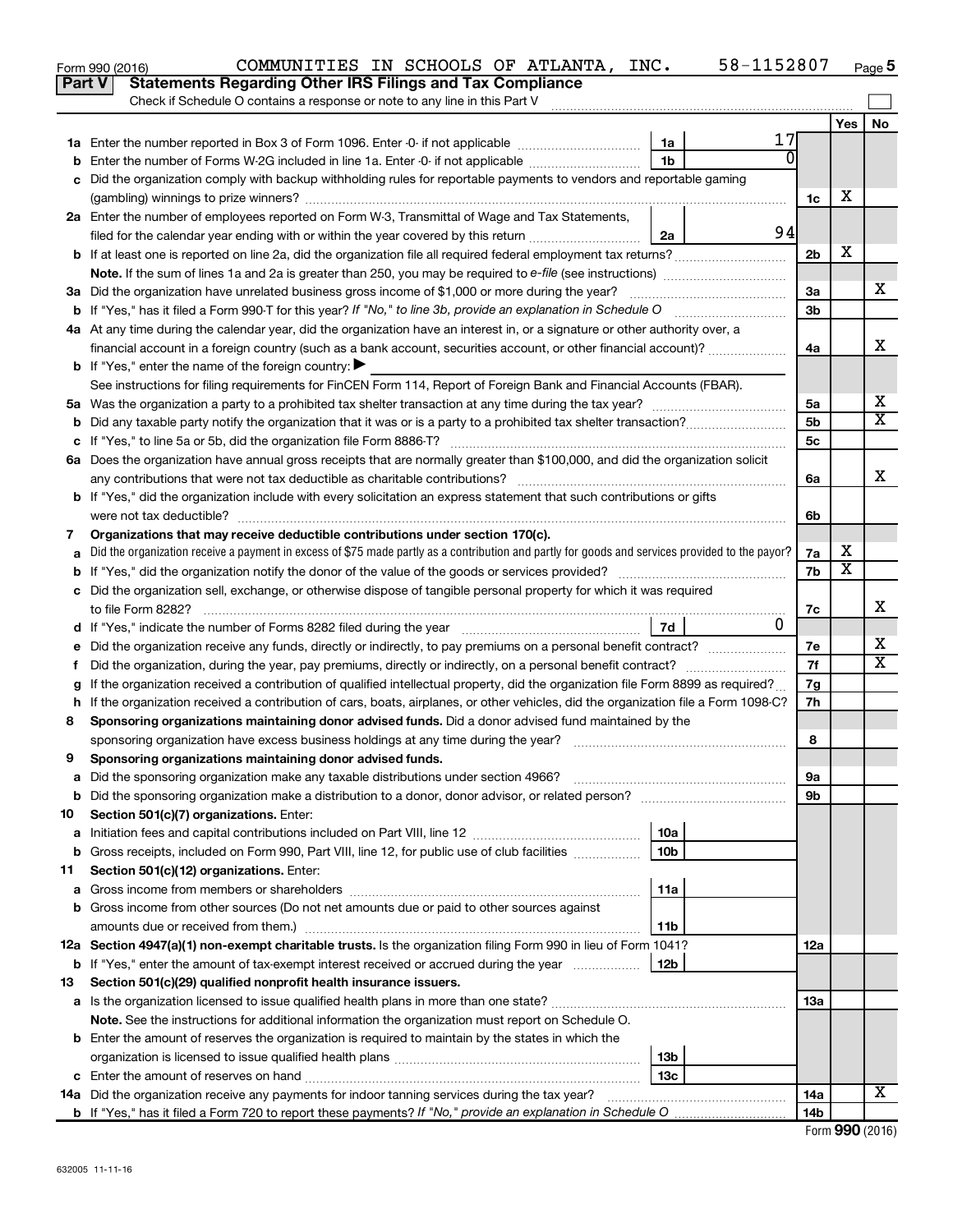Form 990 (2016) COMMUNITIES IN SCHOOLS OF ATLANTA, INC. 58-1152807

## Part V Statements Regarding Other IRS Filings and Tax Compliance

Check if Schedule O contains a response or note to any line in this Part V

| | | | | | Yes | No |
|---|---|---|---|---|---|---|
| **1a** | Enter the number reported in Box 3 of Form 1096. Enter -0- if not applicable | 1a | 17 | | | |
| **b** | Enter the number of Forms W-2G included in line 1a. Enter -0- if not applicable | 1b | 0 | | | |
| **c** | Did the organization comply with backup withholding rules for reportable payments to vendors and reportable gaming (gambling) winnings to prize winners? | | | 1c | X | |
| **2a** | Enter the number of employees reported on Form W-3, Transmittal of Wage and Tax Statements, filed for the calendar year ending with or within the year covered by this return | 2a | 94 | | | |
| **b** | If at least one is reported on line 2a, did the organization file all required federal employment tax returns? | | | 2b | X | |
| | **Note.** If the sum of lines 1a and 2a is greater than 250, you may be required to *e-file* (see instructions) | | | | | |
| **3a** | Did the organization have unrelated business gross income of $1,000 or more during the year? | | | 3a | | X |
| **b** | If "Yes," has it filed a Form 990-T for this year? *If "No," to line 3b, provide an explanation in Schedule O* | | | 3b | | |
| **4a** | At any time during the calendar year, did the organization have an interest in, or a signature or other authority over, a financial account in a foreign country (such as a bank account, securities account, or other financial account)? | | | 4a | | X |
| **b** | If "Yes," enter the name of the foreign country: ▶ | | | | | |
| | See instructions for filing requirements for FinCEN Form 114, Report of Foreign Bank and Financial Accounts (FBAR). | | | | | |
| **5a** | Was the organization a party to a prohibited tax shelter transaction at any time during the tax year? | | | 5a | | X |
| **b** | Did any taxable party notify the organization that it was or is a party to a prohibited tax shelter transaction? | | | 5b | | X |
| **c** | If "Yes," to line 5a or 5b, did the organization file Form 8886-T? | | | 5c | | |
| **6a** | Does the organization have annual gross receipts that are normally greater than $100,000, and did the organization solicit any contributions that were not tax deductible as charitable contributions? | | | 6a | | X |
| **b** | If "Yes," did the organization include with every solicitation an express statement that such contributions or gifts were not tax deductible? | | | 6b | | |
| **7** | **Organizations that may receive deductible contributions under section 170(c).** | | | | | |
| **a** | Did the organization receive a payment in excess of $75 made partly as a contribution and partly for goods and services provided to the payor? | | | 7a | X | |
| **b** | If "Yes," did the organization notify the donor of the value of the goods or services provided? | | | 7b | X | |
| **c** | Did the organization sell, exchange, or otherwise dispose of tangible personal property for which it was required to file Form 8282? | | | 7c | | X |
| **d** | If "Yes," indicate the number of Forms 8282 filed during the year | 7d | 0 | | | |
| **e** | Did the organization receive any funds, directly or indirectly, to pay premiums on a personal benefit contract? | | | 7e | | X |
| **f** | Did the organization, during the year, pay premiums, directly or indirectly, on a personal benefit contract? | | | 7f | | X |
| **g** | If the organization received a contribution of qualified intellectual property, did the organization file Form 8899 as required? | | | 7g | | |
| **h** | If the organization received a contribution of cars, boats, airplanes, or other vehicles, did the organization file a Form 1098-C? | | | 7h | | |
| **8** | **Sponsoring organizations maintaining donor advised funds.** Did a donor advised fund maintained by the sponsoring organization have excess business holdings at any time during the year? | | | 8 | | |
| **9** | **Sponsoring organizations maintaining donor advised funds.** | | | | | |
| **a** | Did the sponsoring organization make any taxable distributions under section 4966? | | | 9a | | |
| **b** | Did the sponsoring organization make a distribution to a donor, donor advisor, or related person? | | | 9b | | |
| **10** | **Section 501(c)(7) organizations.** Enter: | | | | | |
| **a** | Initiation fees and capital contributions included on Part VIII, line 12 | 10a | | | | |
| **b** | Gross receipts, included on Form 990, Part VIII, line 12, for public use of club facilities | 10b | | | | |
| **11** | **Section 501(c)(12) organizations.** Enter: | | | | | |
| **a** | Gross income from members or shareholders | 11a | | | | |
| **b** | Gross income from other sources (Do not net amounts due or paid to other sources against amounts due or received from them.) | 11b | | | | |
| **12a** | **Section 4947(a)(1) non-exempt charitable trusts.** Is the organization filing Form 990 in lieu of Form 1041? | | | 12a | | |
| **b** | If "Yes," enter the amount of tax-exempt interest received or accrued during the year | 12b | | | | |
| **13** | **Section 501(c)(29) qualified nonprofit health insurance issuers.** | | | | | |
| **a** | Is the organization licensed to issue qualified health plans in more than one state? | | | 13a | | |
| | **Note.** See the instructions for additional information the organization must report on Schedule O. | | | | | |
| **b** | Enter the amount of reserves the organization is required to maintain by the states in which the organization is licensed to issue qualified health plans | 13b | | | | |
| **c** | Enter the amount of reserves on hand | 13c | | | | |
| **14a** | Did the organization receive any payments for indoor tanning services during the tax year? | | | 14a | | X |
| **b** | If "Yes," has it filed a Form 720 to report these payments? *If "No," provide an explanation in Schedule O* | | | 14b | | |

Form **990** (2016)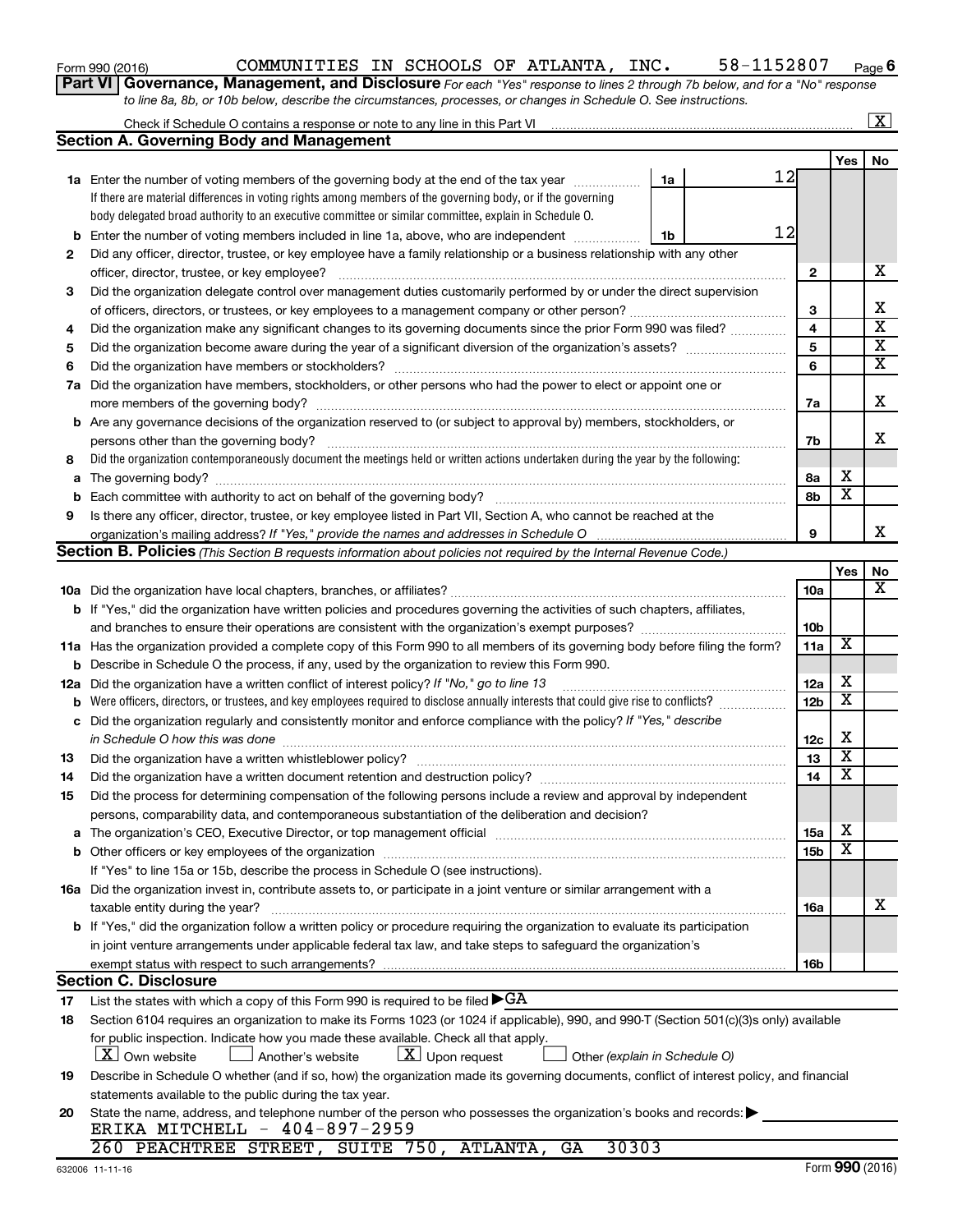Form 990 (2016) COMMUNITIES IN SCHOOLS OF ATLANTA, INC. 58-1152807 Page 6

**Part VI Governance, Management, and Disclosure** *For each "Yes" response to lines 2 through 7b below, and for a "No" response to line 8a, 8b, or 10b below, describe the circumstances, processes, or changes in Schedule O. See instructions.*

Check if Schedule O contains a response or note to any line in this Part VI [X]

## Section A. Governing Body and Management

| | | | Yes | No |
|---|---|---|---|---|
| **1a** | Enter the number of voting members of the governing body at the end of the tax year ... **1a** 12. If there are material differences in voting rights among members of the governing body, or if the governing body delegated broad authority to an executive committee or similar committee, explain in Schedule O. | | | |
| **b** | Enter the number of voting members included in line 1a, above, who are independent ... **1b** 12 | | | |
| **2** | Did any officer, director, trustee, or key employee have a family relationship or a business relationship with any other officer, director, trustee, or key employee? | 2 | | X |
| **3** | Did the organization delegate control over management duties customarily performed by or under the direct supervision of officers, directors, or trustees, or key employees to a management company or other person? | 3 | | X |
| **4** | Did the organization make any significant changes to its governing documents since the prior Form 990 was filed? | 4 | | X |
| **5** | Did the organization become aware during the year of a significant diversion of the organization's assets? | 5 | | X |
| **6** | Did the organization have members or stockholders? | 6 | | X |
| **7a** | Did the organization have members, stockholders, or other persons who had the power to elect or appoint one or more members of the governing body? | 7a | | X |
| **b** | Are any governance decisions of the organization reserved to (or subject to approval by) members, stockholders, or persons other than the governing body? | 7b | | X |
| **8** | Did the organization contemporaneously document the meetings held or written actions undertaken during the year by the following: | | | |
| **a** | The governing body? | 8a | X | |
| **b** | Each committee with authority to act on behalf of the governing body? | 8b | X | |
| **9** | Is there any officer, director, trustee, or key employee listed in Part VII, Section A, who cannot be reached at the organization's mailing address? *If "Yes," provide the names and addresses in Schedule O* | 9 | | X |

## Section B. Policies *(This Section B requests information about policies not required by the Internal Revenue Code.)*

| | | | Yes | No |
|---|---|---|---|---|
| **10a** | Did the organization have local chapters, branches, or affiliates? | 10a | | X |
| **b** | If "Yes," did the organization have written policies and procedures governing the activities of such chapters, affiliates, and branches to ensure their operations are consistent with the organization's exempt purposes? | 10b | | |
| **11a** | Has the organization provided a complete copy of this Form 990 to all members of its governing body before filing the form? | 11a | X | |
| **b** | Describe in Schedule O the process, if any, used by the organization to review this Form 990. | | | |
| **12a** | Did the organization have a written conflict of interest policy? *If "No," go to line 13* | 12a | X | |
| **b** | Were officers, directors, or trustees, and key employees required to disclose annually interests that could give rise to conflicts? | 12b | X | |
| **c** | Did the organization regularly and consistently monitor and enforce compliance with the policy? *If "Yes," describe in Schedule O how this was done* | 12c | X | |
| **13** | Did the organization have a written whistleblower policy? | 13 | X | |
| **14** | Did the organization have a written document retention and destruction policy? | 14 | X | |
| **15** | Did the process for determining compensation of the following persons include a review and approval by independent persons, comparability data, and contemporaneous substantiation of the deliberation and decision? | | | |
| **a** | The organization's CEO, Executive Director, or top management official | 15a | X | |
| **b** | Other officers or key employees of the organization | 15b | X | |
| | If "Yes" to line 15a or 15b, describe the process in Schedule O (see instructions). | | | |
| **16a** | Did the organization invest in, contribute assets to, or participate in a joint venture or similar arrangement with a taxable entity during the year? | 16a | | X |
| **b** | If "Yes," did the organization follow a written policy or procedure requiring the organization to evaluate its participation in joint venture arrangements under applicable federal tax law, and take steps to safeguard the organization's exempt status with respect to such arrangements? | 16b | | |

## Section C. Disclosure

**17** List the states with which a copy of this Form 990 is required to be filed ▶GA

**18** Section 6104 requires an organization to make its Forms 1023 (or 1024 if applicable), 990, and 990-T (Section 501(c)(3)s only) available for public inspection. Indicate how you made these available. Check all that apply.

[X] Own website [ ] Another's website [X] Upon request [ ] Other *(explain in Schedule O)*

**19** Describe in Schedule O whether (and if so, how) the organization made its governing documents, conflict of interest policy, and financial statements available to the public during the tax year.

**20** State the name, address, and telephone number of the person who possesses the organization's books and records: ▶

ERIKA MITCHELL - 404-897-2959
260 PEACHTREE STREET, SUITE 750, ATLANTA, GA 30303

632006 11-11-16 Form **990** (2016)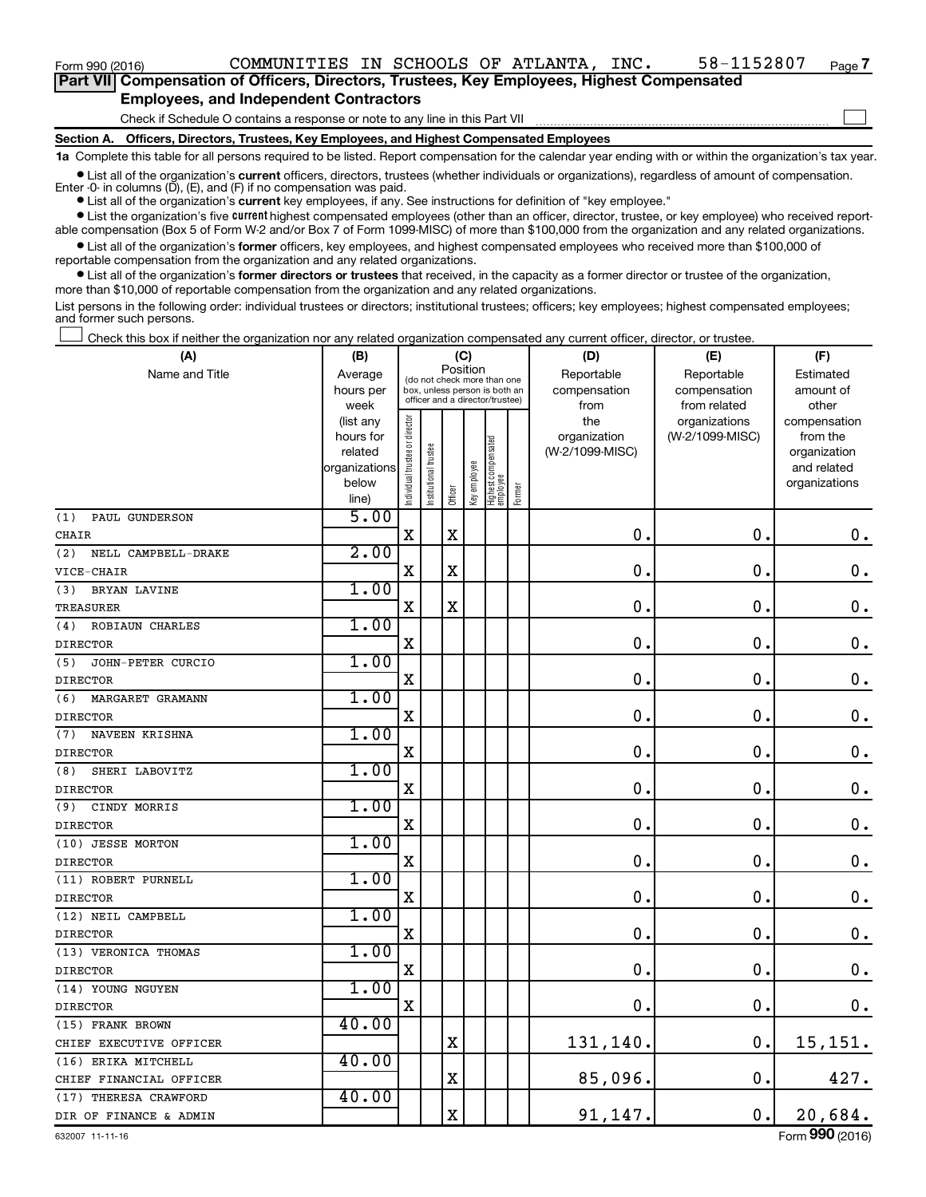Form 990 (2016) COMMUNITIES IN SCHOOLS OF ATLANTA, INC. 58-1152807

**Part VII Compensation of Officers, Directors, Trustees, Key Employees, Highest Compensated Employees, and Independent Contractors**

Check if Schedule O contains a response or note to any line in this Part VII ☐

**Section A. Officers, Directors, Trustees, Key Employees, and Highest Compensated Employees**

**1a** Complete this table for all persons required to be listed. Report compensation for the calendar year ending with or within the organization's tax year.

- List all of the organization's **current** officers, directors, trustees (whether individuals or organizations), regardless of amount of compensation. Enter -0- in columns (D), (E), and (F) if no compensation was paid.
- List all of the organization's **current** key employees, if any. See instructions for definition of "key employee."
- List the organization's five **current** highest compensated employees (other than an officer, director, trustee, or key employee) who received reportable compensation (Box 5 of Form W-2 and/or Box 7 of Form 1099-MISC) of more than $100,000 from the organization and any related organizations.
- List all of the organization's **former** officers, key employees, and highest compensated employees who received more than $100,000 of reportable compensation from the organization and any related organizations.
- List all of the organization's **former directors or trustees** that received, in the capacity as a former director or trustee of the organization, more than $10,000 of reportable compensation from the organization and any related organizations.

List persons in the following order: individual trustees or directors; institutional trustees; officers; key employees; highest compensated employees; and former such persons.

☐ Check this box if neither the organization nor any related organization compensated any current officer, director, or trustee.

| (A) Name and Title | (B) Average hours per week (list any hours for related organizations below line) | (C) Position: Individual trustee or director | Institutional trustee | Officer | Key employee | Highest compensated employee | Former | (D) Reportable compensation from the organization (W-2/1099-MISC) | (E) Reportable compensation from related organizations (W-2/1099-MISC) | (F) Estimated amount of other compensation from the organization and related organizations |
|---|---|---|---|---|---|---|---|---|---|---|
| (1) PAUL GUNDERSON<br>CHAIR | 5.00 | X | | X | | | | 0. | 0. | 0. |
| (2) NELL CAMPBELL-DRAKE<br>VICE-CHAIR | 2.00 | X | | X | | | | 0. | 0. | 0. |
| (3) BRYAN LAVINE<br>TREASURER | 1.00 | X | | X | | | | 0. | 0. | 0. |
| (4) ROBIAUN CHARLES<br>DIRECTOR | 1.00 | X | | | | | | 0. | 0. | 0. |
| (5) JOHN-PETER CURCIO<br>DIRECTOR | 1.00 | X | | | | | | 0. | 0. | 0. |
| (6) MARGARET GRAMANN<br>DIRECTOR | 1.00 | X | | | | | | 0. | 0. | 0. |
| (7) NAVEEN KRISHNA<br>DIRECTOR | 1.00 | X | | | | | | 0. | 0. | 0. |
| (8) SHERI LABOVITZ<br>DIRECTOR | 1.00 | X | | | | | | 0. | 0. | 0. |
| (9) CINDY MORRIS<br>DIRECTOR | 1.00 | X | | | | | | 0. | 0. | 0. |
| (10) JESSE MORTON<br>DIRECTOR | 1.00 | X | | | | | | 0. | 0. | 0. |
| (11) ROBERT PURNELL<br>DIRECTOR | 1.00 | X | | | | | | 0. | 0. | 0. |
| (12) NEIL CAMPBELL<br>DIRECTOR | 1.00 | X | | | | | | 0. | 0. | 0. |
| (13) VERONICA THOMAS<br>DIRECTOR | 1.00 | X | | | | | | 0. | 0. | 0. |
| (14) YOUNG NGUYEN<br>DIRECTOR | 1.00 | X | | | | | | 0. | 0. | 0. |
| (15) FRANK BROWN<br>CHIEF EXECUTIVE OFFICER | 40.00 | | | X | | | | 131,140. | 0. | 15,151. |
| (16) ERIKA MITCHELL<br>CHIEF FINANCIAL OFFICER | 40.00 | | | X | | | | 85,096. | 0. | 427. |
| (17) THERESA CRAWFORD<br>DIR OF FINANCE & ADMIN | 40.00 | | | X | | | | 91,147. | 0. | 20,684. |

632007 11-11-16 Form **990** (2016)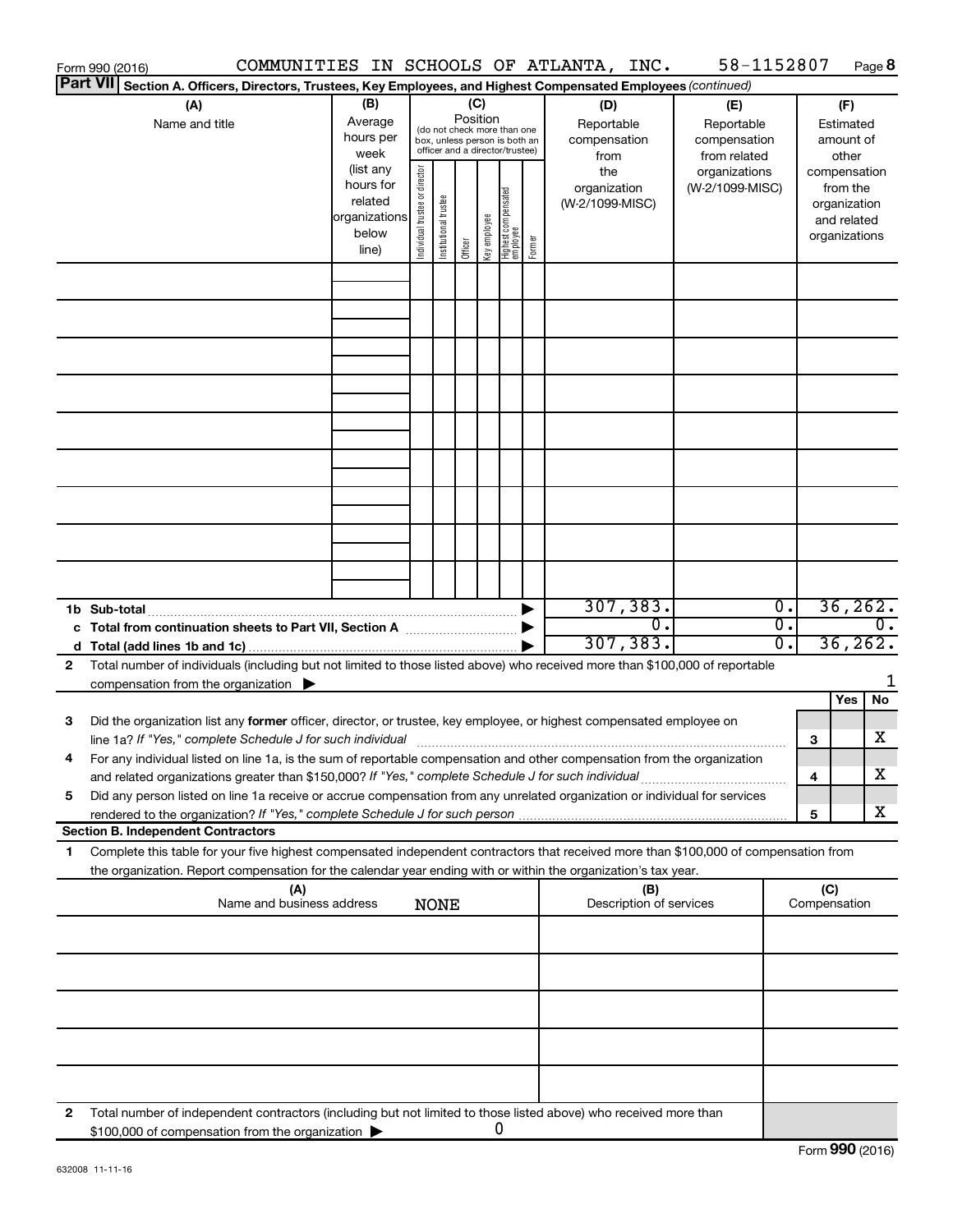Form 990 (2016) COMMUNITIES IN SCHOOLS OF ATLANTA, INC. 58-1152807

## Part VII Section A. Officers, Directors, Trustees, Key Employees, and Highest Compensated Employees *(continued)*

| (A) Name and title | (B) Average hours per week (list any hours for related organizations below line) | (C) Position (do not check more than one box, unless person is both an officer and a director/trustee): Individual trustee or director | Institutional trustee | Officer | Key employee | Highest compensated employee | Former | (D) Reportable compensation from the organization (W-2/1099-MISC) | (E) Reportable compensation from related organizations (W-2/1099-MISC) | (F) Estimated amount of other compensation from the organization and related organizations |
|---|---|---|---|---|---|---|---|---|---|---|
| | | | | | | | | | | |
| | | | | | | | | | | |
| | | | | | | | | | | |
| | | | | | | | | | | |
| | | | | | | | | | | |
| | | | | | | | | | | |
| | | | | | | | | | | |
| | | | | | | | | | | |
| | | | | | | | | | | |
| **1b Sub-total** | | | | | | | | 307,383. | 0. | 36,262. |
| **c Total from continuation sheets to Part VII, Section A** | | | | | | | | 0. | 0. | 0. |
| **d Total (add lines 1b and 1c)** | | | | | | | | 307,383. | 0. | 36,262. |

**2** Total number of individuals (including but not limited to those listed above) who received more than $100,000 of reportable compensation from the organization ▶ 1

| | | | Yes | No |
|---|---|---|---|---|
| **3** | Did the organization list any **former** officer, director, or trustee, key employee, or highest compensated employee on line 1a? *If "Yes," complete Schedule J for such individual* | 3 | | X |
| **4** | For any individual listed on line 1a, is the sum of reportable compensation and other compensation from the organization and related organizations greater than $150,000? *If "Yes," complete Schedule J for such individual* | 4 | | X |
| **5** | Did any person listed on line 1a receive or accrue compensation from any unrelated organization or individual for services rendered to the organization? *If "Yes," complete Schedule J for such person* | 5 | | X |

### Section B. Independent Contractors

**1** Complete this table for your five highest compensated independent contractors that received more than $100,000 of compensation from the organization. Report compensation for the calendar year ending with or within the organization's tax year.

| (A) Name and business address | (B) Description of services | (C) Compensation |
|---|---|---|
| NONE | | |
| | | |
| | | |
| | | |
| | | |

**2** Total number of independent contractors (including but not limited to those listed above) who received more than $100,000 of compensation from the organization ▶ 0

Form **990** (2016)

632008 11-11-16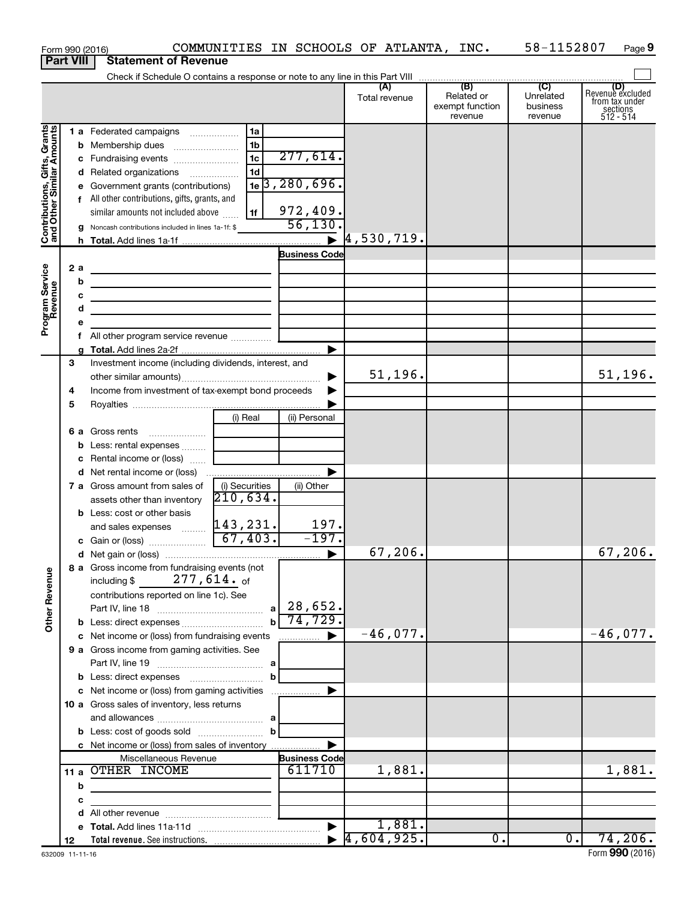Form 990 (2016) COMMUNITIES IN SCHOOLS OF ATLANTA, INC. 58-1152807

**Part VIII Statement of Revenue**

Check if Schedule O contains a response or note to any line in this Part VIII

| | | | | (A) Total revenue | (B) Related or exempt function revenue | (C) Unrelated business revenue | (D) Revenue excluded from tax under sections 512 - 514 |
|---|---|---|---|---|---|---|---|
| **Contributions, Gifts, Grants and Other Similar Amounts** | 1a Federated campaigns | 1a | | | | | |
| | b Membership dues | 1b | | | | | |
| | c Fundraising events | 1c | 277,614. | | | | |
| | d Related organizations | 1d | | | | | |
| | e Government grants (contributions) | 1e | 3,280,696. | | | | |
| | f All other contributions, gifts, grants, and similar amounts not included above | 1f | 972,409. | | | | |
| | g Noncash contributions included in lines 1a-1f: $ | | 56,130. | | | | |
| | h Total. Add lines 1a-1f | | ▶ | 4,530,719. | | | |
| **Program Service Revenue** | | | Business Code | | | | |
| | 2a | | | | | | |
| | b | | | | | | |
| | c | | | | | | |
| | d | | | | | | |
| | e | | | | | | |
| | f All other program service revenue | | | | | | |
| | g Total. Add lines 2a-2f | | ▶ | | | | |
| **Other Revenue** | 3 Investment income (including dividends, interest, and other similar amounts) | | ▶ | 51,196. | | | 51,196. |
| | 4 Income from investment of tax-exempt bond proceeds | | ▶ | | | | |
| | 5 Royalties | | ▶ | | | | |
| | | (i) Real | (ii) Personal | | | | |
| | 6a Gross rents | | | | | | |
| | b Less: rental expenses | | | | | | |
| | c Rental income or (loss) | | | | | | |
| | d Net rental income or (loss) | | ▶ | | | | |
| | | (i) Securities | (ii) Other | | | | |
| | 7a Gross amount from sales of assets other than inventory | 210,634. | | | | | |
| | b Less: cost or other basis and sales expenses | 143,231. | 197. | | | | |
| | c Gain or (loss) | 67,403. | -197. | | | | |
| | d Net gain or (loss) | | ▶ | 67,206. | | | 67,206. |
| | 8a Gross income from fundraising events (not including $ 277,614. of contributions reported on line 1c). See Part IV, line 18 | a | 28,652. | | | | |
| | b Less: direct expenses | b | 74,729. | | | | |
| | c Net income or (loss) from fundraising events | | ▶ | -46,077. | | | -46,077. |
| | 9a Gross income from gaming activities. See Part IV, line 19 | a | | | | | |
| | b Less: direct expenses | b | | | | | |
| | c Net income or (loss) from gaming activities | | ▶ | | | | |
| | 10a Gross sales of inventory, less returns and allowances | a | | | | | |
| | b Less: cost of goods sold | b | | | | | |
| | c Net income or (loss) from sales of inventory | | ▶ | | | | |
| | Miscellaneous Revenue | | Business Code | | | | |
| | 11a OTHER INCOME | | 611710 | 1,881. | | | 1,881. |
| | b | | | | | | |
| | c | | | | | | |
| | d All other revenue | | | | | | |
| | e Total. Add lines 11a-11d | | ▶ | 1,881. | | | |
| | 12 Total revenue. See instructions. | | ▶ | 4,604,925. | 0. | 0. | 74,206. |

632009 11-11-16 Form **990** (2016)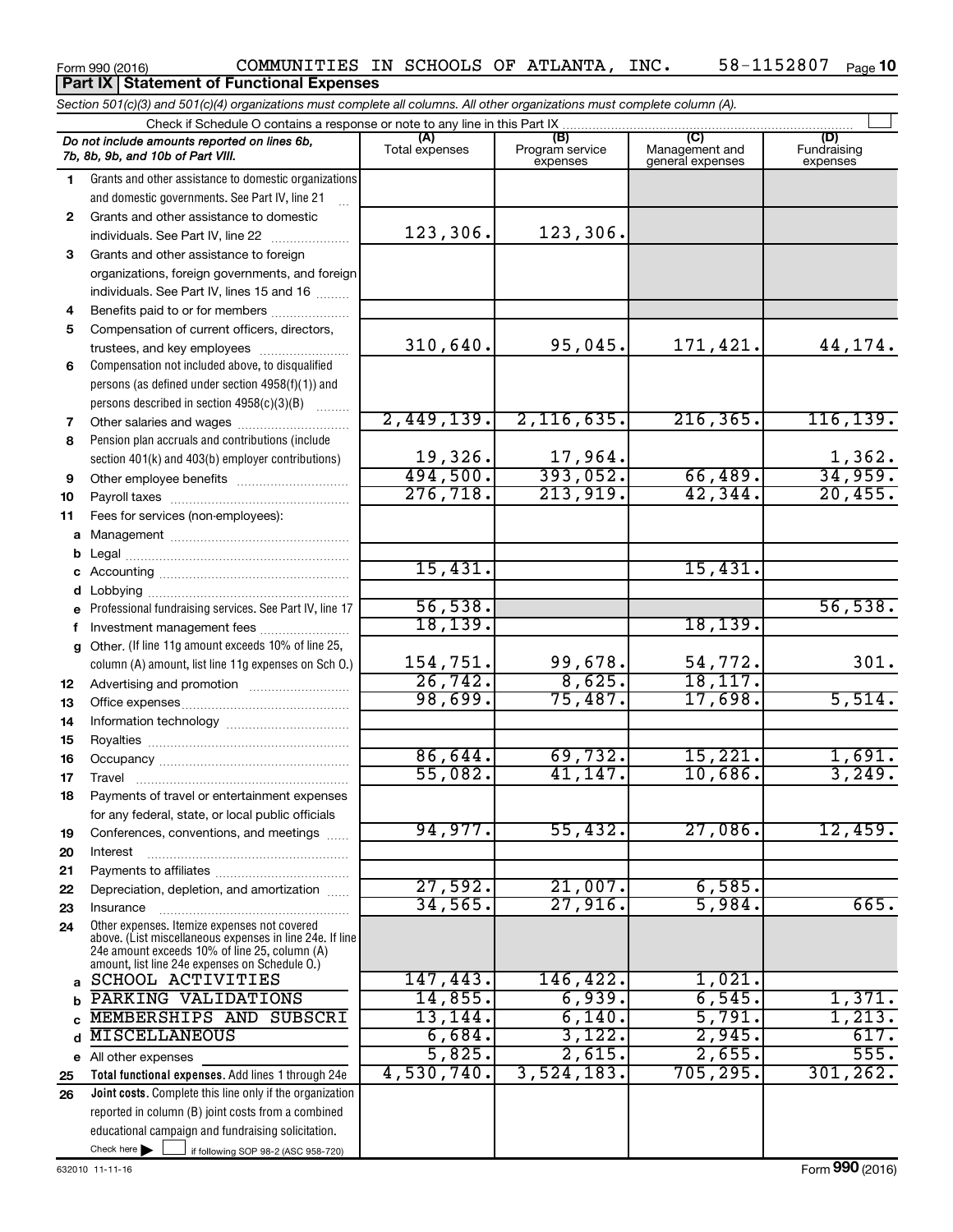Form 990 (2016) COMMUNITIES IN SCHOOLS OF ATLANTA, INC. 58-1152807

## Part IX Statement of Functional Expenses

*Section 501(c)(3) and 501(c)(4) organizations must complete all columns. All other organizations must complete column (A).*

Check if Schedule O contains a response or note to any line in this Part IX

| | *Do not include amounts reported on lines 6b, 7b, 8b, 9b, and 10b of Part VIII.* | (A) Total expenses | (B) Program service expenses | (C) Management and general expenses | (D) Fundraising expenses |
|---|---|---|---|---|---|
| 1 | Grants and other assistance to domestic organizations and domestic governments. See Part IV, line 21 | | | | |
| 2 | Grants and other assistance to domestic individuals. See Part IV, line 22 | 123,306. | 123,306. | | |
| 3 | Grants and other assistance to foreign organizations, foreign governments, and foreign individuals. See Part IV, lines 15 and 16 | | | | |
| 4 | Benefits paid to or for members | | | | |
| 5 | Compensation of current officers, directors, trustees, and key employees | 310,640. | 95,045. | 171,421. | 44,174. |
| 6 | Compensation not included above, to disqualified persons (as defined under section 4958(f)(1)) and persons described in section 4958(c)(3)(B) | | | | |
| 7 | Other salaries and wages | 2,449,139. | 2,116,635. | 216,365. | 116,139. |
| 8 | Pension plan accruals and contributions (include section 401(k) and 403(b) employer contributions) | 19,326. | 17,964. | | 1,362. |
| 9 | Other employee benefits | 494,500. | 393,052. | 66,489. | 34,959. |
| 10 | Payroll taxes | 276,718. | 213,919. | 42,344. | 20,455. |
| 11 | Fees for services (non-employees): | | | | |
| a | Management | | | | |
| b | Legal | | | | |
| c | Accounting | 15,431. | | 15,431. | |
| d | Lobbying | | | | |
| e | Professional fundraising services. See Part IV, line 17 | 56,538. | | | 56,538. |
| f | Investment management fees | 18,139. | | 18,139. | |
| g | Other. (If line 11g amount exceeds 10% of line 25, column (A) amount, list line 11g expenses on Sch O.) | 154,751. | 99,678. | 54,772. | 301. |
| 12 | Advertising and promotion | 26,742. | 8,625. | 18,117. | |
| 13 | Office expenses | 98,699. | 75,487. | 17,698. | 5,514. |
| 14 | Information technology | | | | |
| 15 | Royalties | | | | |
| 16 | Occupancy | 86,644. | 69,732. | 15,221. | 1,691. |
| 17 | Travel | 55,082. | 41,147. | 10,686. | 3,249. |
| 18 | Payments of travel or entertainment expenses for any federal, state, or local public officials | | | | |
| 19 | Conferences, conventions, and meetings | 94,977. | 55,432. | 27,086. | 12,459. |
| 20 | Interest | | | | |
| 21 | Payments to affiliates | | | | |
| 22 | Depreciation, depletion, and amortization | 27,592. | 21,007. | 6,585. | |
| 23 | Insurance | 34,565. | 27,916. | 5,984. | 665. |
| 24 | Other expenses. Itemize expenses not covered above. (List miscellaneous expenses in line 24e. If line 24e amount exceeds 10% of line 25, column (A) amount, list line 24e expenses on Schedule O.) | | | | |
| a | SCHOOL ACTIVITIES | 147,443. | 146,422. | 1,021. | |
| b | PARKING VALIDATIONS | 14,855. | 6,939. | 6,545. | 1,371. |
| c | MEMBERSHIPS AND SUBSCRI | 13,144. | 6,140. | 5,791. | 1,213. |
| d | MISCELLANEOUS | 6,684. | 3,122. | 2,945. | 617. |
| e | All other expenses | 5,825. | 2,615. | 2,655. | 555. |
| 25 | **Total functional expenses.** Add lines 1 through 24e | 4,530,740. | 3,524,183. | 705,295. | 301,262. |
| 26 | **Joint costs.** Complete this line only if the organization reported in column (B) joint costs from a combined educational campaign and fundraising solicitation. Check here ☐ if following SOP 98-2 (ASC 958-720) | | | | |

632010 11-11-16 Form 990 (2016)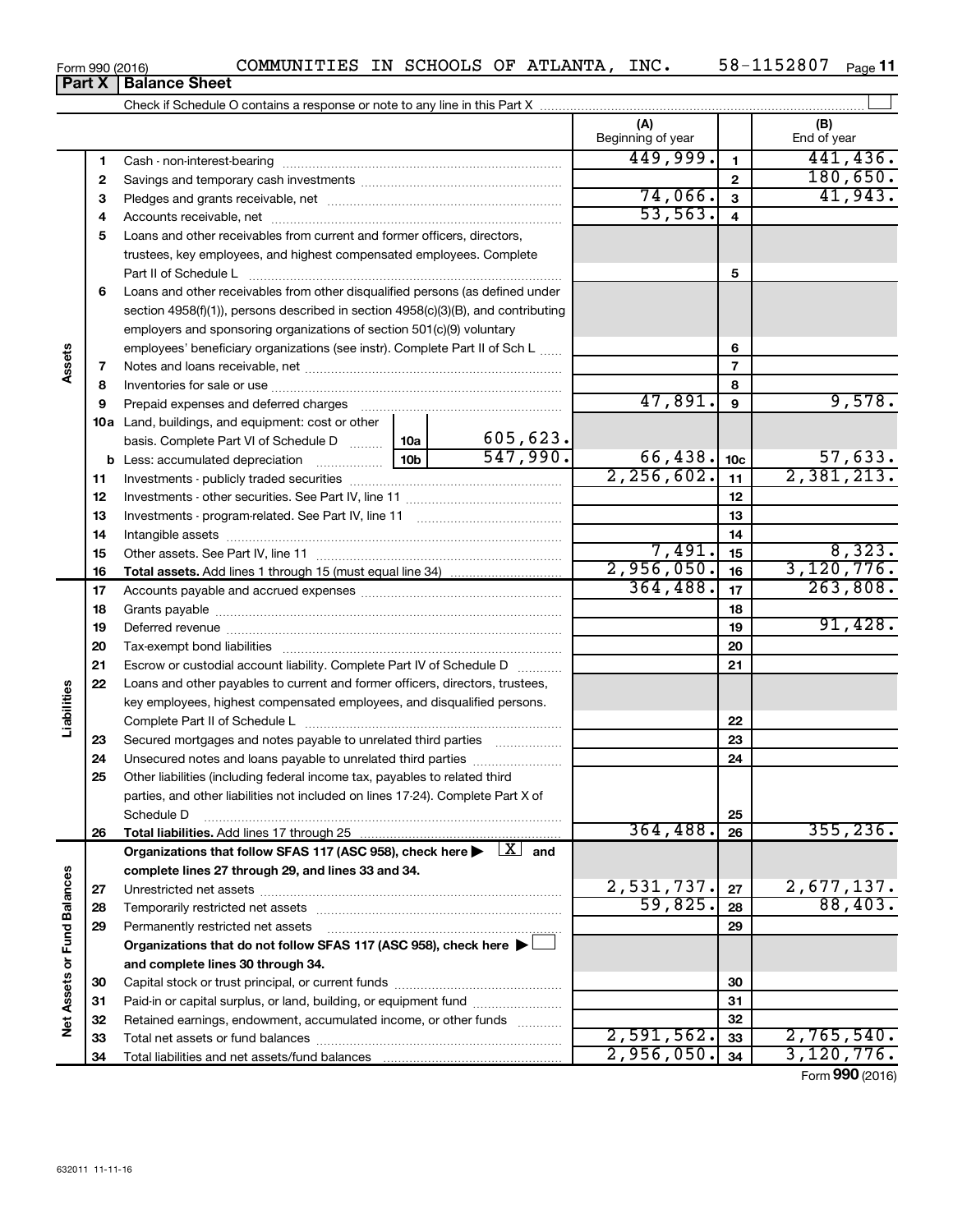Form 990 (2016) COMMUNITIES IN SCHOOLS OF ATLANTA, INC. 58-1152807

## Part X Balance Sheet

Check if Schedule O contains a response or note to any line in this Part X

| | | | | (A) Beginning of year | | (B) End of year |
|---|---|---|---|---|---|---|
| **Assets** | 1 | Cash - non-interest-bearing | | 449,999. | 1 | 441,436. |
| | 2 | Savings and temporary cash investments | | | 2 | 180,650. |
| | 3 | Pledges and grants receivable, net | | 74,066. | 3 | 41,943. |
| | 4 | Accounts receivable, net | | 53,563. | 4 | |
| | 5 | Loans and other receivables from current and former officers, directors, trustees, key employees, and highest compensated employees. Complete Part II of Schedule L | | | 5 | |
| | 6 | Loans and other receivables from other disqualified persons (as defined under section 4958(f)(1)), persons described in section 4958(c)(3)(B), and contributing employers and sponsoring organizations of section 501(c)(9) voluntary employees' beneficiary organizations (see instr). Complete Part II of Sch L | | | 6 | |
| | 7 | Notes and loans receivable, net | | | 7 | |
| | 8 | Inventories for sale or use | | | 8 | |
| | 9 | Prepaid expenses and deferred charges | | 47,891. | 9 | 9,578. |
| | 10a | Land, buildings, and equipment: cost or other basis. Complete Part VI of Schedule D | 10a 605,623. | | | |
| | b | Less: accumulated depreciation | 10b 547,990. | 66,438. | 10c | 57,633. |
| | 11 | Investments - publicly traded securities | | 2,256,602. | 11 | 2,381,213. |
| | 12 | Investments - other securities. See Part IV, line 11 | | | 12 | |
| | 13 | Investments - program-related. See Part IV, line 11 | | | 13 | |
| | 14 | Intangible assets | | | 14 | |
| | 15 | Other assets. See Part IV, line 11 | | 7,491. | 15 | 8,323. |
| | 16 | **Total assets.** Add lines 1 through 15 (must equal line 34) | | 2,956,050. | 16 | 3,120,776. |
| **Liabilities** | 17 | Accounts payable and accrued expenses | | 364,488. | 17 | 263,808. |
| | 18 | Grants payable | | | 18 | |
| | 19 | Deferred revenue | | | 19 | 91,428. |
| | 20 | Tax-exempt bond liabilities | | | 20 | |
| | 21 | Escrow or custodial account liability. Complete Part IV of Schedule D | | | 21 | |
| | 22 | Loans and other payables to current and former officers, directors, trustees, key employees, highest compensated employees, and disqualified persons. Complete Part II of Schedule L | | | 22 | |
| | 23 | Secured mortgages and notes payable to unrelated third parties | | | 23 | |
| | 24 | Unsecured notes and loans payable to unrelated third parties | | | 24 | |
| | 25 | Other liabilities (including federal income tax, payables to related third parties, and other liabilities not included on lines 17-24). Complete Part X of Schedule D | | | 25 | |
| | 26 | **Total liabilities.** Add lines 17 through 25 | | 364,488. | 26 | 355,236. |
| **Net Assets or Fund Balances** | | **Organizations that follow SFAS 117 (ASC 958), check here** [X] **and complete lines 27 through 29, and lines 33 and 34.** | | | | |
| | 27 | Unrestricted net assets | | 2,531,737. | 27 | 2,677,137. |
| | 28 | Temporarily restricted net assets | | 59,825. | 28 | 88,403. |
| | 29 | Permanently restricted net assets | | | 29 | |
| | | **Organizations that do not follow SFAS 117 (ASC 958), check here** [ ] **and complete lines 30 through 34.** | | | | |
| | 30 | Capital stock or trust principal, or current funds | | | 30 | |
| | 31 | Paid-in or capital surplus, or land, building, or equipment fund | | | 31 | |
| | 32 | Retained earnings, endowment, accumulated income, or other funds | | | 32 | |
| | 33 | Total net assets or fund balances | | 2,591,562. | 33 | 2,765,540. |
| | 34 | Total liabilities and net assets/fund balances | | 2,956,050. | 34 | 3,120,776. |

Form **990** (2016)

632011 11-11-16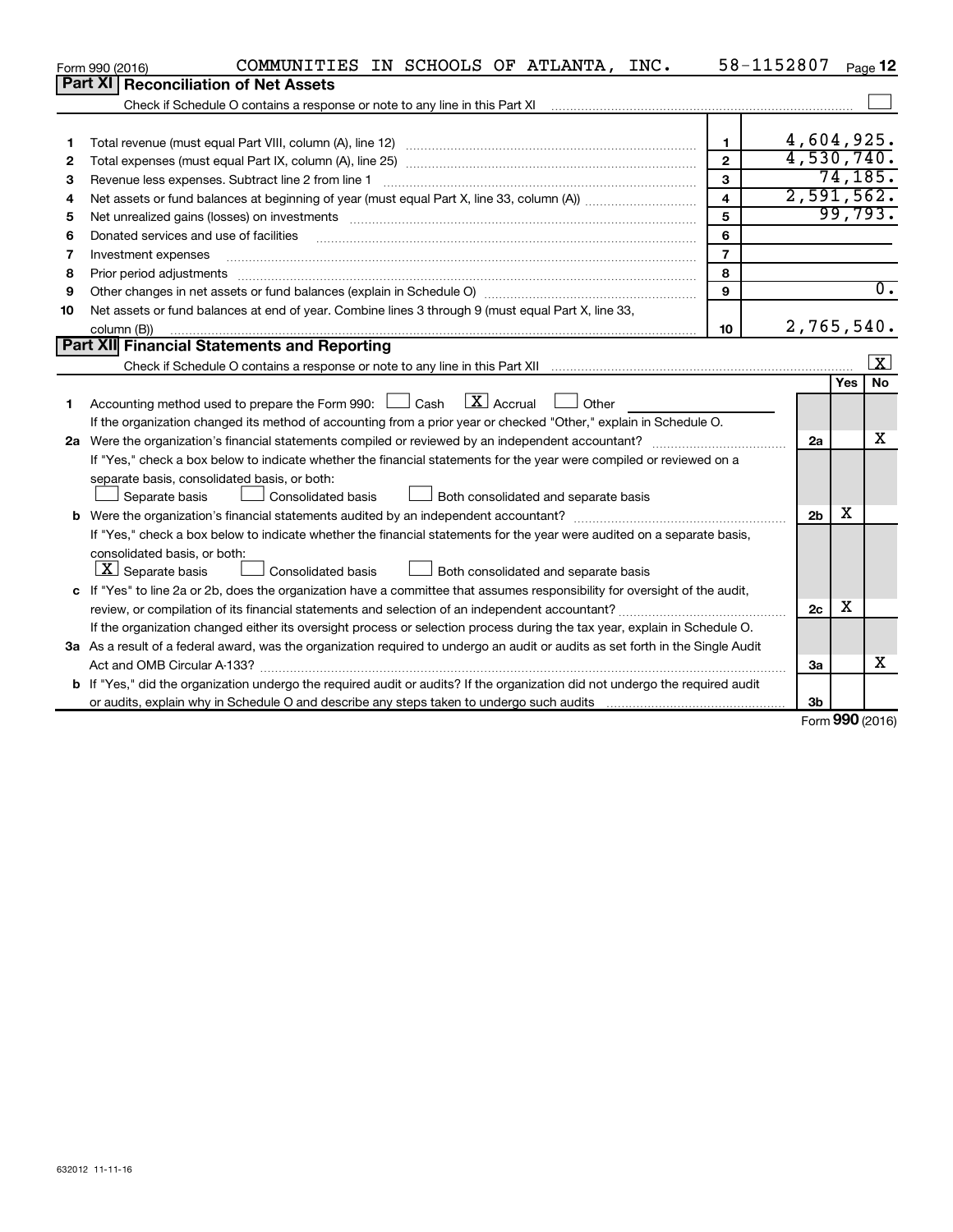Form 990 (2016) COMMUNITIES IN SCHOOLS OF ATLANTA, INC. 58-1152807

## Part XI Reconciliation of Net Assets

Check if Schedule O contains a response or note to any line in this Part XI ☐

| | | | |
|---|---|---|---|
| 1 | Total revenue (must equal Part VIII, column (A), line 12) | 1 | 4,604,925. |
| 2 | Total expenses (must equal Part IX, column (A), line 25) | 2 | 4,530,740. |
| 3 | Revenue less expenses. Subtract line 2 from line 1 | 3 | 74,185. |
| 4 | Net assets or fund balances at beginning of year (must equal Part X, line 33, column (A)) | 4 | 2,591,562. |
| 5 | Net unrealized gains (losses) on investments | 5 | 99,793. |
| 6 | Donated services and use of facilities | 6 | |
| 7 | Investment expenses | 7 | |
| 8 | Prior period adjustments | 8 | |
| 9 | Other changes in net assets or fund balances (explain in Schedule O) | 9 | 0. |
| 10 | Net assets or fund balances at end of year. Combine lines 3 through 9 (must equal Part X, line 33, column (B)) | 10 | 2,765,540. |

## Part XII Financial Statements and Reporting

Check if Schedule O contains a response or note to any line in this Part XII ☒

| | | | Yes | No |
|---|---|---|---|---|
| 1 | Accounting method used to prepare the Form 990: ☐ Cash ☒ Accrual ☐ Other ______<br>If the organization changed its method of accounting from a prior year or checked "Other," explain in Schedule O. | | | |
| 2a | Were the organization's financial statements compiled or reviewed by an independent accountant?<br>If "Yes," check a box below to indicate whether the financial statements for the year were compiled or reviewed on a separate basis, consolidated basis, or both:<br>☐ Separate basis ☐ Consolidated basis ☐ Both consolidated and separate basis | 2a | | X |
| b | Were the organization's financial statements audited by an independent accountant?<br>If "Yes," check a box below to indicate whether the financial statements for the year were audited on a separate basis, consolidated basis, or both:<br>☒ Separate basis ☐ Consolidated basis ☐ Both consolidated and separate basis | 2b | X | |
| c | If "Yes" to line 2a or 2b, does the organization have a committee that assumes responsibility for oversight of the audit, review, or compilation of its financial statements and selection of an independent accountant?<br>If the organization changed either its oversight process or selection process during the tax year, explain in Schedule O. | 2c | X | |
| 3a | As a result of a federal award, was the organization required to undergo an audit or audits as set forth in the Single Audit Act and OMB Circular A-133? | 3a | | X |
| b | If "Yes," did the organization undergo the required audit or audits? If the organization did not undergo the required audit or audits, explain why in Schedule O and describe any steps taken to undergo such audits | 3b | | |

Form 990 (2016)

632012 11-11-16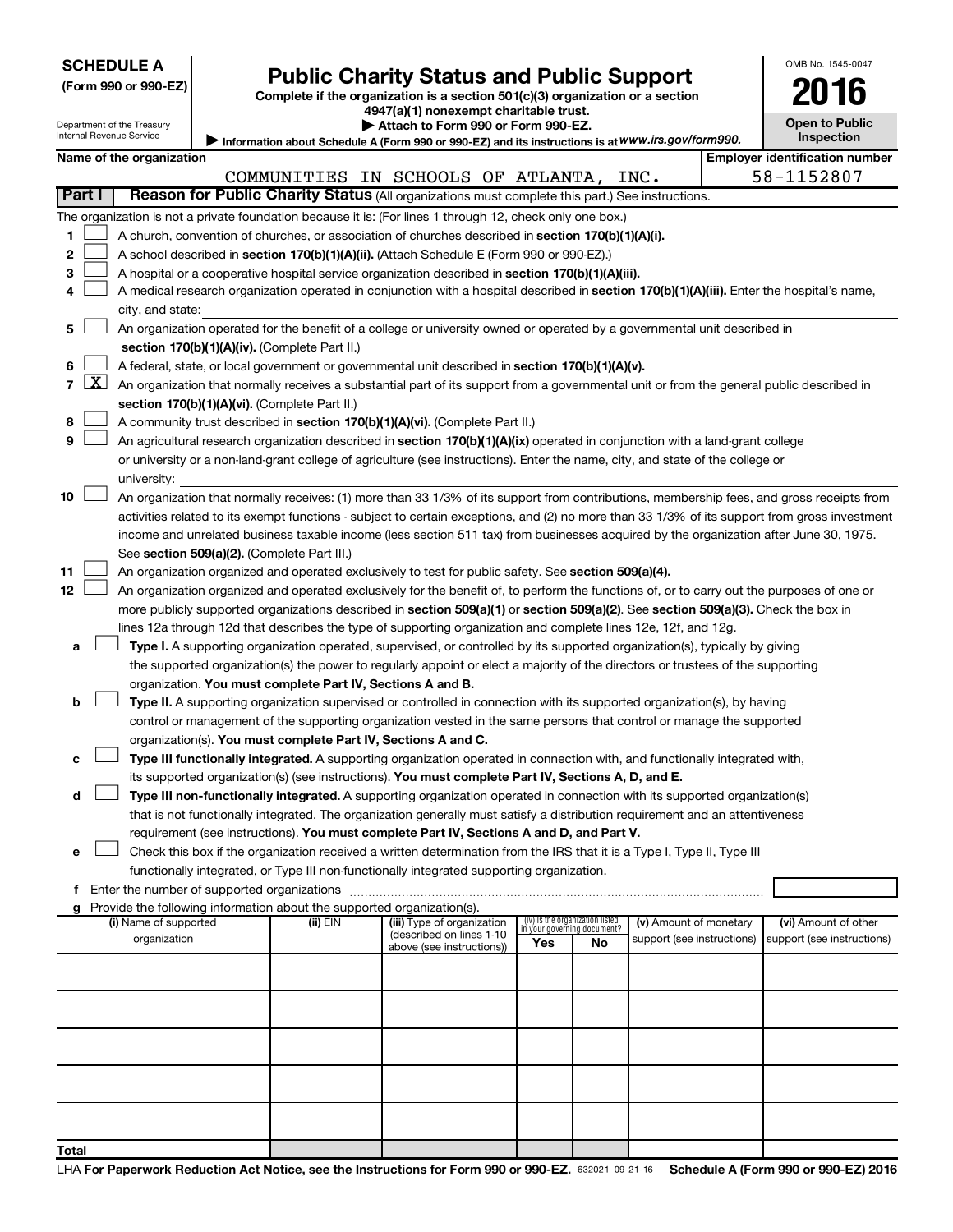**SCHEDULE A**
**(Form 990 or 990-EZ)**

Department of the Treasury
Internal Revenue Service

# Public Charity Status and Public Support

**Complete if the organization is a section 501(c)(3) organization or a section 4947(a)(1) nonexempt charitable trust.**
**▶ Attach to Form 990 or Form 990-EZ.**
**▶ Information about Schedule A (Form 990 or 990-EZ) and its instructions is at *www.irs.gov/form990.***

OMB No. 1545-0047
**2016**
**Open to Public Inspection**

**Name of the organization**: COMMUNITIES IN SCHOOLS OF ATLANTA, INC.
**Employer identification number**: 58-1152807

## Part I Reason for Public Charity Status (All organizations must complete this part.) See instructions.

The organization is not a private foundation because it is: (For lines 1 through 12, check only one box.)

1 ☐ A church, convention of churches, or association of churches described in **section 170(b)(1)(A)(i).**

2 ☐ A school described in **section 170(b)(1)(A)(ii).** (Attach Schedule E (Form 990 or 990-EZ).)

3 ☐ A hospital or a cooperative hospital service organization described in **section 170(b)(1)(A)(iii).**

4 ☐ A medical research organization operated in conjunction with a hospital described in **section 170(b)(1)(A)(iii).** Enter the hospital's name, city, and state:

5 ☐ An organization operated for the benefit of a college or university owned or operated by a governmental unit described in **section 170(b)(1)(A)(iv).** (Complete Part II.)

6 ☐ A federal, state, or local government or governmental unit described in **section 170(b)(1)(A)(v).**

7 ☒ An organization that normally receives a substantial part of its support from a governmental unit or from the general public described in **section 170(b)(1)(A)(vi).** (Complete Part II.)

8 ☐ A community trust described in **section 170(b)(1)(A)(vi).** (Complete Part II.)

9 ☐ An agricultural research organization described in **section 170(b)(1)(A)(ix)** operated in conjunction with a land-grant college or university or a non-land-grant college of agriculture (see instructions). Enter the name, city, and state of the college or university:

10 ☐ An organization that normally receives: (1) more than 33 1/3% of its support from contributions, membership fees, and gross receipts from activities related to its exempt functions - subject to certain exceptions, and (2) no more than 33 1/3% of its support from gross investment income and unrelated business taxable income (less section 511 tax) from businesses acquired by the organization after June 30, 1975. See **section 509(a)(2).** (Complete Part III.)

11 ☐ An organization organized and operated exclusively to test for public safety. See **section 509(a)(4).**

12 ☐ An organization organized and operated exclusively for the benefit of, to perform the functions of, or to carry out the purposes of one or more publicly supported organizations described in **section 509(a)(1)** or **section 509(a)(2)**. See **section 509(a)(3).** Check the box in lines 12a through 12d that describes the type of supporting organization and complete lines 12e, 12f, and 12g.

a ☐ **Type I.** A supporting organization operated, supervised, or controlled by its supported organization(s), typically by giving the supported organization(s) the power to regularly appoint or elect a majority of the directors or trustees of the supporting organization. **You must complete Part IV, Sections A and B.**

b ☐ **Type II.** A supporting organization supervised or controlled in connection with its supported organization(s), by having control or management of the supporting organization vested in the same persons that control or manage the supported organization(s). **You must complete Part IV, Sections A and C.**

c ☐ **Type III functionally integrated.** A supporting organization operated in connection with, and functionally integrated with, its supported organization(s) (see instructions). **You must complete Part IV, Sections A, D, and E.**

d ☐ **Type III non-functionally integrated.** A supporting organization operated in connection with its supported organization(s) that is not functionally integrated. The organization generally must satisfy a distribution requirement and an attentiveness requirement (see instructions). **You must complete Part IV, Sections A and D, and Part V.**

e ☐ Check this box if the organization received a written determination from the IRS that it is a Type I, Type II, Type III functionally integrated, or Type III non-functionally integrated supporting organization.

f Enter the number of supported organizations

g Provide the following information about the supported organization(s).

| (i) Name of supported organization | (ii) EIN | (iii) Type of organization (described on lines 1-10 above (see instructions)) | (iv) Is the organization listed in your governing document? Yes | No | (v) Amount of monetary support (see instructions) | (vi) Amount of other support (see instructions) |
|---|---|---|---|---|---|---|
| | | | | | | |
| | | | | | | |
| | | | | | | |
| | | | | | | |
| | | | | | | |
| Total | | | | | | |

LHA **For Paperwork Reduction Act Notice, see the Instructions for Form 990 or 990-EZ.** 632021 09-21-16 **Schedule A (Form 990 or 990-EZ) 2016**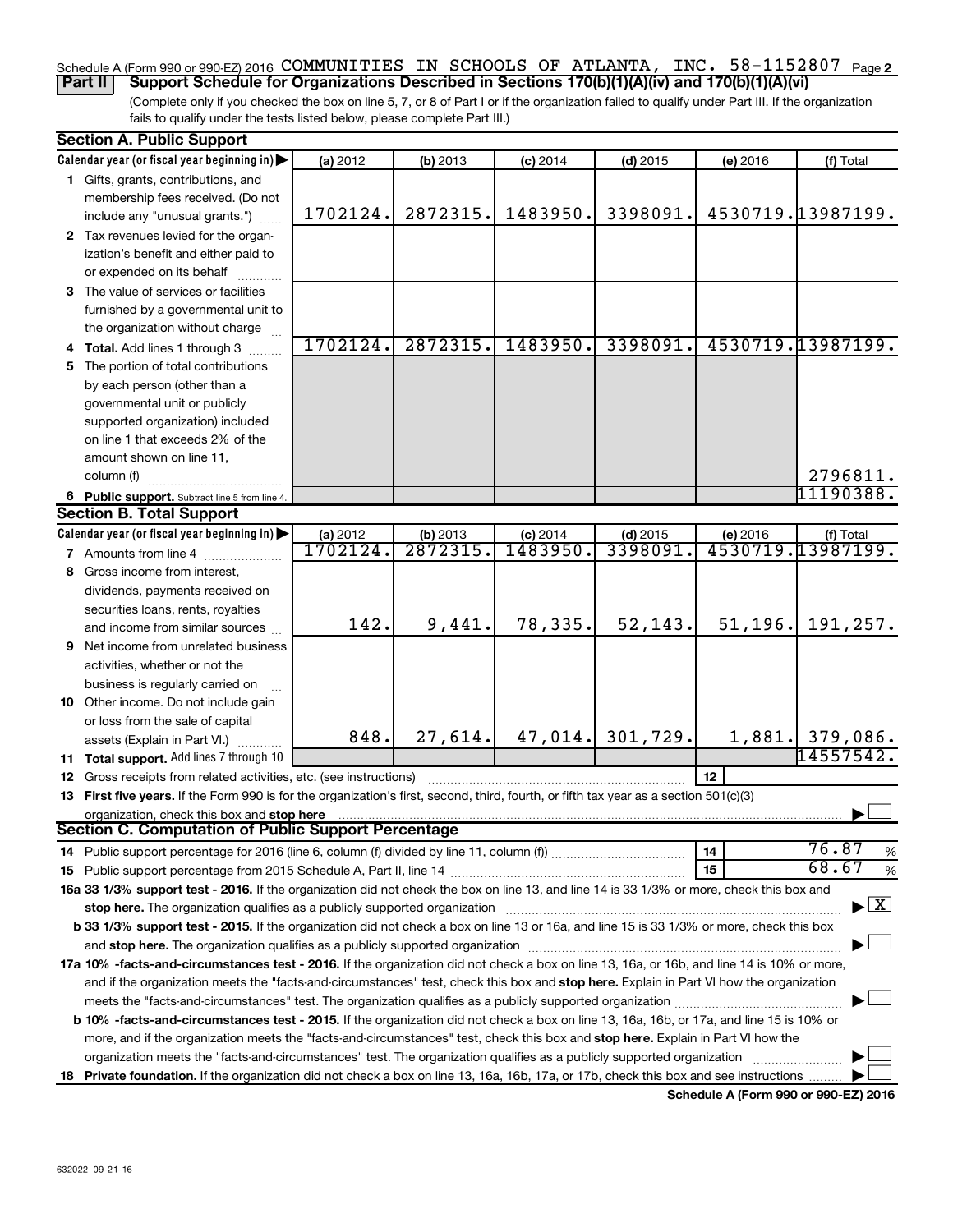Schedule A (Form 990 or 990-EZ) 2016 COMMUNITIES IN SCHOOLS OF ATLANTA, INC. 58-1152807 Page 2

**Part II** **Support Schedule for Organizations Described in Sections 170(b)(1)(A)(iv) and 170(b)(1)(A)(vi)**

(Complete only if you checked the box on line 5, 7, or 8 of Part I or if the organization failed to qualify under Part III. If the organization fails to qualify under the tests listed below, please complete Part III.)

### Section A. Public Support

| Calendar year (or fiscal year beginning in) ▶ | (a) 2012 | (b) 2013 | (c) 2014 | (d) 2015 | (e) 2016 | (f) Total |
|---|---|---|---|---|---|---|
| **1** Gifts, grants, contributions, and membership fees received. (Do not include any "unusual grants.") | 1702124. | 2872315. | 1483950. | 3398091. | 4530719. | 13987199. |
| **2** Tax revenues levied for the organization's benefit and either paid to or expended on its behalf | | | | | | |
| **3** The value of services or facilities furnished by a governmental unit to the organization without charge | | | | | | |
| **4** **Total.** Add lines 1 through 3 | 1702124. | 2872315. | 1483950. | 3398091. | 4530719. | 13987199. |
| **5** The portion of total contributions by each person (other than a governmental unit or publicly supported organization) included on line 1 that exceeds 2% of the amount shown on line 11, column (f) | | | | | | 2796811. |
| **6** **Public support.** Subtract line 5 from line 4. | | | | | | 11190388. |

### Section B. Total Support

| Calendar year (or fiscal year beginning in) ▶ | (a) 2012 | (b) 2013 | (c) 2014 | (d) 2015 | (e) 2016 | (f) Total |
|---|---|---|---|---|---|---|
| **7** Amounts from line 4 | 1702124. | 2872315. | 1483950. | 3398091. | 4530719. | 13987199. |
| **8** Gross income from interest, dividends, payments received on securities loans, rents, royalties and income from similar sources | 142. | 9,441. | 78,335. | 52,143. | 51,196. | 191,257. |
| **9** Net income from unrelated business activities, whether or not the business is regularly carried on | | | | | | |
| **10** Other income. Do not include gain or loss from the sale of capital assets (Explain in Part VI.) | 848. | 27,614. | 47,014. | 301,729. | 1,881. | 379,086. |
| **11** **Total support.** Add lines 7 through 10 | | | | | | 14557542. |

**12** Gross receipts from related activities, etc. (see instructions) | **12** |

**13** **First five years.** If the Form 990 is for the organization's first, second, third, fourth, or fifth tax year as a section 501(c)(3) organization, check this box and **stop here** ▶ ☐

### Section C. Computation of Public Support Percentage

**14** Public support percentage for 2016 (line 6, column (f) divided by line 11, column (f)) | **14** | 76.87 %

**15** Public support percentage from 2015 Schedule A, Part II, line 14 | **15** | 68.67 %

**16a** **33 1/3% support test - 2016.** If the organization did not check the box on line 13, and line 14 is 33 1/3% or more, check this box and **stop here.** The organization qualifies as a publicly supported organization ▶ ☒

**b** **33 1/3% support test - 2015.** If the organization did not check a box on line 13 or 16a, and line 15 is 33 1/3% or more, check this box and **stop here.** The organization qualifies as a publicly supported organization ▶ ☐

**17a** **10% -facts-and-circumstances test - 2016.** If the organization did not check a box on line 13, 16a, or 16b, and line 14 is 10% or more, and if the organization meets the "facts-and-circumstances" test, check this box and **stop here.** Explain in Part VI how the organization meets the "facts-and-circumstances" test. The organization qualifies as a publicly supported organization ▶ ☐

**b** **10% -facts-and-circumstances test - 2015.** If the organization did not check a box on line 13, 16a, 16b, or 17a, and line 15 is 10% or more, and if the organization meets the "facts-and-circumstances" test, check this box and **stop here.** Explain in Part VI how the organization meets the "facts-and-circumstances" test. The organization qualifies as a publicly supported organization ▶ ☐

**18** **Private foundation.** If the organization did not check a box on line 13, 16a, 16b, 17a, or 17b, check this box and see instructions ▶ ☐

**Schedule A (Form 990 or 990-EZ) 2016**

632022 09-21-16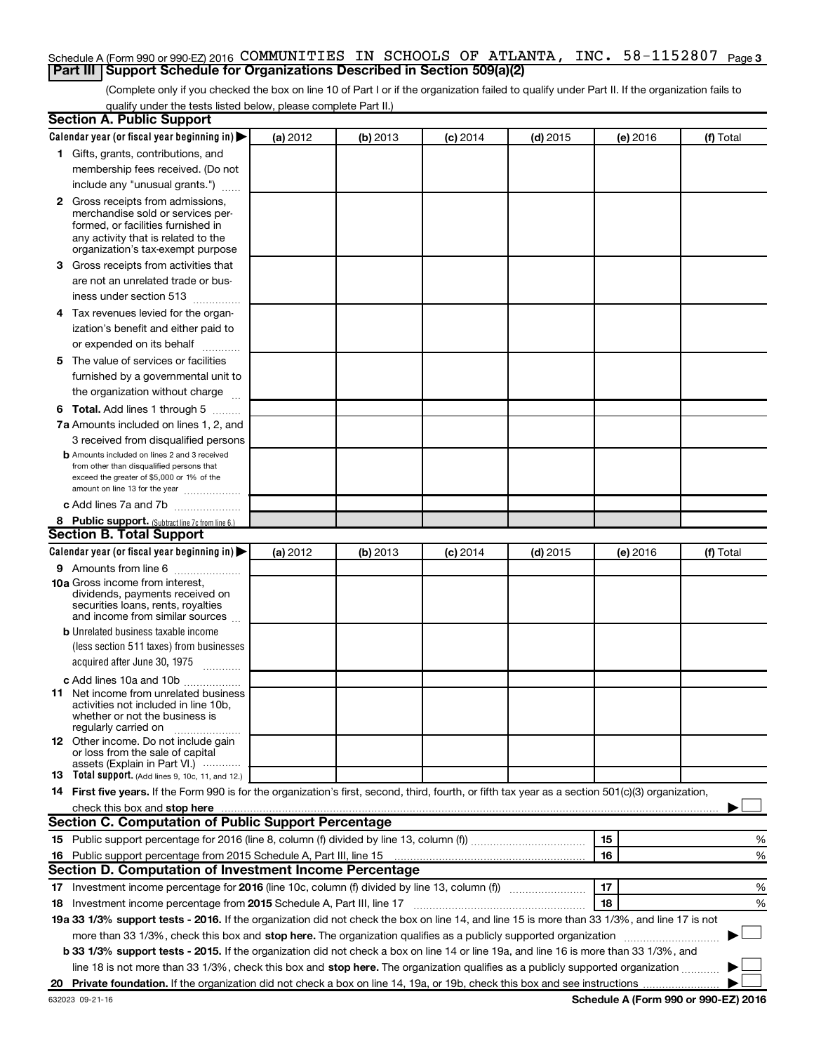Schedule A (Form 990 or 990-EZ) 2016 COMMUNITIES IN SCHOOLS OF ATLANTA, INC. 58-1152807 Page 3

## Part III Support Schedule for Organizations Described in Section 509(a)(2)

(Complete only if you checked the box on line 10 of Part I or if the organization failed to qualify under Part II. If the organization fails to qualify under the tests listed below, please complete Part II.)

### Section A. Public Support

| Calendar year (or fiscal year beginning in) ▶ | (a) 2012 | (b) 2013 | (c) 2014 | (d) 2015 | (e) 2016 | (f) Total |
|---|---|---|---|---|---|---|
| 1 Gifts, grants, contributions, and membership fees received. (Do not include any "unusual grants.") | | | | | | |
| 2 Gross receipts from admissions, merchandise sold or services performed, or facilities furnished in any activity that is related to the organization's tax-exempt purpose | | | | | | |
| 3 Gross receipts from activities that are not an unrelated trade or business under section 513 | | | | | | |
| 4 Tax revenues levied for the organization's benefit and either paid to or expended on its behalf | | | | | | |
| 5 The value of services or facilities furnished by a governmental unit to the organization without charge | | | | | | |
| 6 **Total.** Add lines 1 through 5 | | | | | | |
| 7a Amounts included on lines 1, 2, and 3 received from disqualified persons | | | | | | |
| b Amounts included on lines 2 and 3 received from other than disqualified persons that exceed the greater of $5,000 or 1% of the amount on line 13 for the year | | | | | | |
| c Add lines 7a and 7b | | | | | | |
| 8 **Public support.** (Subtract line 7c from line 6.) | | | | | | |

### Section B. Total Support

| Calendar year (or fiscal year beginning in) ▶ | (a) 2012 | (b) 2013 | (c) 2014 | (d) 2015 | (e) 2016 | (f) Total |
|---|---|---|---|---|---|---|
| 9 Amounts from line 6 | | | | | | |
| 10a Gross income from interest, dividends, payments received on securities loans, rents, royalties and income from similar sources | | | | | | |
| b Unrelated business taxable income (less section 511 taxes) from businesses acquired after June 30, 1975 | | | | | | |
| c Add lines 10a and 10b | | | | | | |
| 11 Net income from unrelated business activities not included in line 10b, whether or not the business is regularly carried on | | | | | | |
| 12 Other income. Do not include gain or loss from the sale of capital assets (Explain in Part VI.) | | | | | | |
| 13 **Total support.** (Add lines 9, 10c, 11, and 12.) | | | | | | |

14 **First five years.** If the Form 990 is for the organization's first, second, third, fourth, or fifth tax year as a section 501(c)(3) organization, check this box and **stop here** ▶ ☐

### Section C. Computation of Public Support Percentage

| | | | |
|---|---|---|---|
| 15 | Public support percentage for 2016 (line 8, column (f) divided by line 13, column (f)) | 15 | % |
| 16 | Public support percentage from 2015 Schedule A, Part III, line 15 | 16 | % |

### Section D. Computation of Investment Income Percentage

| | | | |
|---|---|---|---|
| 17 | Investment income percentage for **2016** (line 10c, column (f) divided by line 13, column (f)) | 17 | % |
| 18 | Investment income percentage from **2015** Schedule A, Part III, line 17 | 18 | % |

**19a 33 1/3% support tests - 2016.** If the organization did not check the box on line 14, and line 15 is more than 33 1/3%, and line 17 is not more than 33 1/3%, check this box and **stop here.** The organization qualifies as a publicly supported organization ▶ ☐

**b 33 1/3% support tests - 2015.** If the organization did not check a box on line 14 or line 19a, and line 16 is more than 33 1/3%, and line 18 is not more than 33 1/3%, check this box and **stop here.** The organization qualifies as a publicly supported organization ▶ ☐

**20 Private foundation.** If the organization did not check a box on line 14, 19a, or 19b, check this box and see instructions ▶ ☐

632023 09-21-16 **Schedule A (Form 990 or 990-EZ) 2016**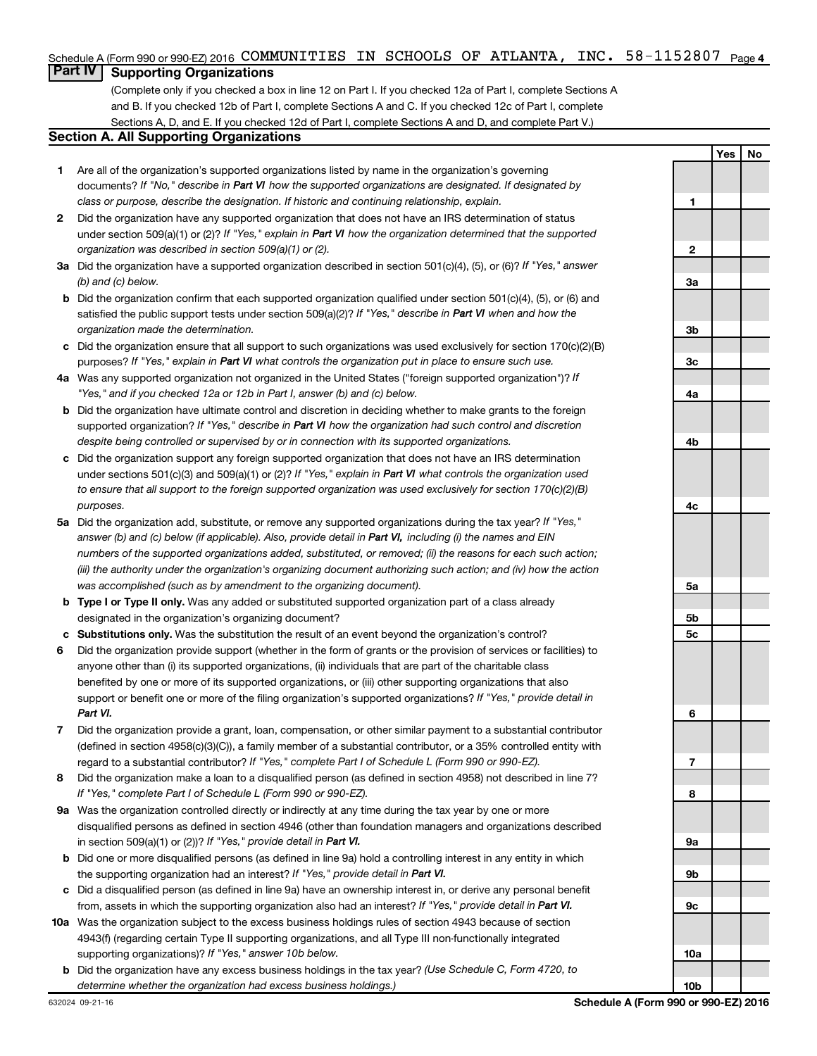Schedule A (Form 990 or 990-EZ) 2016 COMMUNITIES IN SCHOOLS OF ATLANTA, INC. 58-1152807 Page 4

## Part IV Supporting Organizations

(Complete only if you checked a box in line 12 on Part I. If you checked 12a of Part I, complete Sections A and B. If you checked 12b of Part I, complete Sections A and C. If you checked 12c of Part I, complete Sections A, D, and E. If you checked 12d of Part I, complete Sections A and D, and complete Part V.)

### Section A. All Supporting Organizations

| | | | Yes | No |
|---|---|---|---|---|
| **1** | Are all of the organization's supported organizations listed by name in the organization's governing documents? *If "No," describe in **Part VI** how the supported organizations are designated. If designated by class or purpose, describe the designation. If historic and continuing relationship, explain.* | 1 | | |
| **2** | Did the organization have any supported organization that does not have an IRS determination of status under section 509(a)(1) or (2)? *If "Yes," explain in **Part VI** how the organization determined that the supported organization was described in section 509(a)(1) or (2).* | 2 | | |
| **3a** | Did the organization have a supported organization described in section 501(c)(4), (5), or (6)? *If "Yes," answer (b) and (c) below.* | 3a | | |
| **b** | Did the organization confirm that each supported organization qualified under section 501(c)(4), (5), or (6) and satisfied the public support tests under section 509(a)(2)? *If "Yes," describe in **Part VI** when and how the organization made the determination.* | 3b | | |
| **c** | Did the organization ensure that all support to such organizations was used exclusively for section 170(c)(2)(B) purposes? *If "Yes," explain in **Part VI** what controls the organization put in place to ensure such use.* | 3c | | |
| **4a** | Was any supported organization not organized in the United States ("foreign supported organization")? *If "Yes," and if you checked 12a or 12b in Part I, answer (b) and (c) below.* | 4a | | |
| **b** | Did the organization have ultimate control and discretion in deciding whether to make grants to the foreign supported organization? *If "Yes," describe in **Part VI** how the organization had such control and discretion despite being controlled or supervised by or in connection with its supported organizations.* | 4b | | |
| **c** | Did the organization support any foreign supported organization that does not have an IRS determination under sections 501(c)(3) and 509(a)(1) or (2)? *If "Yes," explain in **Part VI** what controls the organization used to ensure that all support to the foreign supported organization was used exclusively for section 170(c)(2)(B) purposes.* | 4c | | |
| **5a** | Did the organization add, substitute, or remove any supported organizations during the tax year? *If "Yes," answer (b) and (c) below (if applicable). Also, provide detail in **Part VI,** including (i) the names and EIN numbers of the supported organizations added, substituted, or removed; (ii) the reasons for each such action; (iii) the authority under the organization's organizing document authorizing such action; and (iv) how the action was accomplished (such as by amendment to the organizing document).* | 5a | | |
| **b** | **Type I or Type II only.** Was any added or substituted supported organization part of a class already designated in the organization's organizing document? | 5b | | |
| **c** | **Substitutions only.** Was the substitution the result of an event beyond the organization's control? | 5c | | |
| **6** | Did the organization provide support (whether in the form of grants or the provision of services or facilities) to anyone other than (i) its supported organizations, (ii) individuals that are part of the charitable class benefited by one or more of its supported organizations, or (iii) other supporting organizations that also support or benefit one or more of the filing organization's supported organizations? *If "Yes," provide detail in **Part VI.*** | 6 | | |
| **7** | Did the organization provide a grant, loan, compensation, or other similar payment to a substantial contributor (defined in section 4958(c)(3)(C)), a family member of a substantial contributor, or a 35% controlled entity with regard to a substantial contributor? *If "Yes," complete Part I of Schedule L (Form 990 or 990-EZ).* | 7 | | |
| **8** | Did the organization make a loan to a disqualified person (as defined in section 4958) not described in line 7? *If "Yes," complete Part I of Schedule L (Form 990 or 990-EZ).* | 8 | | |
| **9a** | Was the organization controlled directly or indirectly at any time during the tax year by one or more disqualified persons as defined in section 4946 (other than foundation managers and organizations described in section 509(a)(1) or (2))? *If "Yes," provide detail in **Part VI.*** | 9a | | |
| **b** | Did one or more disqualified persons (as defined in line 9a) hold a controlling interest in any entity in which the supporting organization had an interest? *If "Yes," provide detail in **Part VI.*** | 9b | | |
| **c** | Did a disqualified person (as defined in line 9a) have an ownership interest in, or derive any personal benefit from, assets in which the supporting organization also had an interest? *If "Yes," provide detail in **Part VI.*** | 9c | | |
| **10a** | Was the organization subject to the excess business holdings rules of section 4943 because of section 4943(f) (regarding certain Type II supporting organizations, and all Type III non-functionally integrated supporting organizations)? *If "Yes," answer 10b below.* | 10a | | |
| **b** | Did the organization have any excess business holdings in the tax year? *(Use Schedule C, Form 4720, to determine whether the organization had excess business holdings.)* | 10b | | |

632024 09-21-16 **Schedule A (Form 990 or 990-EZ) 2016**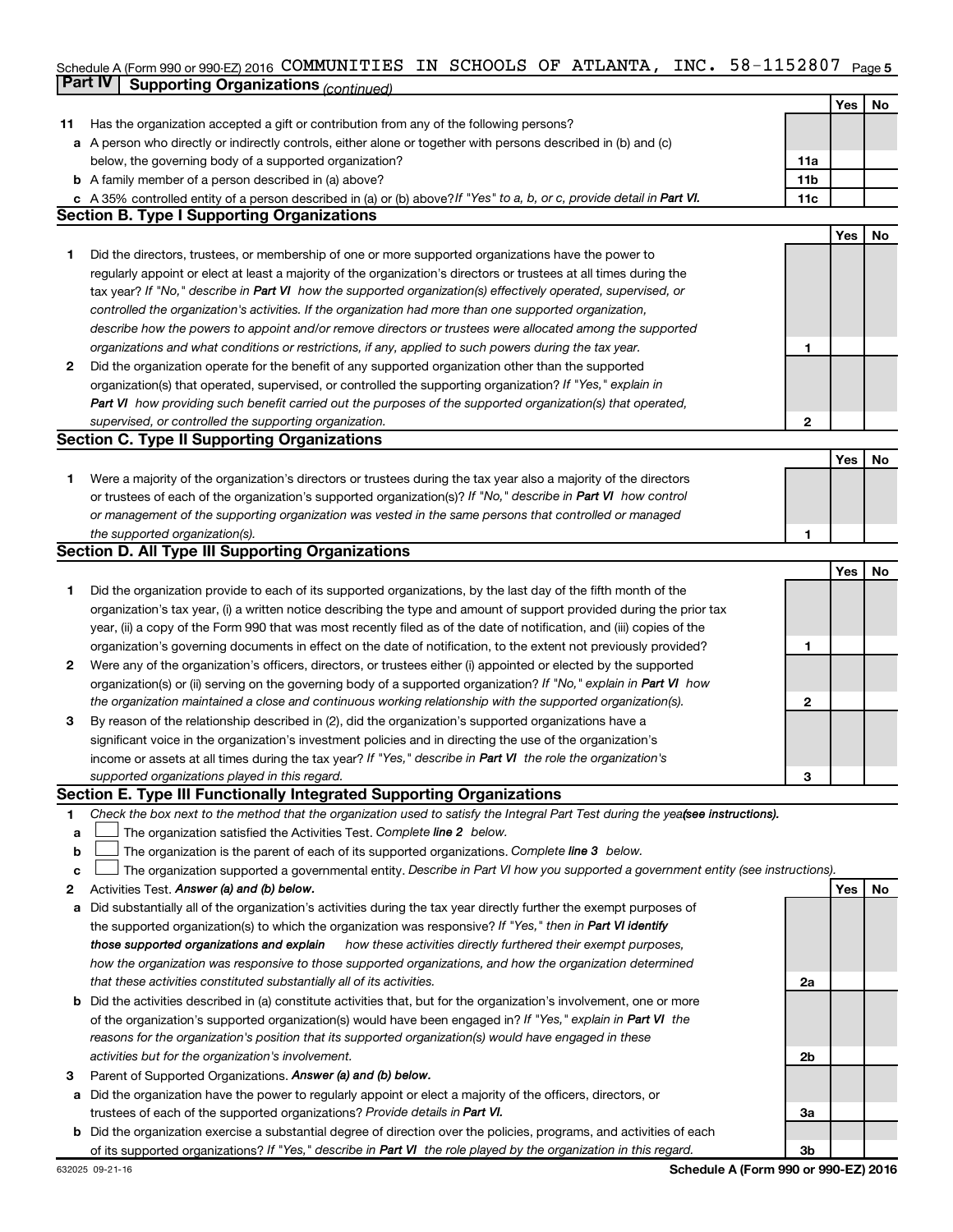Schedule A (Form 990 or 990-EZ) 2016 COMMUNITIES IN SCHOOLS OF ATLANTA, INC. 58-1152807 Page 5

**Part IV Supporting Organizations** *(continued)*

| | | | Yes | No |
|---|---|---|---|---|
| **11** | Has the organization accepted a gift or contribution from any of the following persons? | | | |
| **a** | A person who directly or indirectly controls, either alone or together with persons described in (b) and (c) below, the governing body of a supported organization? | **11a** | | |
| **b** | A family member of a person described in (a) above? | **11b** | | |
| **c** | A 35% controlled entity of a person described in (a) or (b) above? *If "Yes" to a, b, or c, provide detail in* ***Part VI.*** | **11c** | | |

**Section B. Type I Supporting Organizations**

| | | | Yes | No |
|---|---|---|---|---|
| **1** | Did the directors, trustees, or membership of one or more supported organizations have the power to regularly appoint or elect at least a majority of the organization's directors or trustees at all times during the tax year? *If "No," describe in* ***Part VI*** *how the supported organization(s) effectively operated, supervised, or controlled the organization's activities. If the organization had more than one supported organization, describe how the powers to appoint and/or remove directors or trustees were allocated among the supported organizations and what conditions or restrictions, if any, applied to such powers during the tax year.* | **1** | | |
| **2** | Did the organization operate for the benefit of any supported organization other than the supported organization(s) that operated, supervised, or controlled the supporting organization? *If "Yes," explain in* ***Part VI*** *how providing such benefit carried out the purposes of the supported organization(s) that operated, supervised, or controlled the supporting organization.* | **2** | | |

**Section C. Type II Supporting Organizations**

| | | | Yes | No |
|---|---|---|---|---|
| **1** | Were a majority of the organization's directors or trustees during the tax year also a majority of the directors or trustees of each of the organization's supported organization(s)? *If "No," describe in* ***Part VI*** *how control or management of the supporting organization was vested in the same persons that controlled or managed the supported organization(s).* | **1** | | |

**Section D. All Type III Supporting Organizations**

| | | | Yes | No |
|---|---|---|---|---|
| **1** | Did the organization provide to each of its supported organizations, by the last day of the fifth month of the organization's tax year, (i) a written notice describing the type and amount of support provided during the prior tax year, (ii) a copy of the Form 990 that was most recently filed as of the date of notification, and (iii) copies of the organization's governing documents in effect on the date of notification, to the extent not previously provided? | **1** | | |
| **2** | Were any of the organization's officers, directors, or trustees either (i) appointed or elected by the supported organization(s) or (ii) serving on the governing body of a supported organization? *If "No," explain in* ***Part VI*** *how the organization maintained a close and continuous working relationship with the supported organization(s).* | **2** | | |
| **3** | By reason of the relationship described in (2), did the organization's supported organizations have a significant voice in the organization's investment policies and in directing the use of the organization's income or assets at all times during the tax year? *If "Yes," describe in* ***Part VI*** *the role the organization's supported organizations played in this regard.* | **3** | | |

**Section E. Type III Functionally Integrated Supporting Organizations**

**1** *Check the box next to the method that the organization used to satisfy the Integral Part Test during the year* ***(see instructions).***

**a** ☐ The organization satisfied the Activities Test. *Complete* ***line 2*** *below.*

**b** ☐ The organization is the parent of each of its supported organizations. *Complete* ***line 3*** *below.*

**c** ☐ The organization supported a governmental entity. *Describe in Part VI how you supported a government entity (see instructions).*

| | | | Yes | No |
|---|---|---|---|---|
| **2** | Activities Test. ***Answer (a) and (b) below.*** | | | |
| **a** | Did substantially all of the organization's activities during the tax year directly further the exempt purposes of the supported organization(s) to which the organization was responsive? *If "Yes," then in* ***Part VI identify those supported organizations and explain*** *how these activities directly furthered their exempt purposes, how the organization was responsive to those supported organizations, and how the organization determined that these activities constituted substantially all of its activities.* | **2a** | | |
| **b** | Did the activities described in (a) constitute activities that, but for the organization's involvement, one or more of the organization's supported organization(s) would have been engaged in? *If "Yes," explain in* ***Part VI*** *the reasons for the organization's position that its supported organization(s) would have engaged in these activities but for the organization's involvement.* | **2b** | | |
| **3** | Parent of Supported Organizations. ***Answer (a) and (b) below.*** | | | |
| **a** | Did the organization have the power to regularly appoint or elect a majority of the officers, directors, or trustees of each of the supported organizations? *Provide details in* ***Part VI.*** | **3a** | | |
| **b** | Did the organization exercise a substantial degree of direction over the policies, programs, and activities of each of its supported organizations? *If "Yes," describe in* ***Part VI*** *the role played by the organization in this regard.* | **3b** | | |

632025 09-21-16 **Schedule A (Form 990 or 990-EZ) 2016**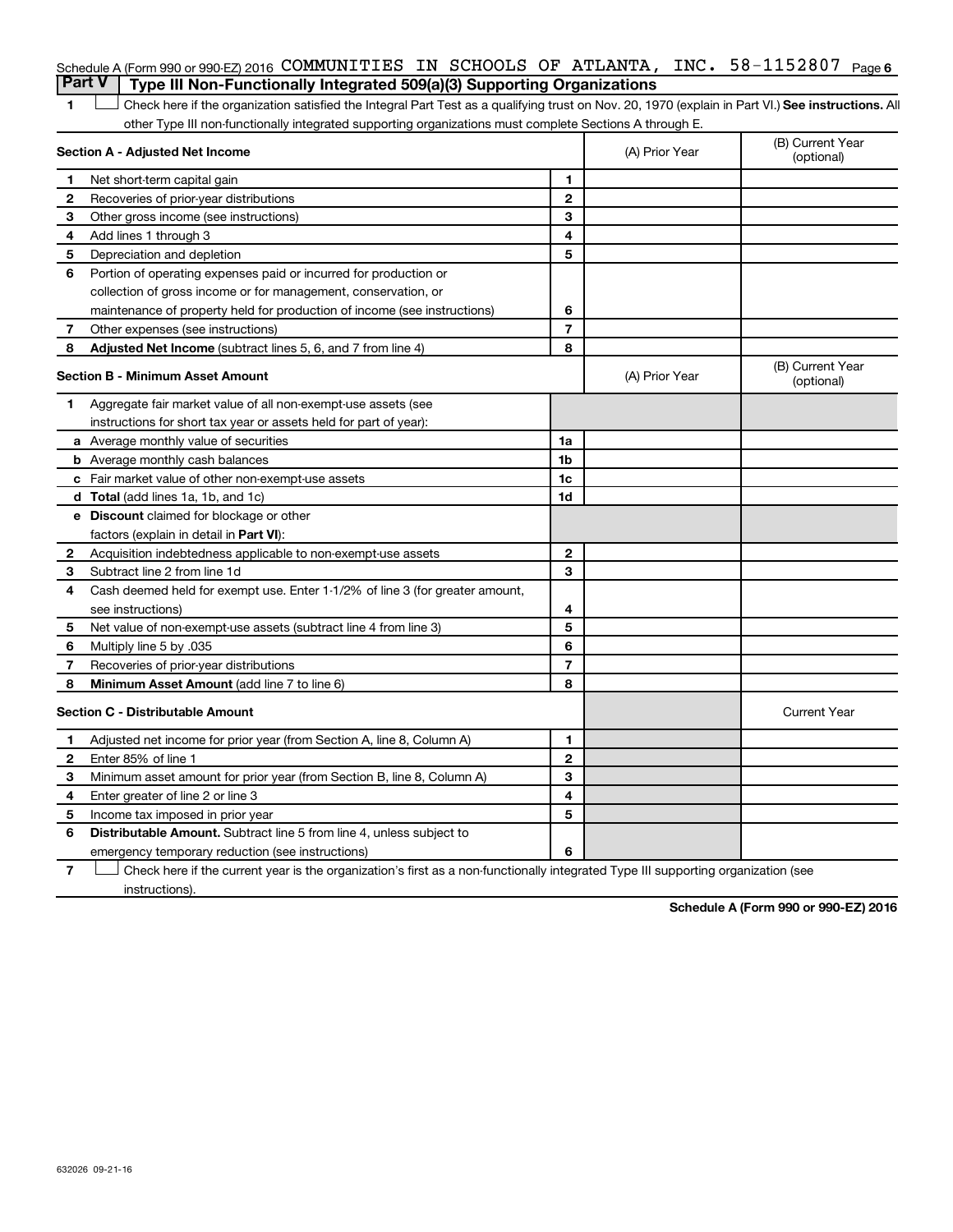Schedule A (Form 990 or 990-EZ) 2016 COMMUNITIES IN SCHOOLS OF ATLANTA, INC. 58-1152807 Page 6

## Part V Type III Non-Functionally Integrated 509(a)(3) Supporting Organizations

1 ☐ Check here if the organization satisfied the Integral Part Test as a qualifying trust on Nov. 20, 1970 (explain in Part VI.) **See instructions.** All other Type III non-functionally integrated supporting organizations must complete Sections A through E.

| **Section A - Adjusted Net Income** | | | (A) Prior Year | (B) Current Year (optional) |
|---|---|---|---|---|
| 1 | Net short-term capital gain | 1 | | |
| 2 | Recoveries of prior-year distributions | 2 | | |
| 3 | Other gross income (see instructions) | 3 | | |
| 4 | Add lines 1 through 3 | 4 | | |
| 5 | Depreciation and depletion | 5 | | |
| 6 | Portion of operating expenses paid or incurred for production or collection of gross income or for management, conservation, or maintenance of property held for production of income (see instructions) | 6 | | |
| 7 | Other expenses (see instructions) | 7 | | |
| 8 | **Adjusted Net Income** (subtract lines 5, 6, and 7 from line 4) | 8 | | |

| **Section B - Minimum Asset Amount** | | | (A) Prior Year | (B) Current Year (optional) |
|---|---|---|---|---|
| 1 | Aggregate fair market value of all non-exempt-use assets (see instructions for short tax year or assets held for part of year): | | | |
| a | Average monthly value of securities | 1a | | |
| b | Average monthly cash balances | 1b | | |
| c | Fair market value of other non-exempt-use assets | 1c | | |
| d | **Total** (add lines 1a, 1b, and 1c) | 1d | | |
| e | **Discount** claimed for blockage or other factors (explain in detail in **Part VI**): | | | |
| 2 | Acquisition indebtedness applicable to non-exempt-use assets | 2 | | |
| 3 | Subtract line 2 from line 1d | 3 | | |
| 4 | Cash deemed held for exempt use. Enter 1-1/2% of line 3 (for greater amount, see instructions) | 4 | | |
| 5 | Net value of non-exempt-use assets (subtract line 4 from line 3) | 5 | | |
| 6 | Multiply line 5 by .035 | 6 | | |
| 7 | Recoveries of prior-year distributions | 7 | | |
| 8 | **Minimum Asset Amount** (add line 7 to line 6) | 8 | | |

| **Section C - Distributable Amount** | | | | Current Year |
|---|---|---|---|---|
| 1 | Adjusted net income for prior year (from Section A, line 8, Column A) | 1 | | |
| 2 | Enter 85% of line 1 | 2 | | |
| 3 | Minimum asset amount for prior year (from Section B, line 8, Column A) | 3 | | |
| 4 | Enter greater of line 2 or line 3 | 4 | | |
| 5 | Income tax imposed in prior year | 5 | | |
| 6 | **Distributable Amount.** Subtract line 5 from line 4, unless subject to emergency temporary reduction (see instructions) | 6 | | |

7 ☐ Check here if the current year is the organization's first as a non-functionally integrated Type III supporting organization (see instructions).

**Schedule A (Form 990 or 990-EZ) 2016**

632026 09-21-16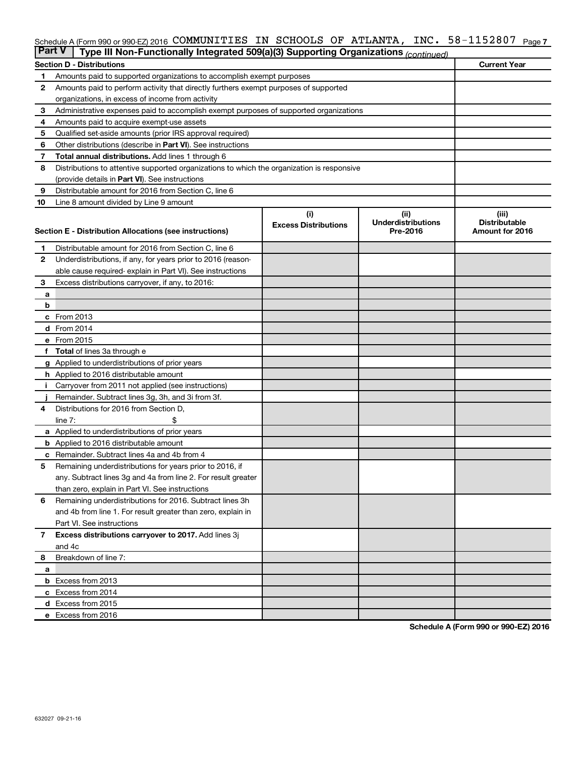Schedule A (Form 990 or 990-EZ) 2016 COMMUNITIES IN SCHOOLS OF ATLANTA, INC. 58-1152807 Page 7

## Part V | Type III Non-Functionally Integrated 509(a)(3) Supporting Organizations *(continued)*

| Section D - Distributions | | Current Year |
|---|---|---|
| 1 | Amounts paid to supported organizations to accomplish exempt purposes | |
| 2 | Amounts paid to perform activity that directly furthers exempt purposes of supported organizations, in excess of income from activity | |
| 3 | Administrative expenses paid to accomplish exempt purposes of supported organizations | |
| 4 | Amounts paid to acquire exempt-use assets | |
| 5 | Qualified set-aside amounts (prior IRS approval required) | |
| 6 | Other distributions (describe in **Part VI**). See instructions | |
| 7 | **Total annual distributions.** Add lines 1 through 6 | |
| 8 | Distributions to attentive supported organizations to which the organization is responsive (provide details in **Part VI**). See instructions | |
| 9 | Distributable amount for 2016 from Section C, line 6 | |
| 10 | Line 8 amount divided by Line 9 amount | |

| Section E - Distribution Allocations (see instructions) | | (i) Excess Distributions | (ii) Underdistributions Pre-2016 | (iii) Distributable Amount for 2016 |
|---|---|---|---|---|
| 1 | Distributable amount for 2016 from Section C, line 6 | | | |
| 2 | Underdistributions, if any, for years prior to 2016 (reasonable cause required- explain in Part VI). See instructions | | | |
| 3 | Excess distributions carryover, if any, to 2016: | | | |
| a | | | | |
| b | | | | |
| c | From 2013 | | | |
| d | From 2014 | | | |
| e | From 2015 | | | |
| f | **Total** of lines 3a through e | | | |
| g | Applied to underdistributions of prior years | | | |
| h | Applied to 2016 distributable amount | | | |
| i | Carryover from 2011 not applied (see instructions) | | | |
| j | Remainder. Subtract lines 3g, 3h, and 3i from 3f. | | | |
| 4 | Distributions for 2016 from Section D, line 7: $ | | | |
| a | Applied to underdistributions of prior years | | | |
| b | Applied to 2016 distributable amount | | | |
| c | Remainder. Subtract lines 4a and 4b from 4 | | | |
| 5 | Remaining underdistributions for years prior to 2016, if any. Subtract lines 3g and 4a from line 2. For result greater than zero, explain in Part VI. See instructions | | | |
| 6 | Remaining underdistributions for 2016. Subtract lines 3h and 4b from line 1. For result greater than zero, explain in Part VI. See instructions | | | |
| 7 | **Excess distributions carryover to 2017.** Add lines 3j and 4c | | | |
| 8 | Breakdown of line 7: | | | |
| a | | | | |
| b | Excess from 2013 | | | |
| c | Excess from 2014 | | | |
| d | Excess from 2015 | | | |
| e | Excess from 2016 | | | |

**Schedule A (Form 990 or 990-EZ) 2016**

632027 09-21-16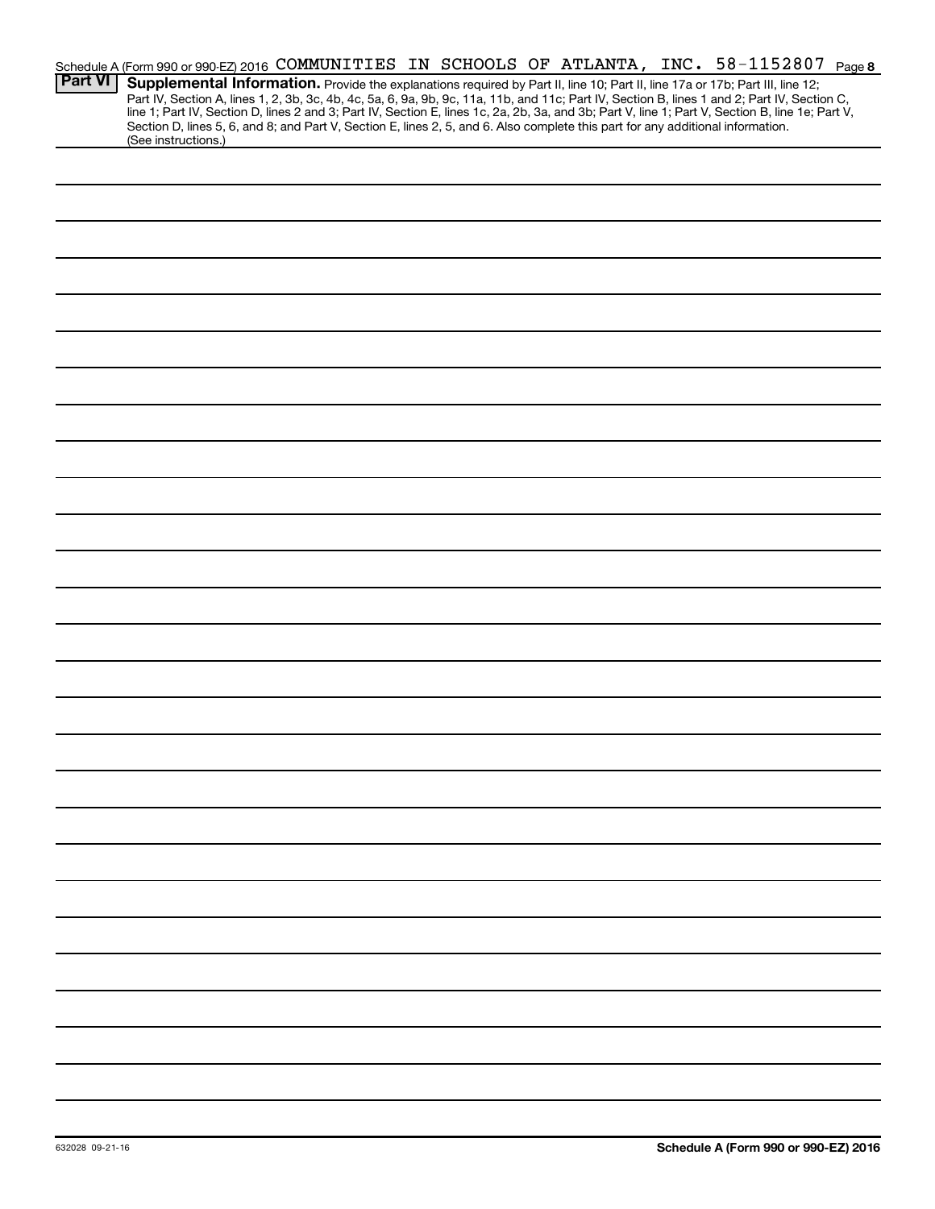Schedule A (Form 990 or 990-EZ) 2016 COMMUNITIES IN SCHOOLS OF ATLANTA, INC. 58-1152807 Page **8**

## Part VI Supplemental Information.

Provide the explanations required by Part II, line 10; Part II, line 17a or 17b; Part III, line 12; Part IV, Section A, lines 1, 2, 3b, 3c, 4b, 4c, 5a, 6, 9a, 9b, 9c, 11a, 11b, and 11c; Part IV, Section B, lines 1 and 2; Part IV, Section C, line 1; Part IV, Section D, lines 2 and 3; Part IV, Section E, lines 1c, 2a, 2b, 3a, and 3b; Part V, line 1; Part V, Section B, line 1e; Part V, Section D, lines 5, 6, and 8; and Part V, Section E, lines 2, 5, and 6. Also complete this part for any additional information. (See instructions.)

632028 09-21-16

**Schedule A (Form 990 or 990-EZ) 2016**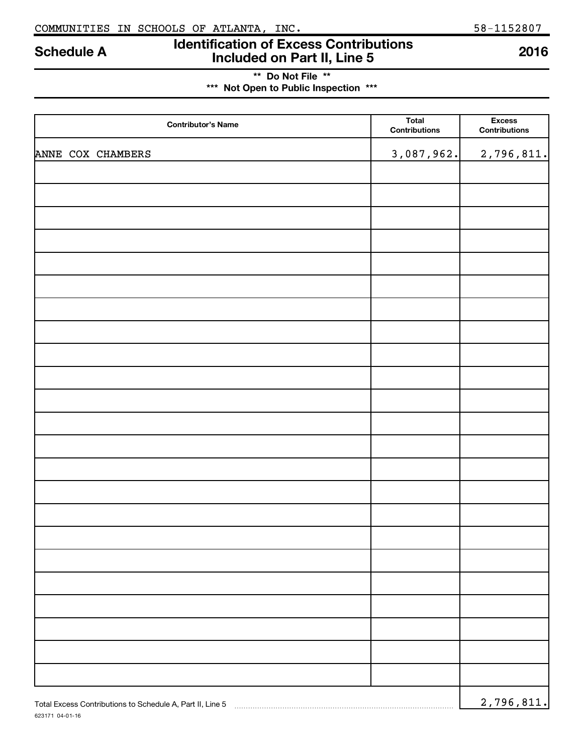COMMUNITIES IN SCHOOLS OF ATLANTA, INC. 58-1152807

# Schedule A — Identification of Excess Contributions Included on Part II, Line 5 — 2016

**\*\* Do Not File \*\***

**\*\*\* Not Open to Public Inspection \*\*\***

| Contributor's Name | Total Contributions | Excess Contributions |
|---|---|---|
| ANNE COX CHAMBERS | 3,087,962. | 2,796,811. |
| | | |
| | | |
| | | |
| | | |
| | | |
| | | |
| | | |
| | | |
| | | |
| | | |
| | | |
| | | |
| | | |
| | | |
| | | |
| | | |
| | | |
| | | |
| | | |
| | | |
| | | |
| | | |
| | | |

Total Excess Contributions to Schedule A, Part II, Line 5 ........ 2,796,811.

623171 04-01-16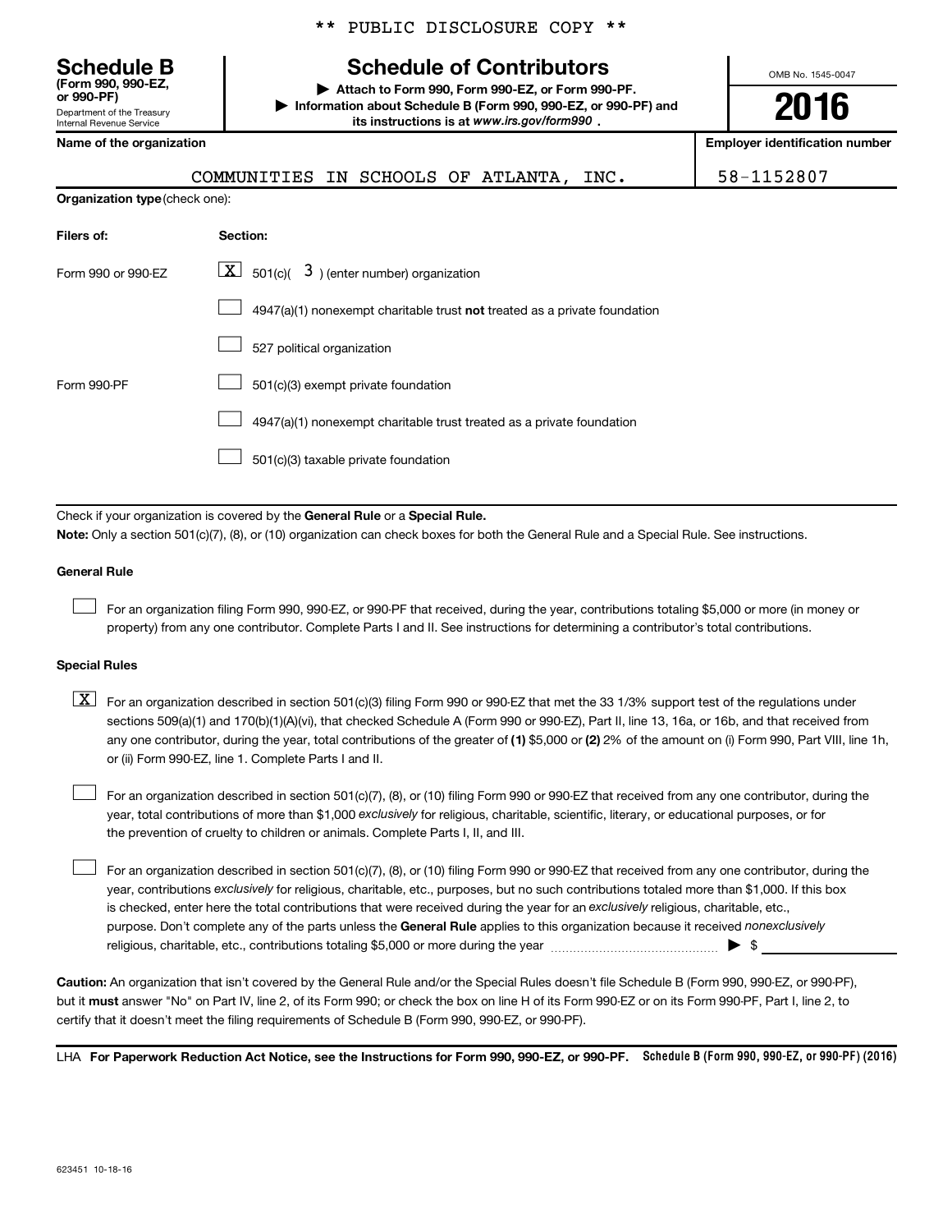** PUBLIC DISCLOSURE COPY **

**Schedule B**
**(Form 990, 990-EZ, or 990-PF)**
Department of the Treasury
Internal Revenue Service

# Schedule of Contributors

▶ **Attach to Form 990, Form 990-EZ, or Form 990-PF.**
▶ **Information about Schedule B (Form 990, 990-EZ, or 990-PF) and its instructions is at www.irs.gov/form990 .**

OMB No. 1545-0047

**2016**

| **Name of the organization** | **Employer identification number** |
|---|---|
| COMMUNITIES IN SCHOOLS OF ATLANTA, INC. | 58-1152807 |

**Organization type** (check one):

| **Filers of:** | **Section:** |
|---|---|
| Form 990 or 990-EZ | [X] 501(c)( 3 ) (enter number) organization |
| | [ ] 4947(a)(1) nonexempt charitable trust **not** treated as a private foundation |
| | [ ] 527 political organization |
| Form 990-PF | [ ] 501(c)(3) exempt private foundation |
| | [ ] 4947(a)(1) nonexempt charitable trust treated as a private foundation |
| | [ ] 501(c)(3) taxable private foundation |

Check if your organization is covered by the **General Rule** or a **Special Rule.**

**Note:** Only a section 501(c)(7), (8), or (10) organization can check boxes for both the General Rule and a Special Rule. See instructions.

**General Rule**

[ ] For an organization filing Form 990, 990-EZ, or 990-PF that received, during the year, contributions totaling $5,000 or more (in money or property) from any one contributor. Complete Parts I and II. See instructions for determining a contributor's total contributions.

**Special Rules**

[X] For an organization described in section 501(c)(3) filing Form 990 or 990-EZ that met the 33 1/3% support test of the regulations under sections 509(a)(1) and 170(b)(1)(A)(vi), that checked Schedule A (Form 990 or 990-EZ), Part II, line 13, 16a, or 16b, and that received from any one contributor, during the year, total contributions of the greater of **(1)** $5,000 or **(2)** 2% of the amount on (i) Form 990, Part VIII, line 1h, or (ii) Form 990-EZ, line 1. Complete Parts I and II.

[ ] For an organization described in section 501(c)(7), (8), or (10) filing Form 990 or 990-EZ that received from any one contributor, during the year, total contributions of more than $1,000 *exclusively* for religious, charitable, scientific, literary, or educational purposes, or for the prevention of cruelty to children or animals. Complete Parts I, II, and III.

[ ] For an organization described in section 501(c)(7), (8), or (10) filing Form 990 or 990-EZ that received from any one contributor, during the year, contributions *exclusively* for religious, charitable, etc., purposes, but no such contributions totaled more than $1,000. If this box is checked, enter here the total contributions that were received during the year for an *exclusively* religious, charitable, etc., purpose. Don't complete any of the parts unless the **General Rule** applies to this organization because it received *nonexclusively* religious, charitable, etc., contributions totaling $5,000 or more during the year ▶ $ ____________

**Caution:** An organization that isn't covered by the General Rule and/or the Special Rules doesn't file Schedule B (Form 990, 990-EZ, or 990-PF), but it **must** answer "No" on Part IV, line 2, of its Form 990; or check the box on line H of its Form 990-EZ or on its Form 990-PF, Part I, line 2, to certify that it doesn't meet the filing requirements of Schedule B (Form 990, 990-EZ, or 990-PF).

LHA **For Paperwork Reduction Act Notice, see the Instructions for Form 990, 990-EZ, or 990-PF.** **Schedule B (Form 990, 990-EZ, or 990-PF) (2016)**

623451 10-18-16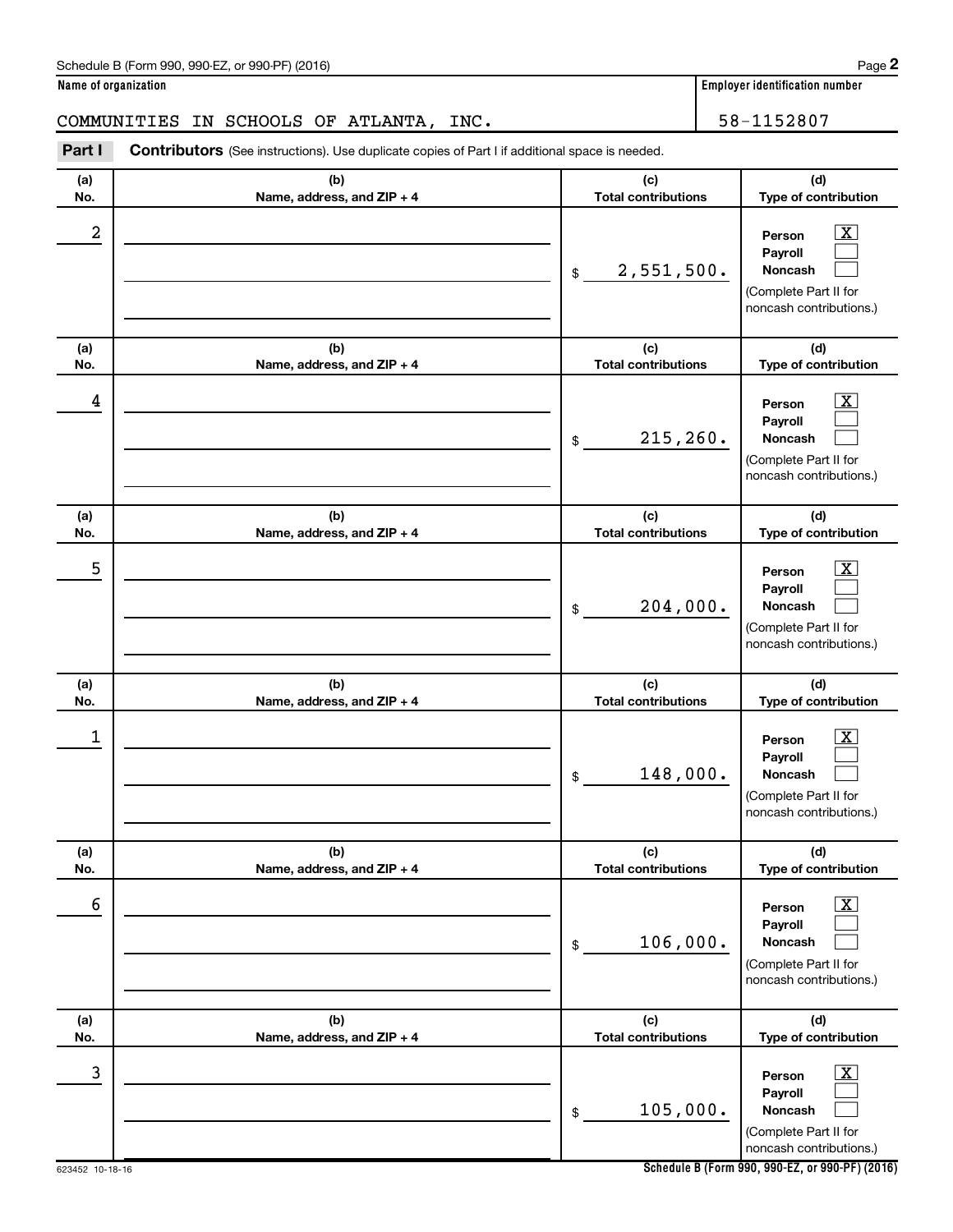Schedule B (Form 990, 990-EZ, or 990-PF) (2016) Page **2**

**Name of organization** | **Employer identification number**

COMMUNITIES IN SCHOOLS OF ATLANTA, INC. | 58-1152807

**Part I** **Contributors** (See instructions). Use duplicate copies of Part I if additional space is needed.

| (a) No. | (b) Name, address, and ZIP + 4 | (c) Total contributions | (d) Type of contribution |
|---|---|---|---|
| 2 | | $ 2,551,500. | Person [X] Payroll [ ] Noncash [ ] (Complete Part II for noncash contributions.) |
| 4 | | $ 215,260. | Person [X] Payroll [ ] Noncash [ ] (Complete Part II for noncash contributions.) |
| 5 | | $ 204,000. | Person [X] Payroll [ ] Noncash [ ] (Complete Part II for noncash contributions.) |
| 1 | | $ 148,000. | Person [X] Payroll [ ] Noncash [ ] (Complete Part II for noncash contributions.) |
| 6 | | $ 106,000. | Person [X] Payroll [ ] Noncash [ ] (Complete Part II for noncash contributions.) |
| 3 | | $ 105,000. | Person [X] Payroll [ ] Noncash [ ] (Complete Part II for noncash contributions.) |

623452 10-18-16 **Schedule B (Form 990, 990-EZ, or 990-PF) (2016)**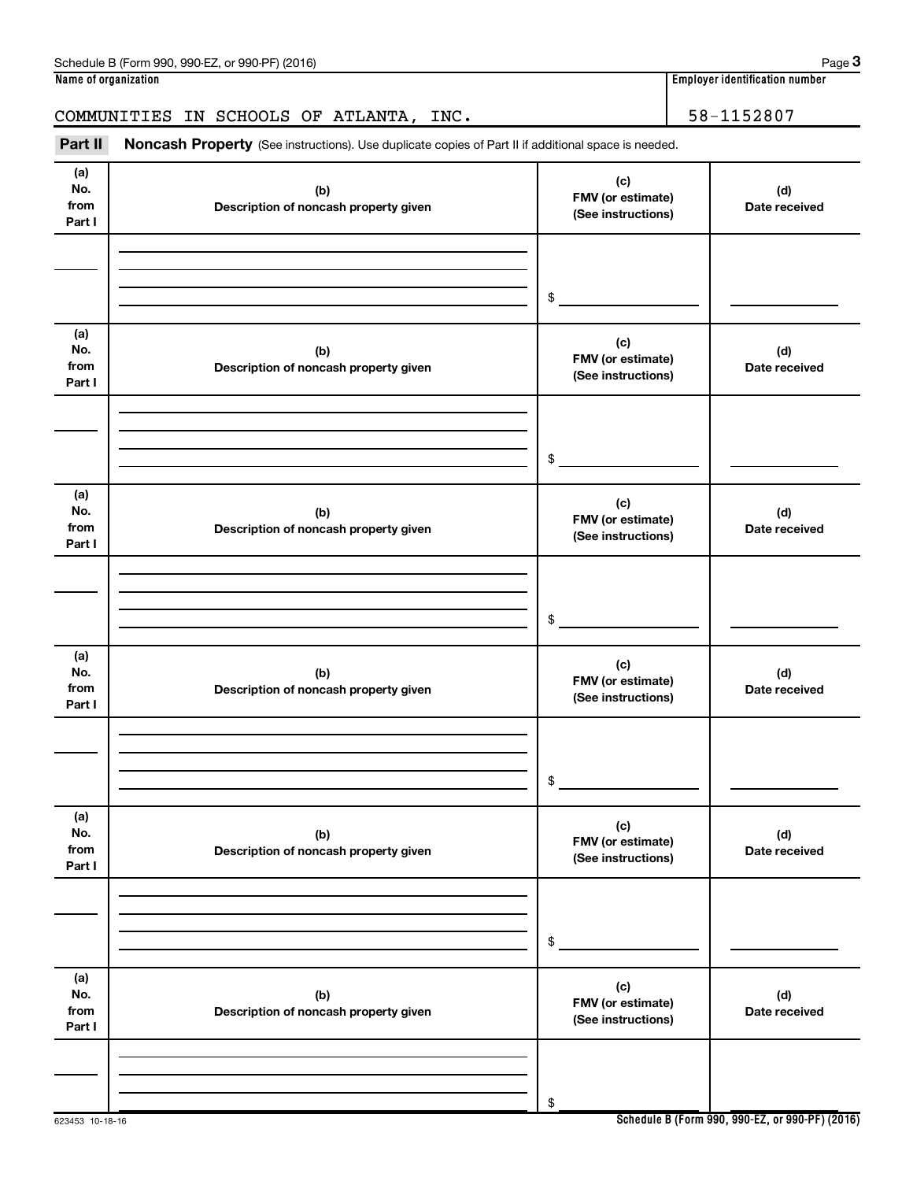Name of organization: COMMUNITIES IN SCHOOLS OF ATLANTA, INC.

Employer identification number: 58-1152807

**Part II** **Noncash Property** (See instructions). Use duplicate copies of Part II if additional space is needed.

| (a) No. from Part I | (b) Description of noncash property given | (c) FMV (or estimate) (See instructions) | (d) Date received |
|---|---|---|---|
| | | $ | |

| (a) No. from Part I | (b) Description of noncash property given | (c) FMV (or estimate) (See instructions) | (d) Date received |
|---|---|---|---|
| | | $ | |

| (a) No. from Part I | (b) Description of noncash property given | (c) FMV (or estimate) (See instructions) | (d) Date received |
|---|---|---|---|
| | | $ | |

| (a) No. from Part I | (b) Description of noncash property given | (c) FMV (or estimate) (See instructions) | (d) Date received |
|---|---|---|---|
| | | $ | |

| (a) No. from Part I | (b) Description of noncash property given | (c) FMV (or estimate) (See instructions) | (d) Date received |
|---|---|---|---|
| | | $ | |

| (a) No. from Part I | (b) Description of noncash property given | (c) FMV (or estimate) (See instructions) | (d) Date received |
|---|---|---|---|
| | | $ | |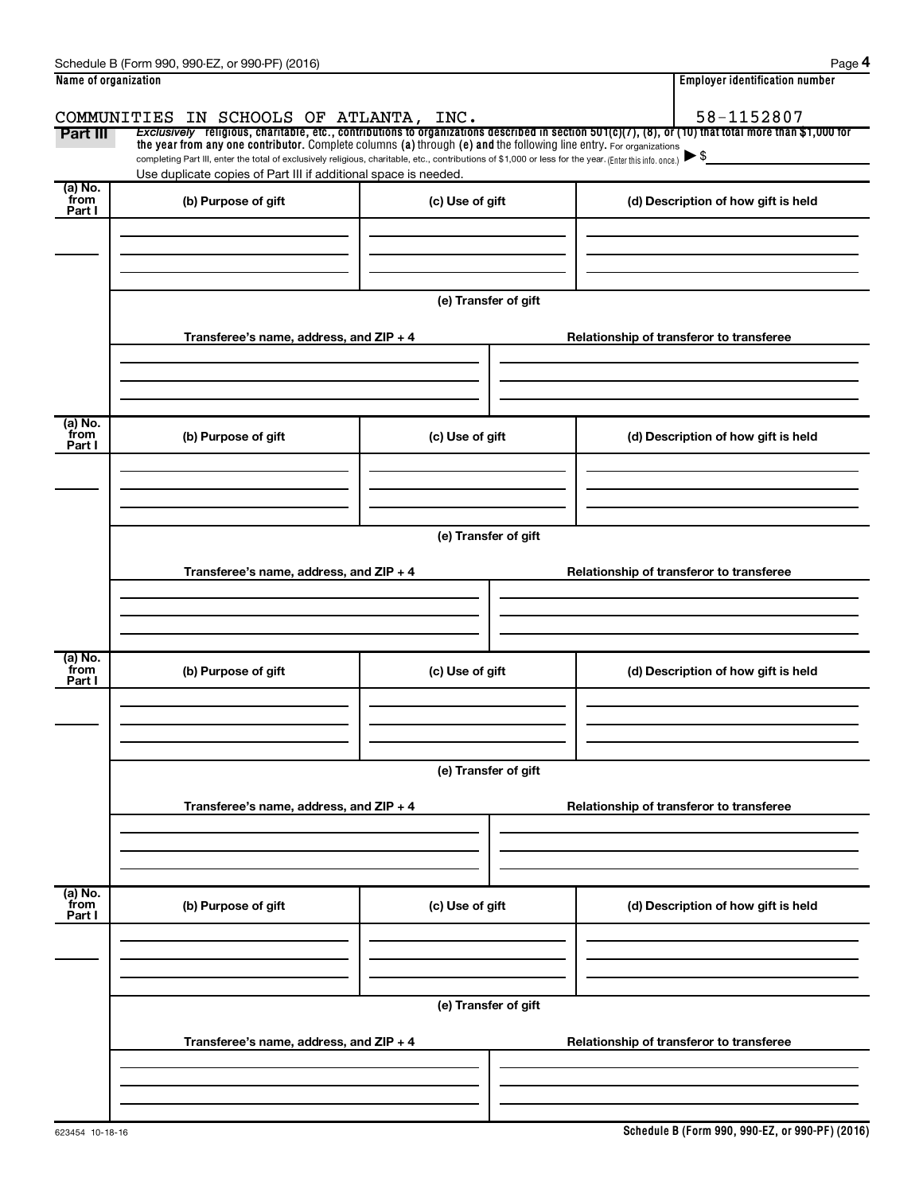**Name of organization**

COMMUNITIES IN SCHOOLS OF ATLANTA, INC.

**Employer identification number**

58-1152807

**Part III** *Exclusively* religious, charitable, etc., contributions to organizations described in section 501(c)(7), (8), or (10) that total more than $1,000 for the year from any one contributor. Complete columns (a) through (e) and the following line entry. For organizations completing Part III, enter the total of exclusively religious, charitable, etc., contributions of $1,000 or less for the year. (Enter this info. once.) ▶ $

Use duplicate copies of Part III if additional space is needed.

| (a) No. from Part I | (b) Purpose of gift | (c) Use of gift | (d) Description of how gift is held |
|---|---|---|---|
| | | | |

(e) Transfer of gift

| Transferee's name, address, and ZIP + 4 | Relationship of transferor to transferee |
|---|---|
| | |

| (a) No. from Part I | (b) Purpose of gift | (c) Use of gift | (d) Description of how gift is held |
|---|---|---|---|
| | | | |

(e) Transfer of gift

| Transferee's name, address, and ZIP + 4 | Relationship of transferor to transferee |
|---|---|
| | |

| (a) No. from Part I | (b) Purpose of gift | (c) Use of gift | (d) Description of how gift is held |
|---|---|---|---|
| | | | |

(e) Transfer of gift

| Transferee's name, address, and ZIP + 4 | Relationship of transferor to transferee |
|---|---|
| | |

| (a) No. from Part I | (b) Purpose of gift | (c) Use of gift | (d) Description of how gift is held |
|---|---|---|---|
| | | | |

(e) Transfer of gift

| Transferee's name, address, and ZIP + 4 | Relationship of transferor to transferee |
|---|---|
| | |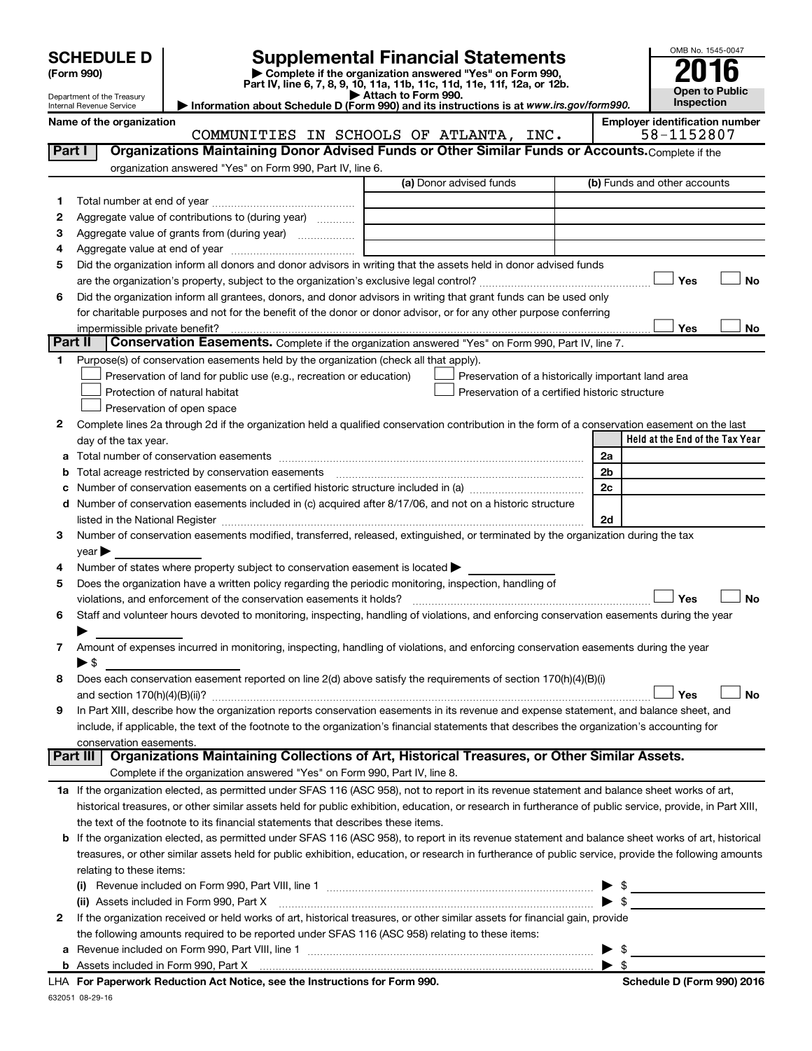# SCHEDULE D (Form 990)

Department of the Treasury
Internal Revenue Service

## Supplemental Financial Statements

▶ Complete if the organization answered "Yes" on Form 990, Part IV, line 6, 7, 8, 9, 10, 11a, 11b, 11c, 11d, 11e, 11f, 12a, or 12b.
▶ Attach to Form 990.
▶ Information about Schedule D (Form 990) and its instructions is at www.irs.gov/form990.

OMB No. 1545-0047

**2016**

**Open to Public Inspection**

**Name of the organization:** COMMUNITIES IN SCHOOLS OF ATLANTA, INC.

**Employer identification number:** 58-1152807

## Part I Organizations Maintaining Donor Advised Funds or Other Similar Funds or Accounts.
Complete if the organization answered "Yes" on Form 990, Part IV, line 6.

| | | (a) Donor advised funds | (b) Funds and other accounts |
|---|---|---|---|
| 1 | Total number at end of year | | |
| 2 | Aggregate value of contributions to (during year) | | |
| 3 | Aggregate value of grants from (during year) | | |
| 4 | Aggregate value at end of year | | |

5 Did the organization inform all donors and donor advisors in writing that the assets held in donor advised funds are the organization's property, subject to the organization's exclusive legal control? ☐ Yes ☐ No

6 Did the organization inform all grantees, donors, and donor advisors in writing that grant funds can be used only for charitable purposes and not for the benefit of the donor or donor advisor, or for any other purpose conferring impermissible private benefit? ☐ Yes ☐ No

## Part II Conservation Easements.
Complete if the organization answered "Yes" on Form 990, Part IV, line 7.

1 Purpose(s) of conservation easements held by the organization (check all that apply).

- ☐ Preservation of land for public use (e.g., recreation or education)
- ☐ Preservation of a historically important land area
- ☐ Protection of natural habitat
- ☐ Preservation of a certified historic structure
- ☐ Preservation of open space

2 Complete lines 2a through 2d if the organization held a qualified conservation contribution in the form of a conservation easement on the last day of the tax year.

| | | | Held at the End of the Tax Year |
|---|---|---|---|
| a | Total number of conservation easements | 2a | |
| b | Total acreage restricted by conservation easements | 2b | |
| c | Number of conservation easements on a certified historic structure included in (a) | 2c | |
| d | Number of conservation easements included in (c) acquired after 8/17/06, and not on a historic structure listed in the National Register | 2d | |

3 Number of conservation easements modified, transferred, released, extinguished, or terminated by the organization during the tax year ▶

4 Number of states where property subject to conservation easement is located ▶

5 Does the organization have a written policy regarding the periodic monitoring, inspection, handling of violations, and enforcement of the conservation easements it holds? ☐ Yes ☐ No

6 Staff and volunteer hours devoted to monitoring, inspecting, handling of violations, and enforcing conservation easements during the year ▶

7 Amount of expenses incurred in monitoring, inspecting, handling of violations, and enforcing conservation easements during the year ▶ $

8 Does each conservation easement reported on line 2(d) above satisfy the requirements of section 170(h)(4)(B)(i) and section 170(h)(4)(B)(ii)? ☐ Yes ☐ No

9 In Part XIII, describe how the organization reports conservation easements in its revenue and expense statement, and balance sheet, and include, if applicable, the text of the footnote to the organization's financial statements that describes the organization's accounting for conservation easements.

## Part III Organizations Maintaining Collections of Art, Historical Treasures, or Other Similar Assets.
Complete if the organization answered "Yes" on Form 990, Part IV, line 8.

1a If the organization elected, as permitted under SFAS 116 (ASC 958), not to report in its revenue statement and balance sheet works of art, historical treasures, or other similar assets held for public exhibition, education, or research in furtherance of public service, provide, in Part XIII, the text of the footnote to its financial statements that describes these items.

b If the organization elected, as permitted under SFAS 116 (ASC 958), to report in its revenue statement and balance sheet works of art, historical treasures, or other similar assets held for public exhibition, education, or research in furtherance of public service, provide the following amounts relating to these items:

(i) Revenue included on Form 990, Part VIII, line 1 ▶ $

(ii) Assets included in Form 990, Part X ▶ $

2 If the organization received or held works of art, historical treasures, or other similar assets for financial gain, provide the following amounts required to be reported under SFAS 116 (ASC 958) relating to these items:

a Revenue included on Form 990, Part VIII, line 1 ▶ $

b Assets included in Form 990, Part X ▶ $

LHA For Paperwork Reduction Act Notice, see the Instructions for Form 990. Schedule D (Form 990) 2016

632051 08-29-16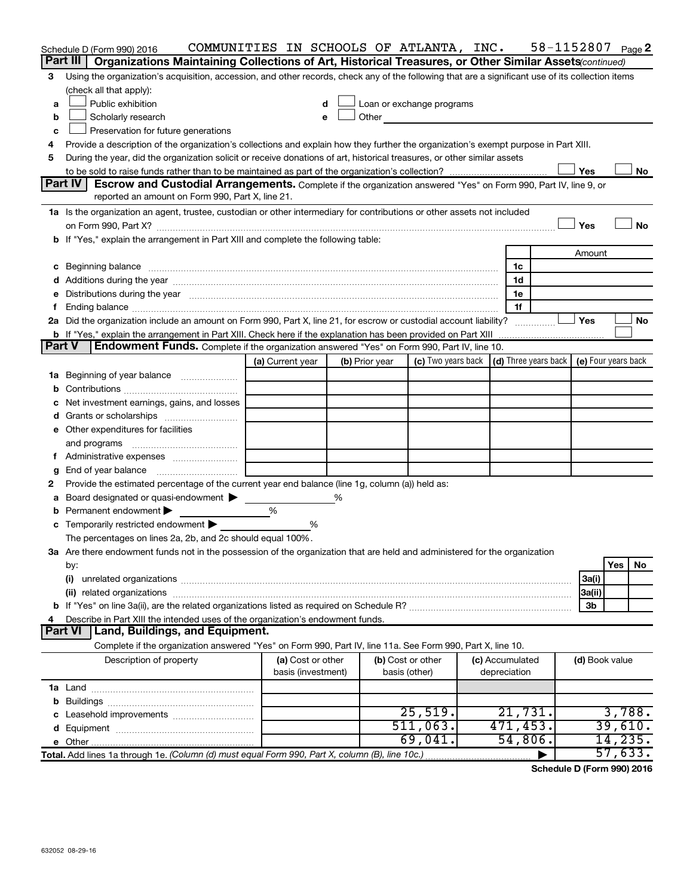Schedule D (Form 990) 2016 COMMUNITIES IN SCHOOLS OF ATLANTA, INC. 58-1152807 Page 2

## Part III Organizations Maintaining Collections of Art, Historical Treasures, or Other Similar Assets *(continued)*

3 Using the organization's acquisition, accession, and other records, check any of the following that are a significant use of its collection items (check all that apply):

- a ☐ Public exhibition
- b ☐ Scholarly research
- c ☐ Preservation for future generations
- d ☐ Loan or exchange programs
- e ☐ Other

4 Provide a description of the organization's collections and explain how they further the organization's exempt purpose in Part XIII.

5 During the year, did the organization solicit or receive donations of art, historical treasures, or other similar assets to be sold to raise funds rather than to be maintained as part of the organization's collection? ☐ Yes ☐ No

## Part IV Escrow and Custodial Arrangements.

Complete if the organization answered "Yes" on Form 990, Part IV, line 9, or reported an amount on Form 990, Part X, line 21.

1a Is the organization an agent, trustee, custodian or other intermediary for contributions or other assets not included on Form 990, Part X? ☐ Yes ☐ No

b If "Yes," explain the arrangement in Part XIII and complete the following table:

| | | Amount |
|---|---|---|
| c Beginning balance | 1c | |
| d Additions during the year | 1d | |
| e Distributions during the year | 1e | |
| f Ending balance | 1f | |

2a Did the organization include an amount on Form 990, Part X, line 21, for escrow or custodial account liability? ☐ Yes ☐ No

b If "Yes," explain the arrangement in Part XIII. Check here if the explanation has been provided on Part XIII ☐

## Part V Endowment Funds.

Complete if the organization answered "Yes" on Form 990, Part IV, line 10.

| | (a) Current year | (b) Prior year | (c) Two years back | (d) Three years back | (e) Four years back |
|---|---|---|---|---|---|
| 1a Beginning of year balance | | | | | |
| b Contributions | | | | | |
| c Net investment earnings, gains, and losses | | | | | |
| d Grants or scholarships | | | | | |
| e Other expenditures for facilities and programs | | | | | |
| f Administrative expenses | | | | | |
| g End of year balance | | | | | |

2 Provide the estimated percentage of the current year end balance (line 1g, column (a)) held as:

- a Board designated or quasi-endowment ▶ %
- b Permanent endowment ▶ %
- c Temporarily restricted endowment ▶ %

The percentages on lines 2a, 2b, and 2c should equal 100%.

3a Are there endowment funds not in the possession of the organization that are held and administered for the organization by:

| | | Yes | No |
|---|---|---|---|
| (i) unrelated organizations | 3a(i) | | |
| (ii) related organizations | 3a(ii) | | |
| b If "Yes" on line 3a(ii), are the related organizations listed as required on Schedule R? | 3b | | |

4 Describe in Part XIII the intended uses of the organization's endowment funds.

## Part VI Land, Buildings, and Equipment.

Complete if the organization answered "Yes" on Form 990, Part IV, line 11a. See Form 990, Part X, line 10.

| Description of property | (a) Cost or other basis (investment) | (b) Cost or other basis (other) | (c) Accumulated depreciation | (d) Book value |
|---|---|---|---|---|
| 1a Land | | | | |
| b Buildings | | | | |
| c Leasehold improvements | | 25,519. | 21,731. | 3,788. |
| d Equipment | | 511,063. | 471,453. | 39,610. |
| e Other | | 69,041. | 54,806. | 14,235. |
| Total. Add lines 1a through 1e. *(Column (d) must equal Form 990, Part X, column (B), line 10c.)* | | | ▶ | 57,633. |

Schedule D (Form 990) 2016

632052 08-29-16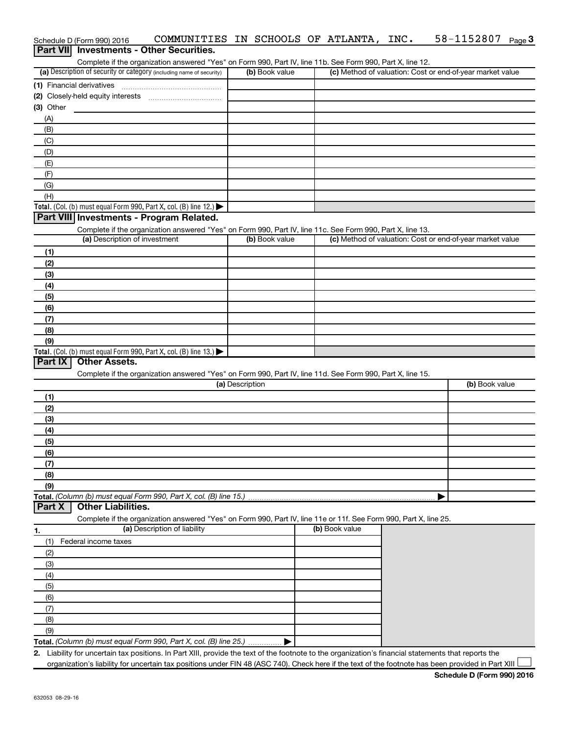Schedule D (Form 990) 2016 COMMUNITIES IN SCHOOLS OF ATLANTA, INC. 58-1152807 Page 3

## Part VII Investments - Other Securities.

Complete if the organization answered "Yes" on Form 990, Part IV, line 11b. See Form 990, Part X, line 12.

| (a) Description of security or category (including name of security) | (b) Book value | (c) Method of valuation: Cost or end-of-year market value |
|---|---|---|
| (1) Financial derivatives | | |
| (2) Closely-held equity interests | | |
| (3) Other | | |
| (A) | | |
| (B) | | |
| (C) | | |
| (D) | | |
| (E) | | |
| (F) | | |
| (G) | | |
| (H) | | |
| **Total.** (Col. (b) must equal Form 990, Part X, col. (B) line 12.) ▶ | | |

## Part VIII Investments - Program Related.

Complete if the organization answered "Yes" on Form 990, Part IV, line 11c. See Form 990, Part X, line 13.

| (a) Description of investment | (b) Book value | (c) Method of valuation: Cost or end-of-year market value |
|---|---|---|
| (1) | | |
| (2) | | |
| (3) | | |
| (4) | | |
| (5) | | |
| (6) | | |
| (7) | | |
| (8) | | |
| (9) | | |
| **Total.** (Col. (b) must equal Form 990, Part X, col. (B) line 13.) ▶ | | |

## Part IX Other Assets.

Complete if the organization answered "Yes" on Form 990, Part IV, line 11d. See Form 990, Part X, line 15.

| (a) Description | (b) Book value |
|---|---|
| (1) | |
| (2) | |
| (3) | |
| (4) | |
| (5) | |
| (6) | |
| (7) | |
| (8) | |
| (9) | |
| **Total.** *(Column (b) must equal Form 990, Part X, col. (B) line 15.)* ▶ | |

## Part X Other Liabilities.

Complete if the organization answered "Yes" on Form 990, Part IV, line 11e or 11f. See Form 990, Part X, line 25.

| 1. (a) Description of liability | (b) Book value |
|---|---|
| (1) Federal income taxes | |
| (2) | |
| (3) | |
| (4) | |
| (5) | |
| (6) | |
| (7) | |
| (8) | |
| (9) | |
| **Total.** *(Column (b) must equal Form 990, Part X, col. (B) line 25.)* ▶ | |

**2.** Liability for uncertain tax positions. In Part XIII, provide the text of the footnote to the organization's financial statements that reports the organization's liability for uncertain tax positions under FIN 48 (ASC 740). Check here if the text of the footnote has been provided in Part XIII ☐

**Schedule D (Form 990) 2016**

632053 08-29-16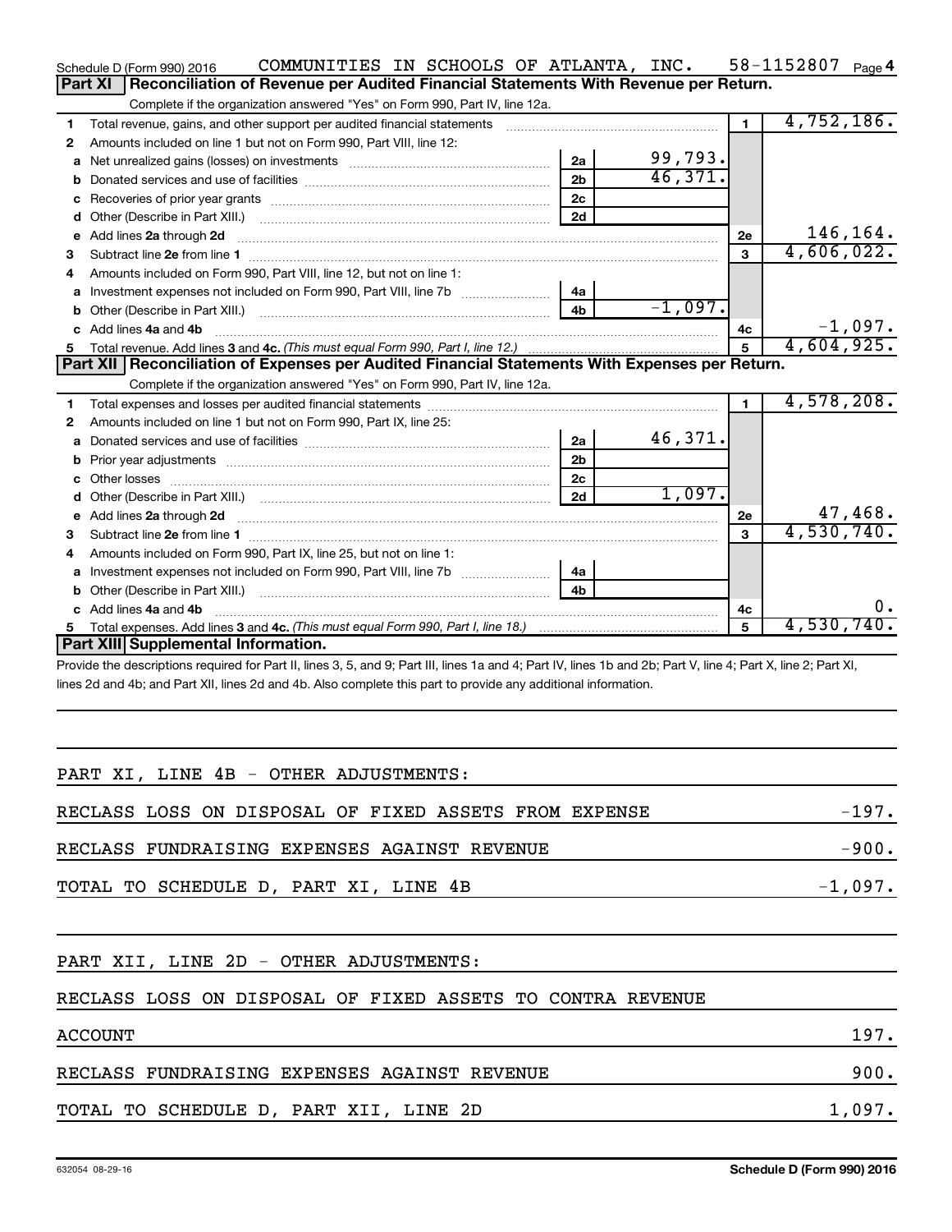Schedule D (Form 990) 2016 COMMUNITIES IN SCHOOLS OF ATLANTA, INC. 58-1152807 Page 4

## Part XI Reconciliation of Revenue per Audited Financial Statements With Revenue per Return.

Complete if the organization answered "Yes" on Form 990, Part IV, line 12a.

| | | | | | |
|---|---|---|---|---|---|
| 1 | Total revenue, gains, and other support per audited financial statements | | | 1 | 4,752,186. |
| 2 | Amounts included on line 1 but not on Form 990, Part VIII, line 12: | | | | |
| a | Net unrealized gains (losses) on investments | 2a | 99,793. | | |
| b | Donated services and use of facilities | 2b | 46,371. | | |
| c | Recoveries of prior year grants | 2c | | | |
| d | Other (Describe in Part XIII.) | 2d | | | |
| e | Add lines 2a through 2d | | | 2e | 146,164. |
| 3 | Subtract line 2e from line 1 | | | 3 | 4,606,022. |
| 4 | Amounts included on Form 990, Part VIII, line 12, but not on line 1: | | | | |
| a | Investment expenses not included on Form 990, Part VIII, line 7b | 4a | | | |
| b | Other (Describe in Part XIII.) | 4b | -1,097. | | |
| c | Add lines 4a and 4b | | | 4c | -1,097. |
| 5 | Total revenue. Add lines 3 and 4c. *(This must equal Form 990, Part I, line 12.)* | | | 5 | 4,604,925. |

## Part XII Reconciliation of Expenses per Audited Financial Statements With Expenses per Return.

Complete if the organization answered "Yes" on Form 990, Part IV, line 12a.

| | | | | | |
|---|---|---|---|---|---|
| 1 | Total expenses and losses per audited financial statements | | | 1 | 4,578,208. |
| 2 | Amounts included on line 1 but not on Form 990, Part IX, line 25: | | | | |
| a | Donated services and use of facilities | 2a | 46,371. | | |
| b | Prior year adjustments | 2b | | | |
| c | Other losses | 2c | | | |
| d | Other (Describe in Part XIII.) | 2d | 1,097. | | |
| e | Add lines 2a through 2d | | | 2e | 47,468. |
| 3 | Subtract line 2e from line 1 | | | 3 | 4,530,740. |
| 4 | Amounts included on Form 990, Part IX, line 25, but not on line 1: | | | | |
| a | Investment expenses not included on Form 990, Part VIII, line 7b | 4a | | | |
| b | Other (Describe in Part XIII.) | 4b | | | |
| c | Add lines 4a and 4b | | | 4c | 0. |
| 5 | Total expenses. Add lines 3 and 4c. *(This must equal Form 990, Part I, line 18.)* | | | 5 | 4,530,740. |

## Part XIII Supplemental Information.

Provide the descriptions required for Part II, lines 3, 5, and 9; Part III, lines 1a and 4; Part IV, lines 1b and 2b; Part V, line 4; Part X, line 2; Part XI, lines 2d and 4b; and Part XII, lines 2d and 4b. Also complete this part to provide any additional information.

PART XI, LINE 4B - OTHER ADJUSTMENTS:

| | |
|---|---|
| RECLASS LOSS ON DISPOSAL OF FIXED ASSETS FROM EXPENSE | -197. |
| RECLASS FUNDRAISING EXPENSES AGAINST REVENUE | -900. |
| TOTAL TO SCHEDULE D, PART XI, LINE 4B | -1,097. |

PART XII, LINE 2D - OTHER ADJUSTMENTS:

| | |
|---|---|
| RECLASS LOSS ON DISPOSAL OF FIXED ASSETS TO CONTRA REVENUE ACCOUNT | 197. |
| RECLASS FUNDRAISING EXPENSES AGAINST REVENUE | 900. |
| TOTAL TO SCHEDULE D, PART XII, LINE 2D | 1,097. |

632054 08-29-16 **Schedule D (Form 990) 2016**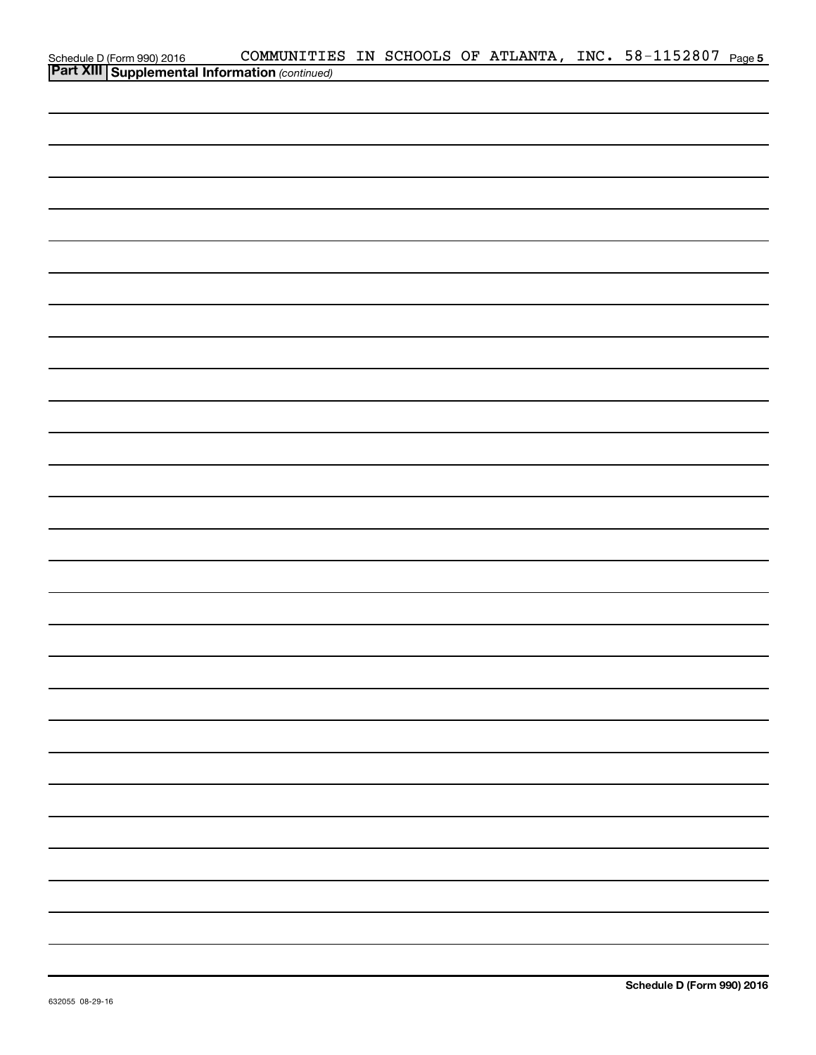Schedule D (Form 990) 2016 COMMUNITIES IN SCHOOLS OF ATLANTA, INC. 58-1152807 Page 5

**Part XIII Supplemental Information** *(continued)*

**Schedule D (Form 990) 2016**

632055 08-29-16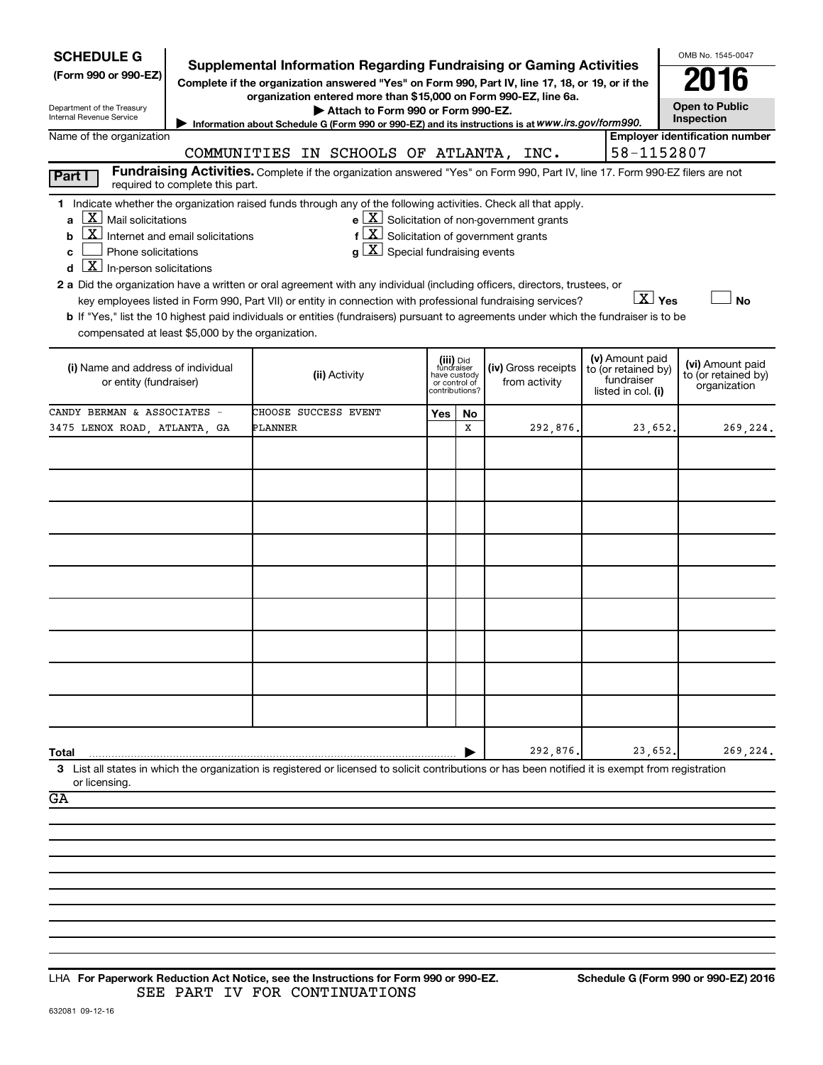**SCHEDULE G**
**(Form 990 or 990-EZ)**

Department of the Treasury
Internal Revenue Service

# Supplemental Information Regarding Fundraising or Gaming Activities

**Complete if the organization answered "Yes" on Form 990, Part IV, line 17, 18, or 19, or if the organization entered more than $15,000 on Form 990-EZ, line 6a.**

▶ Attach to Form 990 or Form 990-EZ.

▶ Information about Schedule G (Form 990 or 990-EZ) and its instructions is at *www.irs.gov/form990.*

OMB No. 1545-0047

**2016**

**Open to Public Inspection**

Name of the organization: COMMUNITIES IN SCHOOLS OF ATLANTA, INC.

**Employer identification number:** 58-1152807

**Part I** **Fundraising Activities.** Complete if the organization answered "Yes" on Form 990, Part IV, line 17. Form 990-EZ filers are not required to complete this part.

**1** Indicate whether the organization raised funds through any of the following activities. Check all that apply.

- **a** [X] Mail solicitations
- **b** [X] Internet and email solicitations
- **c** [ ] Phone solicitations
- **d** [X] In-person solicitations
- **e** [X] Solicitation of non-government grants
- **f** [X] Solicitation of government grants
- **g** [X] Special fundraising events

**2 a** Did the organization have a written or oral agreement with any individual (including officers, directors, trustees, or key employees listed in Form 990, Part VII) or entity in connection with professional fundraising services? [X] **Yes** [ ] **No**

**b** If "Yes," list the 10 highest paid individuals or entities (fundraisers) pursuant to agreements under which the fundraiser is to be compensated at least $5,000 by the organization.

| (i) Name and address of individual or entity (fundraiser) | (ii) Activity | (iii) Did fundraiser have custody or control of contributions? Yes | No | (iv) Gross receipts from activity | (v) Amount paid to (or retained by) fundraiser listed in col. (i) | (vi) Amount paid to (or retained by) organization |
|---|---|---|---|---|---|---|
| CANDY BERMAN & ASSOCIATES - 3475 LENOX ROAD, ATLANTA, GA | CHOOSE SUCCESS EVENT PLANNER | | X | 292,876. | 23,652. | 269,224. |
| | | | | | | |
| | | | | | | |
| | | | | | | |
| | | | | | | |
| | | | | | | |
| | | | | | | |
| | | | | | | |
| | | | | | | |
| | | | | | | |
| **Total** | | | | 292,876. | 23,652. | 269,224. |

**3** List all states in which the organization is registered or licensed to solicit contributions or has been notified it is exempt from registration or licensing.

GA

LHA **For Paperwork Reduction Act Notice, see the Instructions for Form 990 or 990-EZ.** **Schedule G (Form 990 or 990-EZ) 2016**

SEE PART IV FOR CONTINUATIONS

632081 09-12-16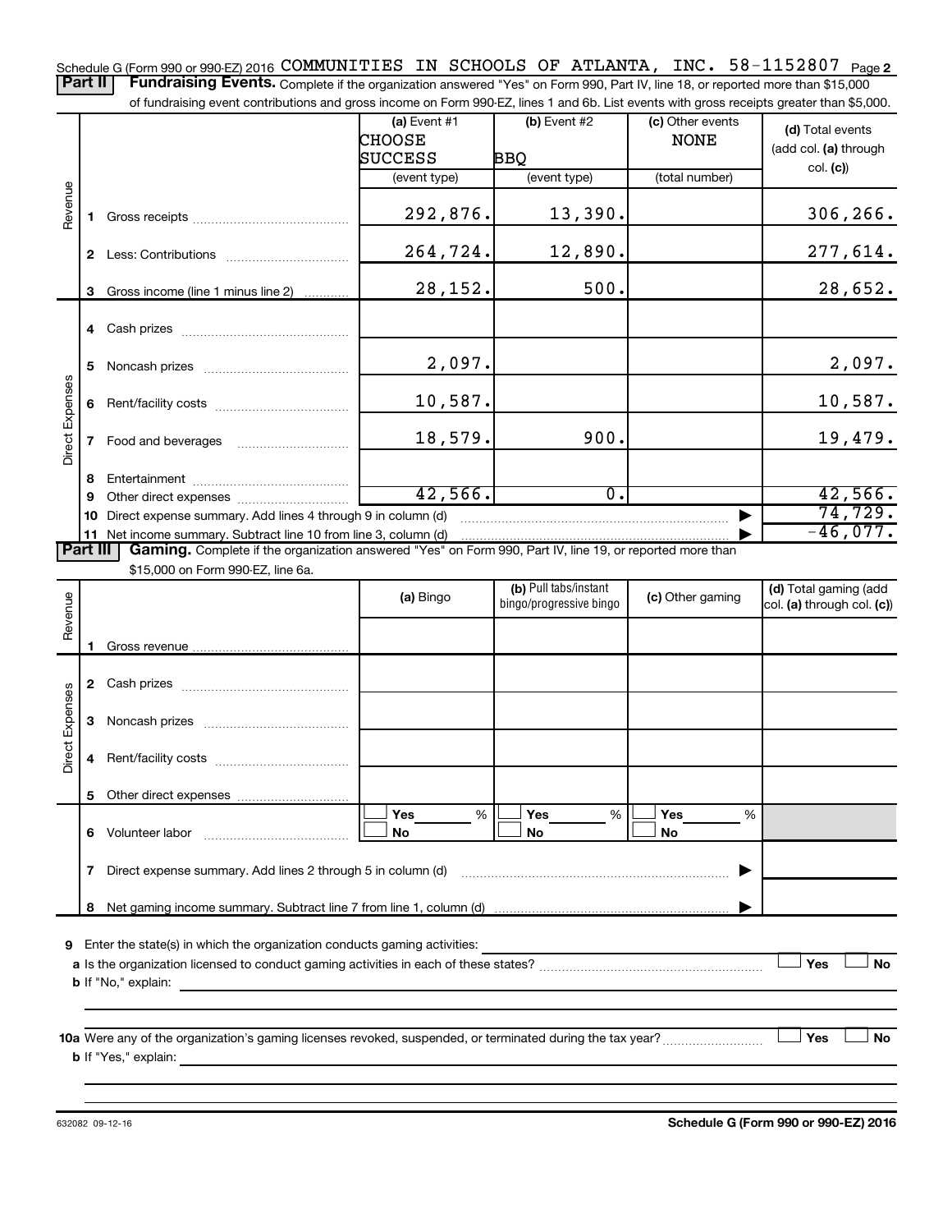Schedule G (Form 990 or 990-EZ) 2016 COMMUNITIES IN SCHOOLS OF ATLANTA, INC. 58-1152807 Page 2

**Part II** **Fundraising Events.** Complete if the organization answered "Yes" on Form 990, Part IV, line 18, or reported more than $15,000 of fundraising event contributions and gross income on Form 990-EZ, lines 1 and 6b. List events with gross receipts greater than $5,000.

| | | (a) Event #1 CHOOSE SUCCESS (event type) | (b) Event #2 BBQ (event type) | (c) Other events NONE (total number) | (d) Total events (add col. (a) through col. (c)) |
|---|---|---|---|---|---|
| Revenue | 1 Gross receipts | 292,876. | 13,390. | | 306,266. |
| | 2 Less: Contributions | 264,724. | 12,890. | | 277,614. |
| | 3 Gross income (line 1 minus line 2) | 28,152. | 500. | | 28,652. |
| Direct Expenses | 4 Cash prizes | | | | |
| | 5 Noncash prizes | 2,097. | | | 2,097. |
| | 6 Rent/facility costs | 10,587. | | | 10,587. |
| | 7 Food and beverages | 18,579. | 900. | | 19,479. |
| | 8 Entertainment | | | | |
| | 9 Other direct expenses | 42,566. | 0. | | 42,566. |
| | 10 Direct expense summary. Add lines 4 through 9 in column (d) | | | ▶ | 74,729. |
| | 11 Net income summary. Subtract line 10 from line 3, column (d) | | | ▶ | -46,077. |

**Part III** **Gaming.** Complete if the organization answered "Yes" on Form 990, Part IV, line 19, or reported more than $15,000 on Form 990-EZ, line 6a.

| | | (a) Bingo | (b) Pull tabs/instant bingo/progressive bingo | (c) Other gaming | (d) Total gaming (add col. (a) through col. (c)) |
|---|---|---|---|---|---|
| Revenue | 1 Gross revenue | | | | |
| Direct Expenses | 2 Cash prizes | | | | |
| | 3 Noncash prizes | | | | |
| | 4 Rent/facility costs | | | | |
| | 5 Other direct expenses | | | | |
| | 6 Volunteer labor | ☐ Yes ___ % ☐ No | ☐ Yes ___ % ☐ No | ☐ Yes ___ % ☐ No | |
| | 7 Direct expense summary. Add lines 2 through 5 in column (d) | | | ▶ | |
| | 8 Net gaming income summary. Subtract line 7 from line 1, column (d) | | | ▶ | |

9 Enter the state(s) in which the organization conducts gaming activities: ______

a Is the organization licensed to conduct gaming activities in each of these states? ☐ Yes ☐ No

b If "No," explain: ______

10a Were any of the organization's gaming licenses revoked, suspended, or terminated during the tax year? ☐ Yes ☐ No

b If "Yes," explain: ______

632082 09-12-16

**Schedule G (Form 990 or 990-EZ) 2016**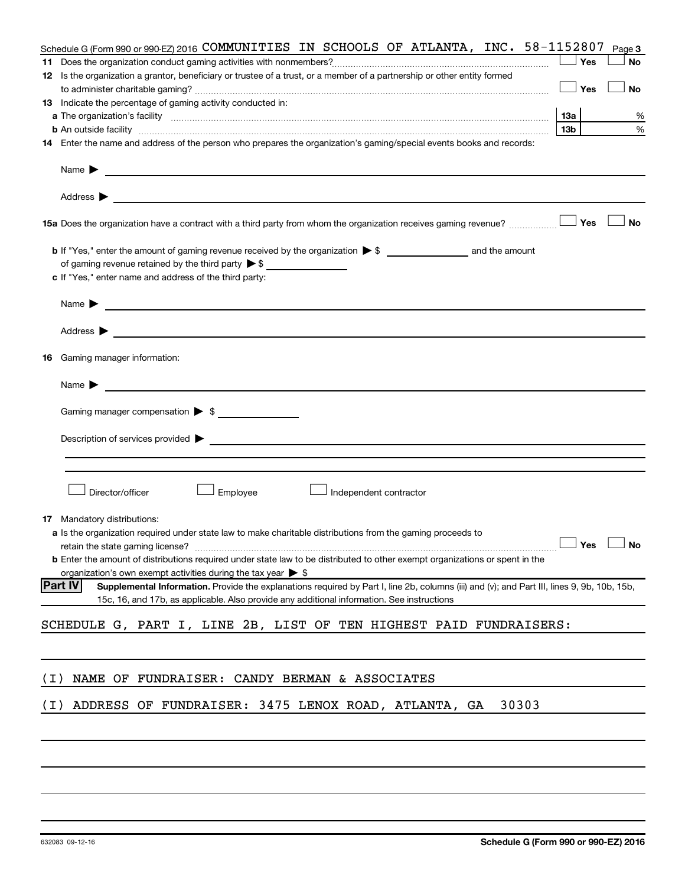Schedule G (Form 990 or 990-EZ) 2016 COMMUNITIES IN SCHOOLS OF ATLANTA, INC. 58-1152807 Page 3

**11** Does the organization conduct gaming activities with nonmembers? ☐ Yes ☐ No

**12** Is the organization a grantor, beneficiary or trustee of a trust, or a member of a partnership or other entity formed to administer charitable gaming? ☐ Yes ☐ No

**13** Indicate the percentage of gaming activity conducted in:

**a** The organization's facility **13a** %

**b** An outside facility **13b** %

**14** Enter the name and address of the person who prepares the organization's gaming/special events books and records:

Name ▶

Address ▶

**15a** Does the organization have a contract with a third party from whom the organization receives gaming revenue? ☐ Yes ☐ No

**b** If "Yes," enter the amount of gaming revenue received by the organization ▶ $ and the amount of gaming revenue retained by the third party ▶ $

**c** If "Yes," enter name and address of the third party:

Name ▶

Address ▶

**16** Gaming manager information:

Name ▶

Gaming manager compensation ▶ $

Description of services provided ▶

☐ Director/officer ☐ Employee ☐ Independent contractor

**17** Mandatory distributions:

**a** Is the organization required under state law to make charitable distributions from the gaming proceeds to retain the state gaming license? ☐ Yes ☐ No

**b** Enter the amount of distributions required under state law to be distributed to other exempt organizations or spent in the organization's own exempt activities during the tax year ▶ $

**Part IV** **Supplemental Information.** Provide the explanations required by Part I, line 2b, columns (iii) and (v); and Part III, lines 9, 9b, 10b, 15b, 15c, 16, and 17b, as applicable. Also provide any additional information. See instructions

SCHEDULE G, PART I, LINE 2B, LIST OF TEN HIGHEST PAID FUNDRAISERS:

(I) NAME OF FUNDRAISER: CANDY BERMAN & ASSOCIATES

(I) ADDRESS OF FUNDRAISER: 3475 LENOX ROAD, ATLANTA, GA 30303

632083 09-12-16 **Schedule G (Form 990 or 990-EZ) 2016**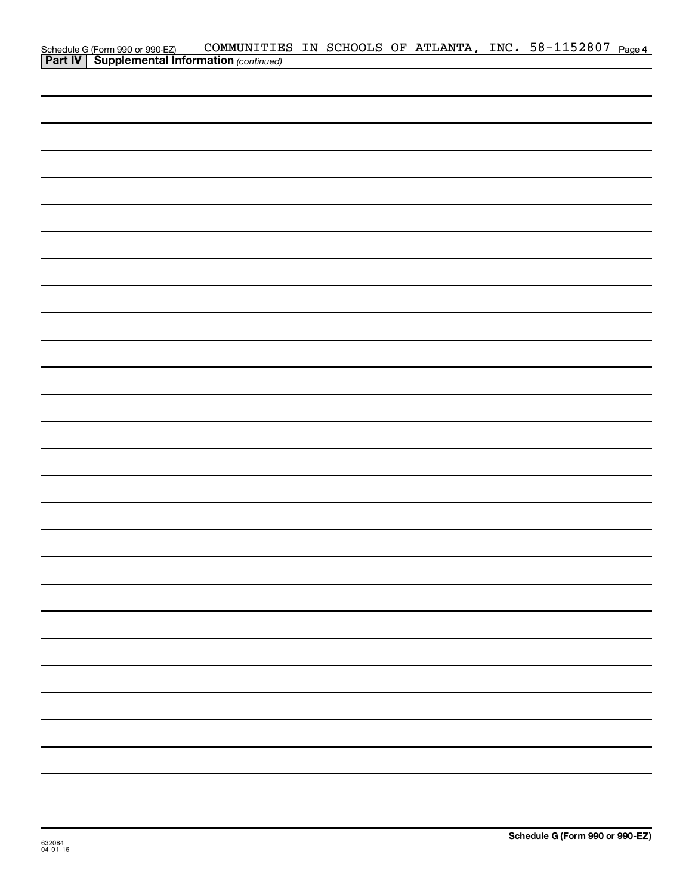Schedule G (Form 990 or 990-EZ) COMMUNITIES IN SCHOOLS OF ATLANTA, INC. 58-1152807 Page 4

**Part IV | Supplemental Information** *(continued)*

632084
04-01-16

**Schedule G (Form 990 or 990-EZ)**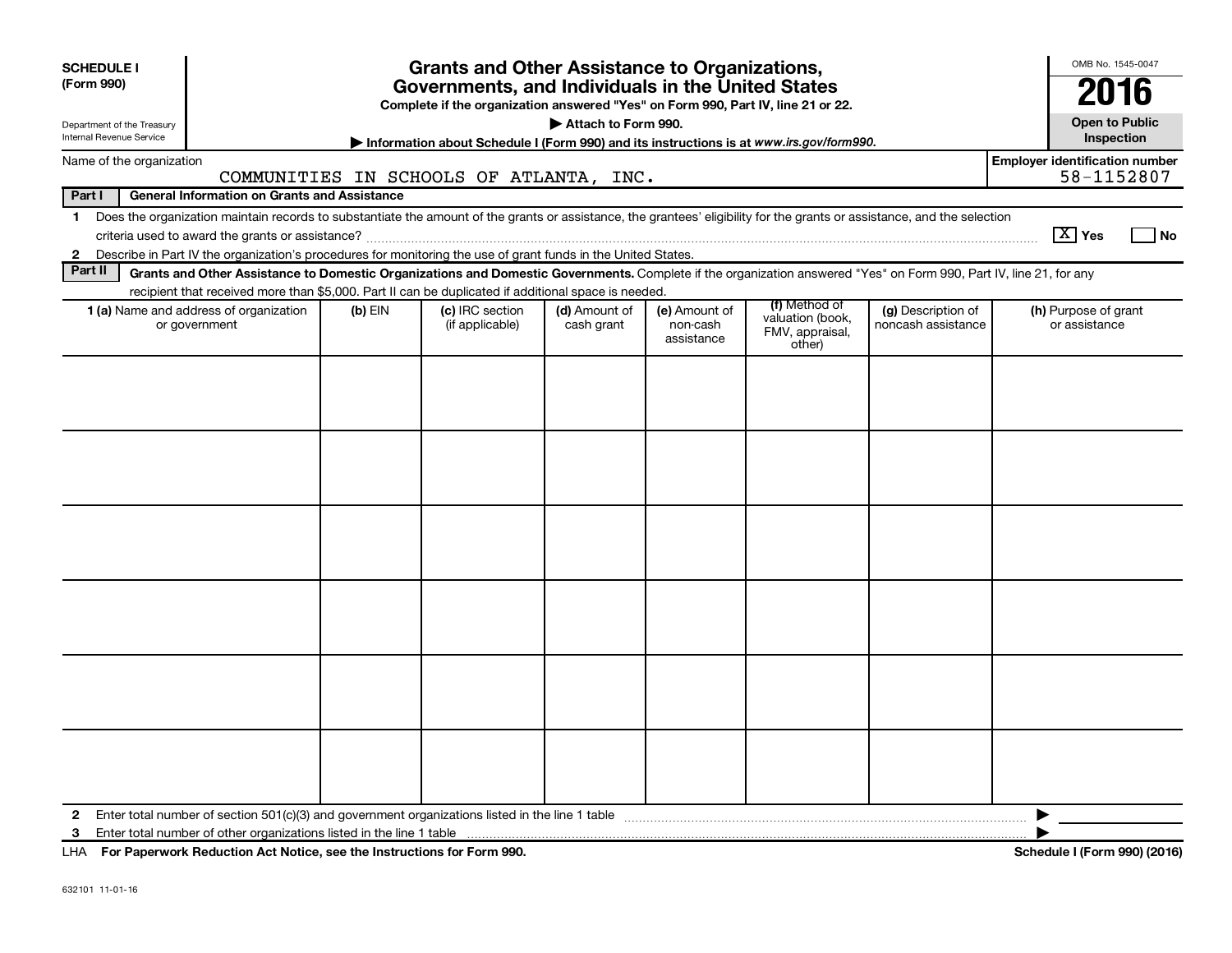**SCHEDULE I**
**(Form 990)**

Department of the Treasury
Internal Revenue Service

# Grants and Other Assistance to Organizations, Governments, and Individuals in the United States

**Complete if the organization answered "Yes" on Form 990, Part IV, line 21 or 22.**

**▶ Attach to Form 990.**

**▶ Information about Schedule I (Form 990) and its instructions is at *www.irs.gov/form990.***

OMB No. 1545-0047

**2016**

**Open to Public Inspection**

Name of the organization: COMMUNITIES IN SCHOOLS OF ATLANTA, INC.

Employer identification number: 58-1152807

**Part I General Information on Grants and Assistance**

1 Does the organization maintain records to substantiate the amount of the grants or assistance, the grantees' eligibility for the grants or assistance, and the selection criteria used to award the grants or assistance? [X] Yes [ ] No

2 Describe in Part IV the organization's procedures for monitoring the use of grant funds in the United States.

**Part II Grants and Other Assistance to Domestic Organizations and Domestic Governments.** Complete if the organization answered "Yes" on Form 990, Part IV, line 21, for any recipient that received more than $5,000. Part II can be duplicated if additional space is needed.

| 1 (a) Name and address of organization or government | (b) EIN | (c) IRC section (if applicable) | (d) Amount of cash grant | (e) Amount of non-cash assistance | (f) Method of valuation (book, FMV, appraisal, other) | (g) Description of noncash assistance | (h) Purpose of grant or assistance |
|---|---|---|---|---|---|---|---|
| | | | | | | | |
| | | | | | | | |
| | | | | | | | |
| | | | | | | | |
| | | | | | | | |
| | | | | | | | |

2 Enter total number of section 501(c)(3) and government organizations listed in the line 1 table ▶

3 Enter total number of other organizations listed in the line 1 table ▶

LHA **For Paperwork Reduction Act Notice, see the Instructions for Form 990.** **Schedule I (Form 990) (2016)**

632101 11-01-16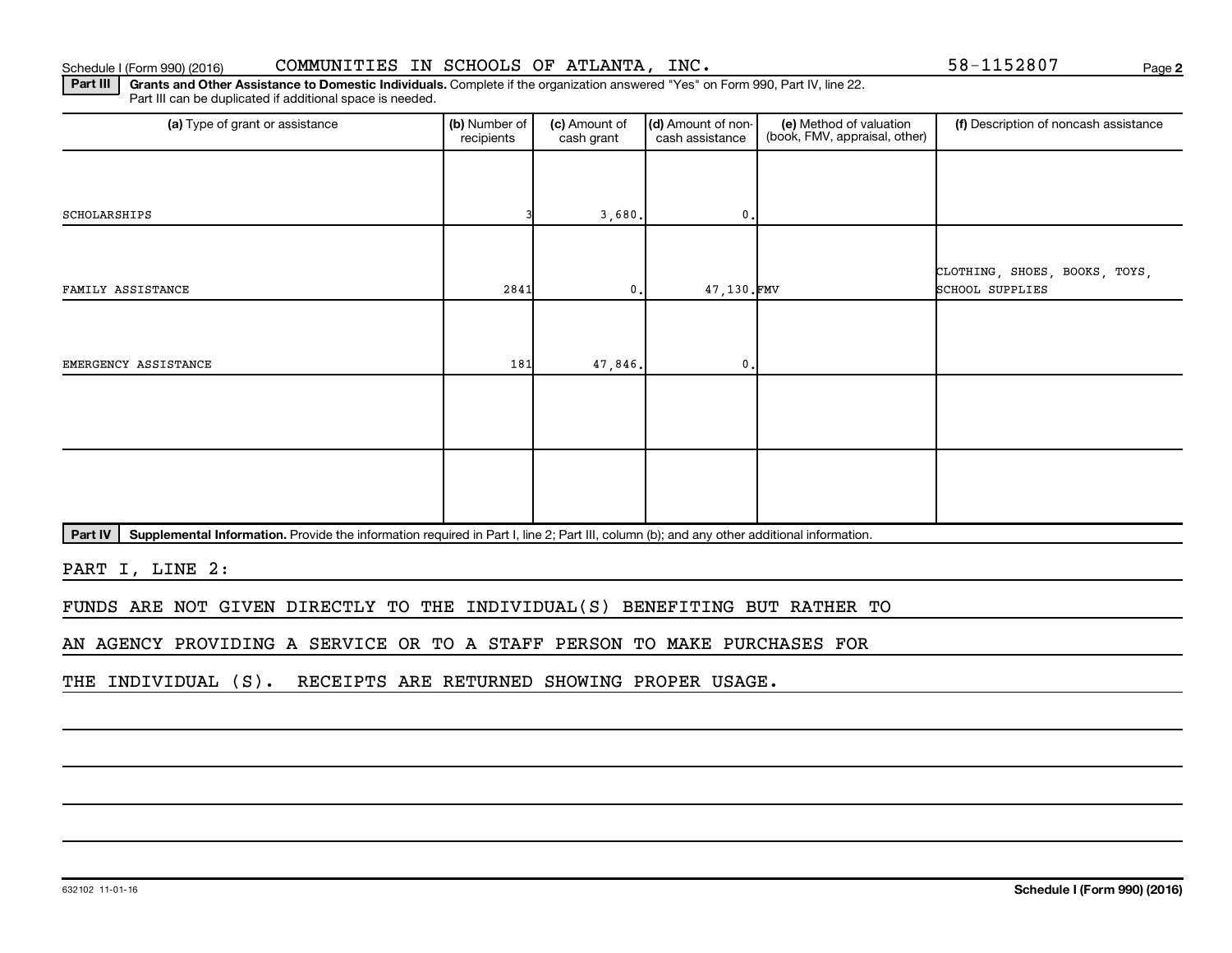Schedule I (Form 990) (2016) COMMUNITIES IN SCHOOLS OF ATLANTA, INC. 58-1152807 Page 2

**Part III Grants and Other Assistance to Domestic Individuals.** Complete if the organization answered "Yes" on Form 990, Part IV, line 22. Part III can be duplicated if additional space is needed.

| (a) Type of grant or assistance | (b) Number of recipients | (c) Amount of cash grant | (d) Amount of non-cash assistance | (e) Method of valuation (book, FMV, appraisal, other) | (f) Description of noncash assistance |
|---|---|---|---|---|---|
| SCHOLARSHIPS | 3 | 3,680. | 0. | | |
| FAMILY ASSISTANCE | 2841 | 0. | 47,130. | FMV | CLOTHING, SHOES, BOOKS, TOYS, SCHOOL SUPPLIES |
| EMERGENCY ASSISTANCE | 181 | 47,846. | 0. | | |
| | | | | | |
| | | | | | |

**Part IV Supplemental Information.** Provide the information required in Part I, line 2; Part III, column (b); and any other additional information.

PART I, LINE 2:

FUNDS ARE NOT GIVEN DIRECTLY TO THE INDIVIDUAL(S) BENEFITING BUT RATHER TO AN AGENCY PROVIDING A SERVICE OR TO A STAFF PERSON TO MAKE PURCHASES FOR THE INDIVIDUAL (S). RECEIPTS ARE RETURNED SHOWING PROPER USAGE.

632102 11-01-16 **Schedule I (Form 990) (2016)**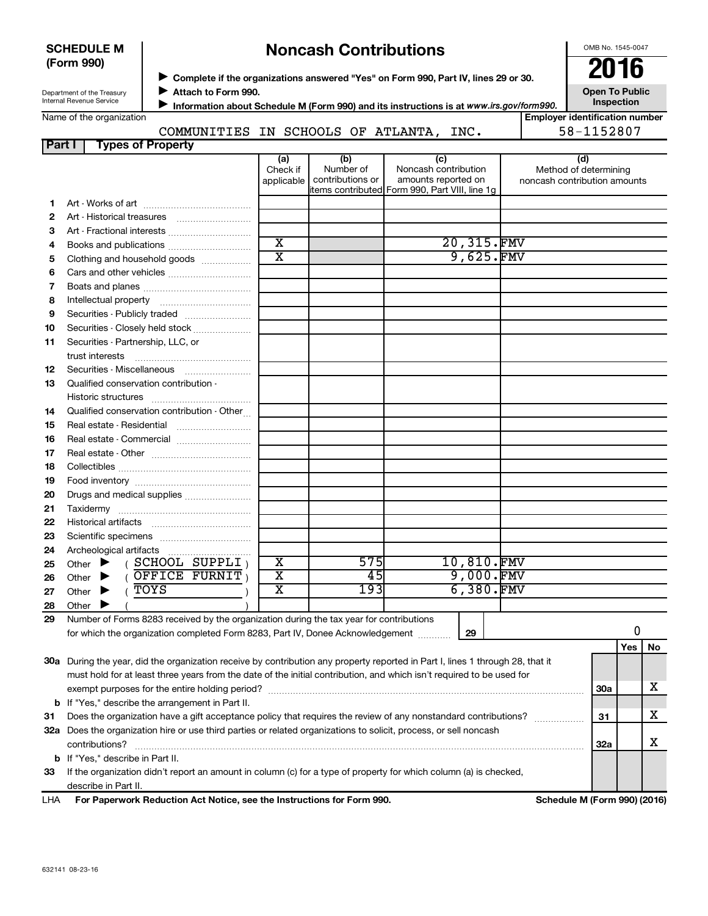**SCHEDULE M (Form 990)**

# Noncash Contributions

OMB No. 1545-0047

**2016**

**Open To Public Inspection**

Department of the Treasury
Internal Revenue Service

▶ **Complete if the organizations answered "Yes" on Form 990, Part IV, lines 29 or 30.**
▶ **Attach to Form 990.**
▶ **Information about Schedule M (Form 990) and its instructions is at *www.irs.gov/form990*.**

Name of the organization: COMMUNITIES IN SCHOOLS OF ATLANTA, INC.

**Employer identification number**: 58-1152807

**Part I — Types of Property**

| | | (a) Check if applicable | (b) Number of contributions or items contributed | (c) Noncash contribution amounts reported on Form 990, Part VIII, line 1g | (d) Method of determining noncash contribution amounts |
|---|---|---|---|---|---|
| 1 | Art - Works of art | | | | |
| 2 | Art - Historical treasures | | | | |
| 3 | Art - Fractional interests | | | | |
| 4 | Books and publications | X | | 20,315. | FMV |
| 5 | Clothing and household goods | X | | 9,625. | FMV |
| 6 | Cars and other vehicles | | | | |
| 7 | Boats and planes | | | | |
| 8 | Intellectual property | | | | |
| 9 | Securities - Publicly traded | | | | |
| 10 | Securities - Closely held stock | | | | |
| 11 | Securities - Partnership, LLC, or trust interests | | | | |
| 12 | Securities - Miscellaneous | | | | |
| 13 | Qualified conservation contribution - Historic structures | | | | |
| 14 | Qualified conservation contribution - Other | | | | |
| 15 | Real estate - Residential | | | | |
| 16 | Real estate - Commercial | | | | |
| 17 | Real estate - Other | | | | |
| 18 | Collectibles | | | | |
| 19 | Food inventory | | | | |
| 20 | Drugs and medical supplies | | | | |
| 21 | Taxidermy | | | | |
| 22 | Historical artifacts | | | | |
| 23 | Scientific specimens | | | | |
| 24 | Archeological artifacts | | | | |
| 25 | Other ▶ ( SCHOOL SUPPLI ) | X | 575 | 10,810. | FMV |
| 26 | Other ▶ ( OFFICE FURNIT ) | X | 45 | 9,000. | FMV |
| 27 | Other ▶ ( TOYS ) | X | 193 | 6,380. | FMV |
| 28 | Other ▶ ( ) | | | | |

**29** Number of Forms 8283 received by the organization during the tax year for contributions for which the organization completed Form 8283, Part IV, Donee Acknowledgement ..... **29** | 0

| | | | Yes | No |
|---|---|---|---|---|
| **30a** | During the year, did the organization receive by contribution any property reported in Part I, lines 1 through 28, that it must hold for at least three years from the date of the initial contribution, and which isn't required to be used for exempt purposes for the entire holding period? | 30a | | X |
| **b** | If "Yes," describe the arrangement in Part II. | | | |
| **31** | Does the organization have a gift acceptance policy that requires the review of any nonstandard contributions? | 31 | | X |
| **32a** | Does the organization hire or use third parties or related organizations to solicit, process, or sell noncash contributions? | 32a | | X |
| **b** | If "Yes," describe in Part II. | | | |
| **33** | If the organization didn't report an amount in column (c) for a type of property for which column (a) is checked, describe in Part II. | | | |

LHA **For Paperwork Reduction Act Notice, see the Instructions for Form 990.** **Schedule M (Form 990) (2016)**

632141 08-23-16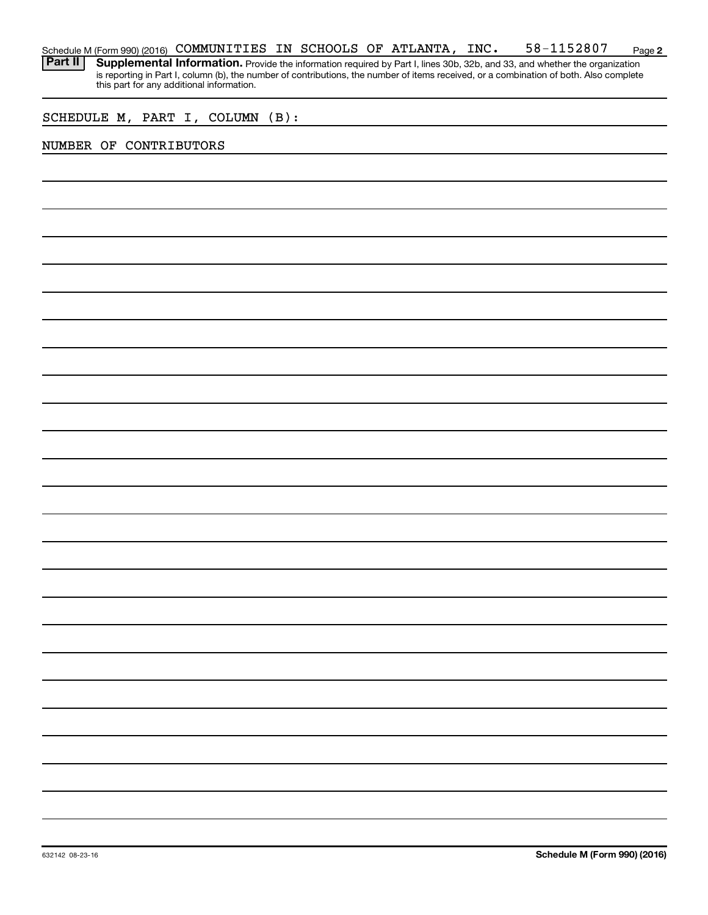Schedule M (Form 990) (2016) COMMUNITIES IN SCHOOLS OF ATLANTA, INC. 58-1152807 Page 2

**Part II** **Supplemental Information.** Provide the information required by Part I, lines 30b, 32b, and 33, and whether the organization is reporting in Part I, column (b), the number of contributions, the number of items received, or a combination of both. Also complete this part for any additional information.

SCHEDULE M, PART I, COLUMN (B):

NUMBER OF CONTRIBUTORS

632142 08-23-16 **Schedule M (Form 990) (2016)**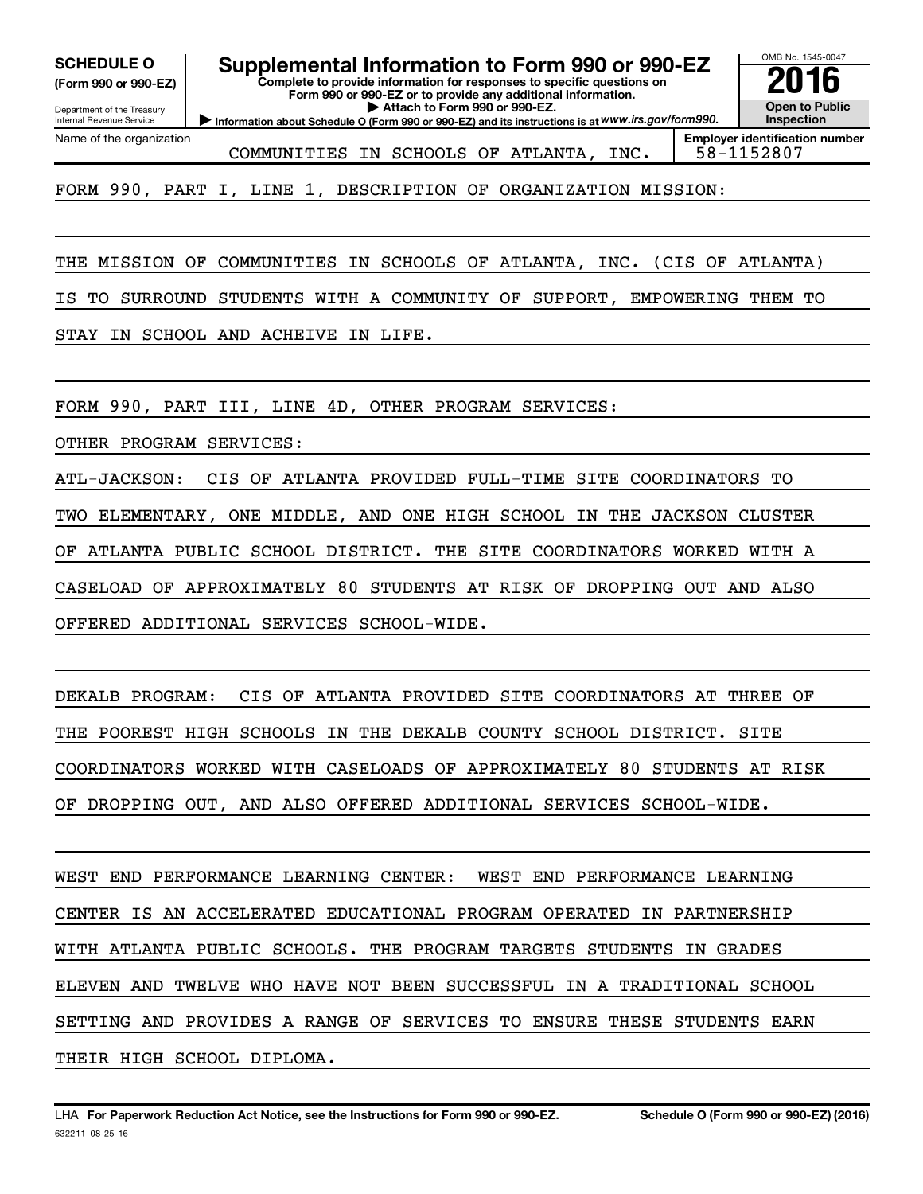**SCHEDULE O**
**(Form 990 or 990-EZ)**

Department of the Treasury
Internal Revenue Service

# Supplemental Information to Form 990 or 990-EZ

**Complete to provide information for responses to specific questions on Form 990 or 990-EZ or to provide any additional information.**
**▶ Attach to Form 990 or 990-EZ.**
**▶ Information about Schedule O (Form 990 or 990-EZ) and its instructions is at** *www.irs.gov/form990.*

OMB No. 1545-0047
**2016**
**Open to Public Inspection**

| Name of the organization | Employer identification number |
|---|---|
| COMMUNITIES IN SCHOOLS OF ATLANTA, INC. | 58-1152807 |

FORM 990, PART I, LINE 1, DESCRIPTION OF ORGANIZATION MISSION:

THE MISSION OF COMMUNITIES IN SCHOOLS OF ATLANTA, INC. (CIS OF ATLANTA) IS TO SURROUND STUDENTS WITH A COMMUNITY OF SUPPORT, EMPOWERING THEM TO STAY IN SCHOOL AND ACHEIVE IN LIFE.

FORM 990, PART III, LINE 4D, OTHER PROGRAM SERVICES:

OTHER PROGRAM SERVICES:

ATL-JACKSON: CIS OF ATLANTA PROVIDED FULL-TIME SITE COORDINATORS TO TWO ELEMENTARY, ONE MIDDLE, AND ONE HIGH SCHOOL IN THE JACKSON CLUSTER OF ATLANTA PUBLIC SCHOOL DISTRICT. THE SITE COORDINATORS WORKED WITH A CASELOAD OF APPROXIMATELY 80 STUDENTS AT RISK OF DROPPING OUT AND ALSO OFFERED ADDITIONAL SERVICES SCHOOL-WIDE.

DEKALB PROGRAM: CIS OF ATLANTA PROVIDED SITE COORDINATORS AT THREE OF THE POOREST HIGH SCHOOLS IN THE DEKALB COUNTY SCHOOL DISTRICT. SITE COORDINATORS WORKED WITH CASELOADS OF APPROXIMATELY 80 STUDENTS AT RISK OF DROPPING OUT, AND ALSO OFFERED ADDITIONAL SERVICES SCHOOL-WIDE.

WEST END PERFORMANCE LEARNING CENTER: WEST END PERFORMANCE LEARNING CENTER IS AN ACCELERATED EDUCATIONAL PROGRAM OPERATED IN PARTNERSHIP WITH ATLANTA PUBLIC SCHOOLS. THE PROGRAM TARGETS STUDENTS IN GRADES ELEVEN AND TWELVE WHO HAVE NOT BEEN SUCCESSFUL IN A TRADITIONAL SCHOOL SETTING AND PROVIDES A RANGE OF SERVICES TO ENSURE THESE STUDENTS EARN THEIR HIGH SCHOOL DIPLOMA.

LHA **For Paperwork Reduction Act Notice, see the Instructions for Form 990 or 990-EZ.** **Schedule O (Form 990 or 990-EZ) (2016)**
632211 08-25-16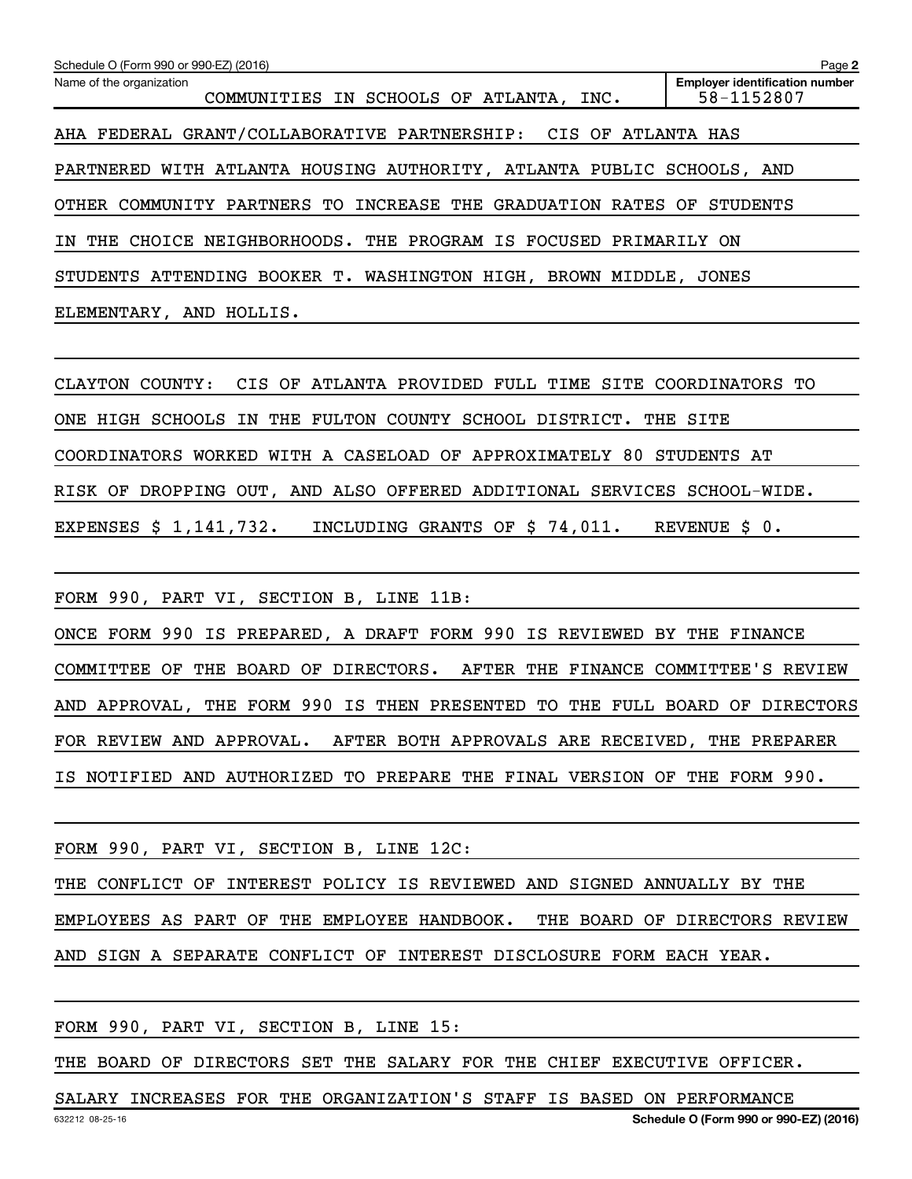Schedule O (Form 990 or 990-EZ) (2016)

Name of the organization: COMMUNITIES IN SCHOOLS OF ATLANTA, INC.

Employer identification number: 58-1152807

AHA FEDERAL GRANT/COLLABORATIVE PARTNERSHIP: CIS OF ATLANTA HAS PARTNERED WITH ATLANTA HOUSING AUTHORITY, ATLANTA PUBLIC SCHOOLS, AND OTHER COMMUNITY PARTNERS TO INCREASE THE GRADUATION RATES OF STUDENTS IN THE CHOICE NEIGHBORHOODS. THE PROGRAM IS FOCUSED PRIMARILY ON STUDENTS ATTENDING BOOKER T. WASHINGTON HIGH, BROWN MIDDLE, JONES ELEMENTARY, AND HOLLIS.

CLAYTON COUNTY: CIS OF ATLANTA PROVIDED FULL TIME SITE COORDINATORS TO ONE HIGH SCHOOLS IN THE FULTON COUNTY SCHOOL DISTRICT. THE SITE COORDINATORS WORKED WITH A CASELOAD OF APPROXIMATELY 80 STUDENTS AT RISK OF DROPPING OUT, AND ALSO OFFERED ADDITIONAL SERVICES SCHOOL-WIDE. EXPENSES $ 1,141,732. INCLUDING GRANTS OF $ 74,011. REVENUE $ 0.

FORM 990, PART VI, SECTION B, LINE 11B:

ONCE FORM 990 IS PREPARED, A DRAFT FORM 990 IS REVIEWED BY THE FINANCE COMMITTEE OF THE BOARD OF DIRECTORS. AFTER THE FINANCE COMMITTEE'S REVIEW AND APPROVAL, THE FORM 990 IS THEN PRESENTED TO THE FULL BOARD OF DIRECTORS FOR REVIEW AND APPROVAL. AFTER BOTH APPROVALS ARE RECEIVED, THE PREPARER IS NOTIFIED AND AUTHORIZED TO PREPARE THE FINAL VERSION OF THE FORM 990.

FORM 990, PART VI, SECTION B, LINE 12C:

THE CONFLICT OF INTEREST POLICY IS REVIEWED AND SIGNED ANNUALLY BY THE EMPLOYEES AS PART OF THE EMPLOYEE HANDBOOK. THE BOARD OF DIRECTORS REVIEW AND SIGN A SEPARATE CONFLICT OF INTEREST DISCLOSURE FORM EACH YEAR.

FORM 990, PART VI, SECTION B, LINE 15:

THE BOARD OF DIRECTORS SET THE SALARY FOR THE CHIEF EXECUTIVE OFFICER. SALARY INCREASES FOR THE ORGANIZATION'S STAFF IS BASED ON PERFORMANCE

632212 08-25-16 Schedule O (Form 990 or 990-EZ) (2016)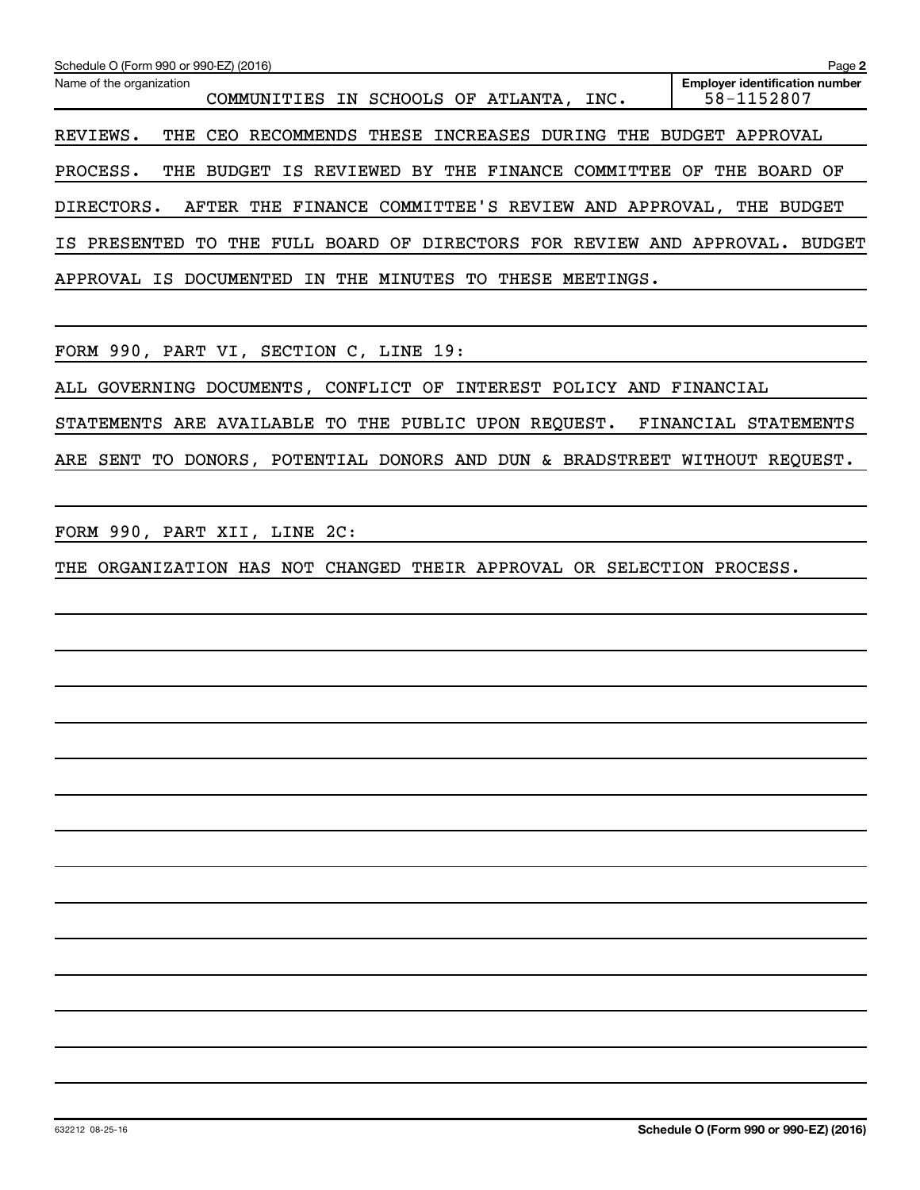Name of the organization: COMMUNITIES IN SCHOOLS OF ATLANTA, INC.

Employer identification number: 58-1152807

REVIEWS. THE CEO RECOMMENDS THESE INCREASES DURING THE BUDGET APPROVAL PROCESS. THE BUDGET IS REVIEWED BY THE FINANCE COMMITTEE OF THE BOARD OF DIRECTORS. AFTER THE FINANCE COMMITTEE'S REVIEW AND APPROVAL, THE BUDGET IS PRESENTED TO THE FULL BOARD OF DIRECTORS FOR REVIEW AND APPROVAL. BUDGET APPROVAL IS DOCUMENTED IN THE MINUTES TO THESE MEETINGS.

FORM 990, PART VI, SECTION C, LINE 19:

ALL GOVERNING DOCUMENTS, CONFLICT OF INTEREST POLICY AND FINANCIAL STATEMENTS ARE AVAILABLE TO THE PUBLIC UPON REQUEST. FINANCIAL STATEMENTS ARE SENT TO DONORS, POTENTIAL DONORS AND DUN & BRADSTREET WITHOUT REQUEST.

FORM 990, PART XII, LINE 2C:

THE ORGANIZATION HAS NOT CHANGED THEIR APPROVAL OR SELECTION PROCESS.